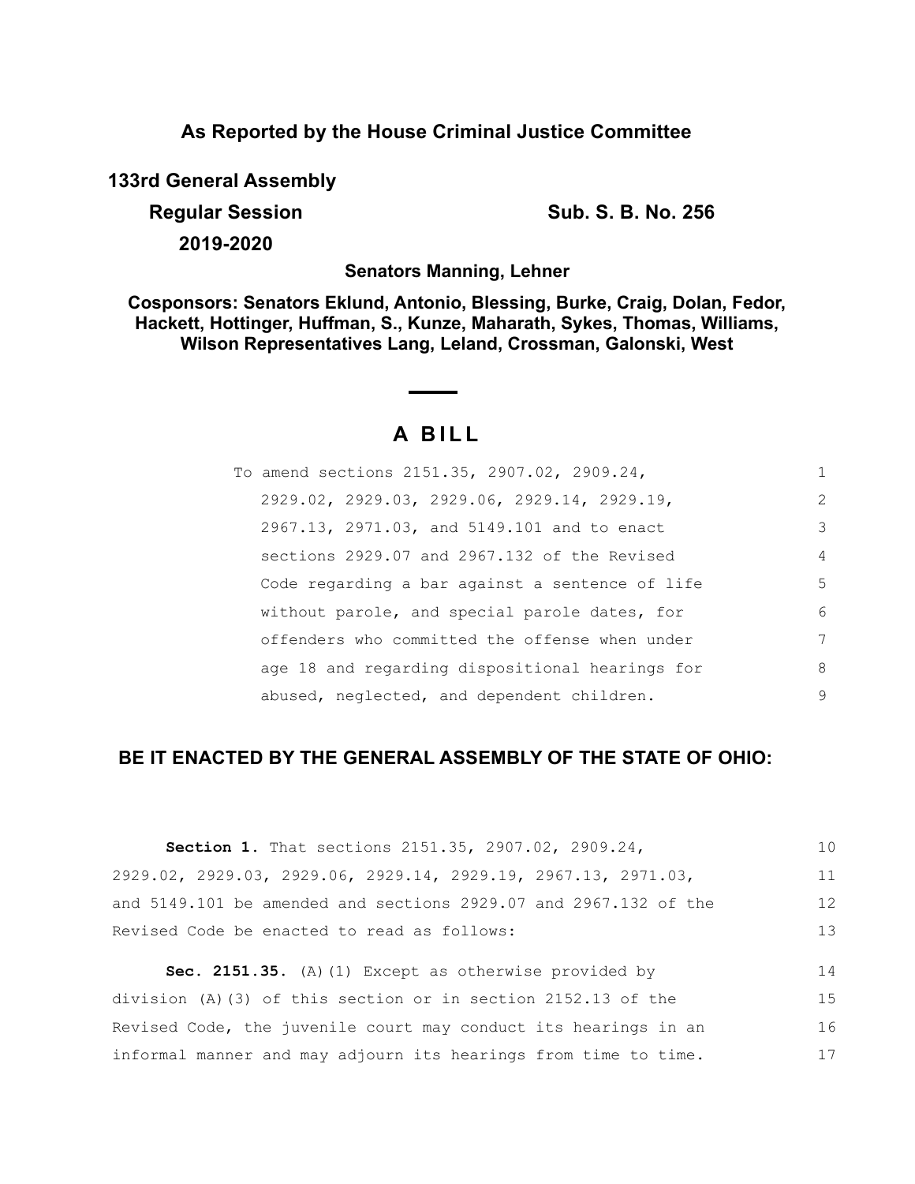**As Reported by the House Criminal Justice Committee**

**133rd General Assembly**

**Regular Session** **Sub. S. B. No. 256**

**2019-2020**

**Senators Manning, Lehner**

**Cosponsors: Senators Eklund, Antonio, Blessing, Burke, Craig, Dolan, Fedor, Hackett, Hottinger, Huffman, S., Kunze, Maharath, Sykes, Thomas, Williams, Wilson Representatives Lang, Leland, Crossman, Galonski, West**

# A BILL

To amend sections 2151.35, 2907.02, 2909.24, 2929.02, 2929.03, 2929.06, 2929.14, 2929.19, 2967.13, 2971.03, and 5149.101 and to enact sections 2929.07 and 2967.132 of the Revised Code regarding a bar against a sentence of life without parole, and special parole dates, for offenders who committed the offense when under age 18 and regarding dispositional hearings for abused, neglected, and dependent children.

## BE IT ENACTED BY THE GENERAL ASSEMBLY OF THE STATE OF OHIO:

**Section 1.** That sections 2151.35, 2907.02, 2909.24, 2929.02, 2929.03, 2929.06, 2929.14, 2929.19, 2967.13, 2971.03, and 5149.101 be amended and sections 2929.07 and 2967.132 of the Revised Code be enacted to read as follows:

**Sec. 2151.35.** (A)(1) Except as otherwise provided by division (A)(3) of this section or in section 2152.13 of the Revised Code, the juvenile court may conduct its hearings in an informal manner and may adjourn its hearings from time to time.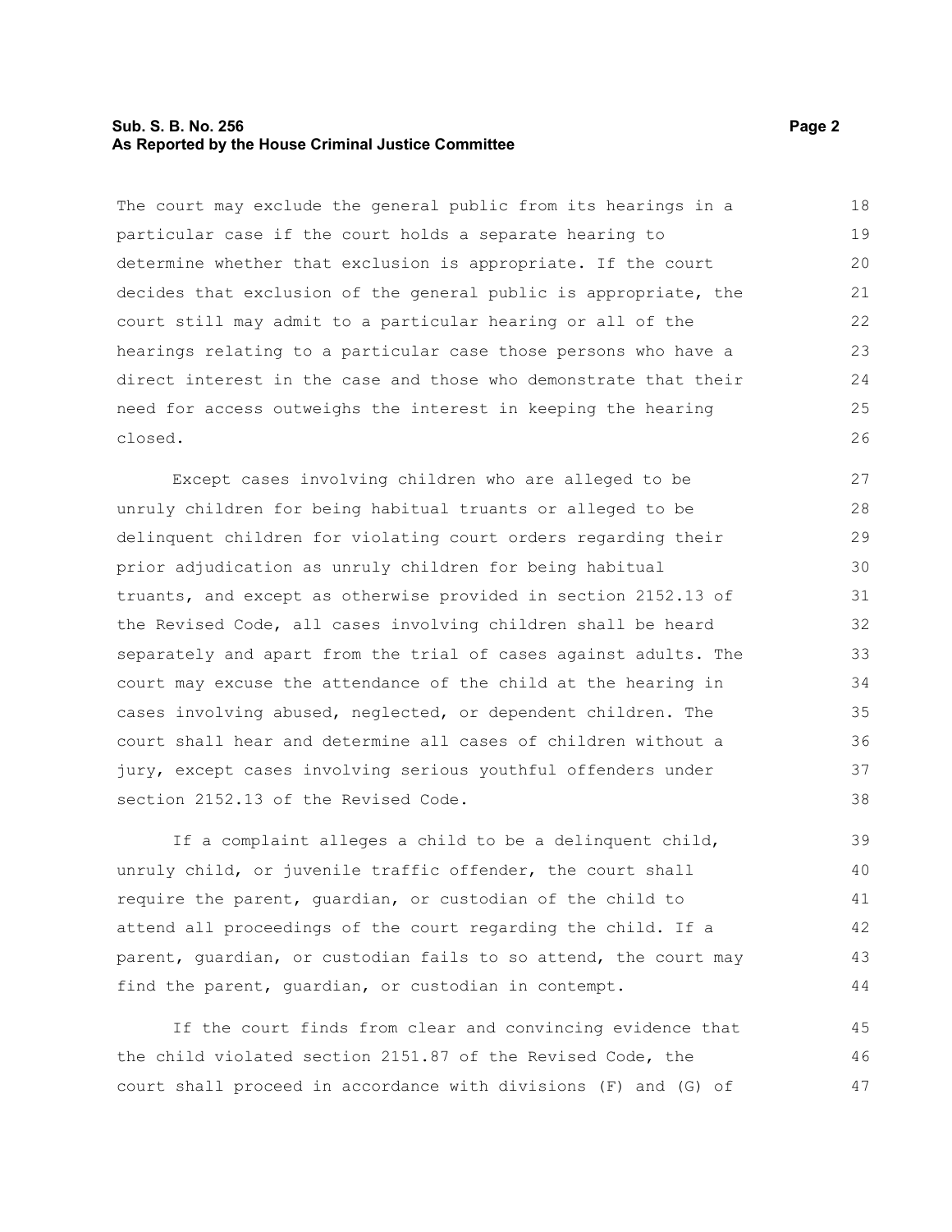The court may exclude the general public from its hearings in a particular case if the court holds a separate hearing to determine whether that exclusion is appropriate. If the court decides that exclusion of the general public is appropriate, the court still may admit to a particular hearing or all of the hearings relating to a particular case those persons who have a direct interest in the case and those who demonstrate that their need for access outweighs the interest in keeping the hearing closed.

Except cases involving children who are alleged to be unruly children for being habitual truants or alleged to be delinquent children for violating court orders regarding their prior adjudication as unruly children for being habitual truants, and except as otherwise provided in section 2152.13 of the Revised Code, all cases involving children shall be heard separately and apart from the trial of cases against adults. The court may excuse the attendance of the child at the hearing in cases involving abused, neglected, or dependent children. The court shall hear and determine all cases of children without a jury, except cases involving serious youthful offenders under section 2152.13 of the Revised Code.

If a complaint alleges a child to be a delinquent child, unruly child, or juvenile traffic offender, the court shall require the parent, guardian, or custodian of the child to attend all proceedings of the court regarding the child. If a parent, guardian, or custodian fails to so attend, the court may find the parent, guardian, or custodian in contempt.

If the court finds from clear and convincing evidence that the child violated section 2151.87 of the Revised Code, the court shall proceed in accordance with divisions (F) and (G) of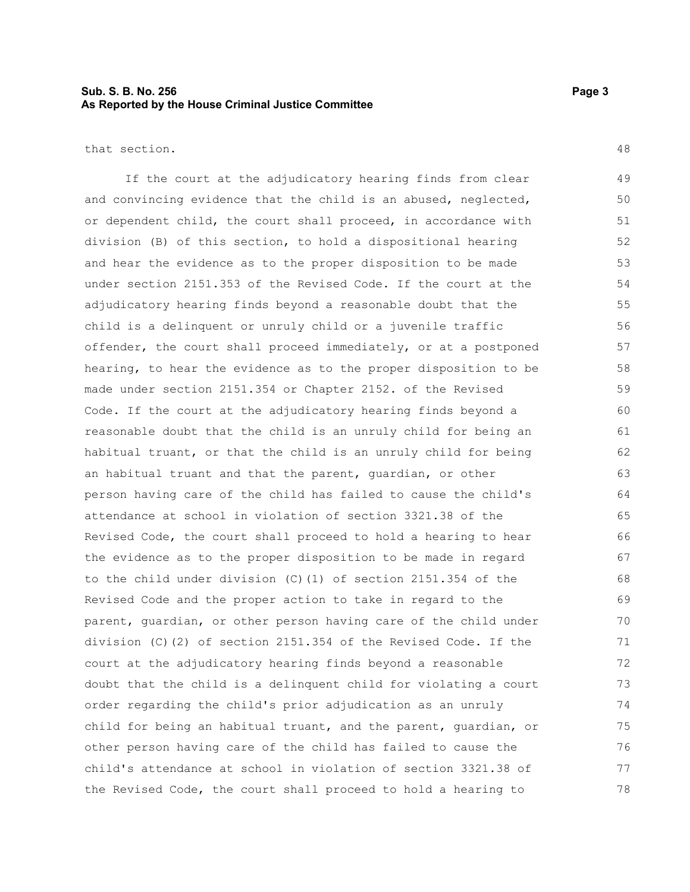that section.

If the court at the adjudicatory hearing finds from clear and convincing evidence that the child is an abused, neglected, or dependent child, the court shall proceed, in accordance with division (B) of this section, to hold a dispositional hearing and hear the evidence as to the proper disposition to be made under section 2151.353 of the Revised Code. If the court at the adjudicatory hearing finds beyond a reasonable doubt that the child is a delinquent or unruly child or a juvenile traffic offender, the court shall proceed immediately, or at a postponed hearing, to hear the evidence as to the proper disposition to be made under section 2151.354 or Chapter 2152. of the Revised Code. If the court at the adjudicatory hearing finds beyond a reasonable doubt that the child is an unruly child for being an habitual truant, or that the child is an unruly child for being an habitual truant and that the parent, guardian, or other person having care of the child has failed to cause the child's attendance at school in violation of section 3321.38 of the Revised Code, the court shall proceed to hold a hearing to hear the evidence as to the proper disposition to be made in regard to the child under division (C)(1) of section 2151.354 of the Revised Code and the proper action to take in regard to the parent, guardian, or other person having care of the child under division (C)(2) of section 2151.354 of the Revised Code. If the court at the adjudicatory hearing finds beyond a reasonable doubt that the child is a delinquent child for violating a court order regarding the child's prior adjudication as an unruly child for being an habitual truant, and the parent, guardian, or other person having care of the child has failed to cause the child's attendance at school in violation of section 3321.38 of the Revised Code, the court shall proceed to hold a hearing to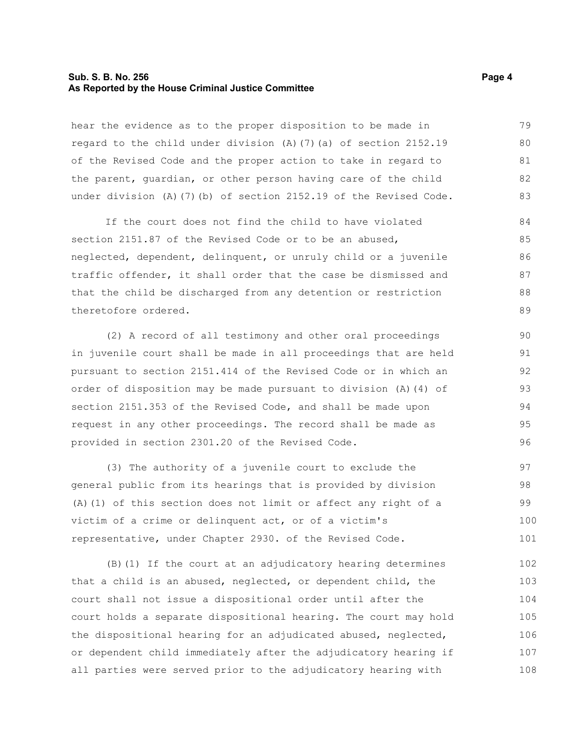hear the evidence as to the proper disposition to be made in regard to the child under division (A)(7)(a) of section 2152.19 of the Revised Code and the proper action to take in regard to the parent, guardian, or other person having care of the child under division (A)(7)(b) of section 2152.19 of the Revised Code.

If the court does not find the child to have violated section 2151.87 of the Revised Code or to be an abused, neglected, dependent, delinquent, or unruly child or a juvenile traffic offender, it shall order that the case be dismissed and that the child be discharged from any detention or restriction theretofore ordered.

(2) A record of all testimony and other oral proceedings in juvenile court shall be made in all proceedings that are held pursuant to section 2151.414 of the Revised Code or in which an order of disposition may be made pursuant to division (A)(4) of section 2151.353 of the Revised Code, and shall be made upon request in any other proceedings. The record shall be made as provided in section 2301.20 of the Revised Code.

(3) The authority of a juvenile court to exclude the general public from its hearings that is provided by division (A)(1) of this section does not limit or affect any right of a victim of a crime or delinquent act, or of a victim's representative, under Chapter 2930. of the Revised Code.

(B)(1) If the court at an adjudicatory hearing determines that a child is an abused, neglected, or dependent child, the court shall not issue a dispositional order until after the court holds a separate dispositional hearing. The court may hold the dispositional hearing for an adjudicated abused, neglected, or dependent child immediately after the adjudicatory hearing if all parties were served prior to the adjudicatory hearing with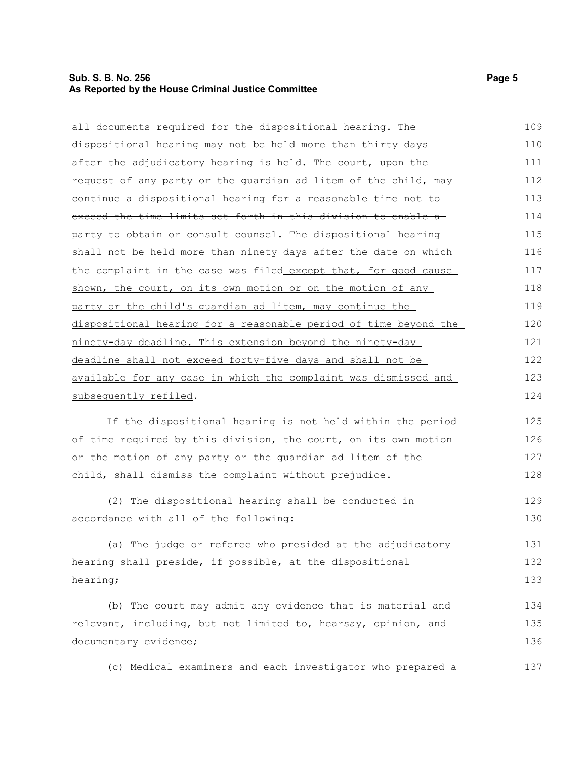all documents required for the dispositional hearing. The dispositional hearing may not be held more than thirty days after the adjudicatory hearing is held. ~~The court, upon the request of any party or the guardian ad litem of the child, may continue a dispositional hearing for a reasonable time not to exceed the time limits set forth in this division to enable a party to obtain or consult counsel.~~ The dispositional hearing shall not be held more than ninety days after the date on which the complaint in the case was filed <u>except that, for good cause shown, the court, on its own motion or on the motion of any party or the child's guardian ad litem, may continue the dispositional hearing for a reasonable period of time beyond the ninety-day deadline. This extension beyond the ninety-day deadline shall not exceed forty-five days and shall not be available for any case in which the complaint was dismissed and subsequently refiled</u>.

If the dispositional hearing is not held within the period of time required by this division, the court, on its own motion or the motion of any party or the guardian ad litem of the child, shall dismiss the complaint without prejudice.

(2) The dispositional hearing shall be conducted in accordance with all of the following:

(a) The judge or referee who presided at the adjudicatory hearing shall preside, if possible, at the dispositional hearing;

(b) The court may admit any evidence that is material and relevant, including, but not limited to, hearsay, opinion, and documentary evidence;

(c) Medical examiners and each investigator who prepared a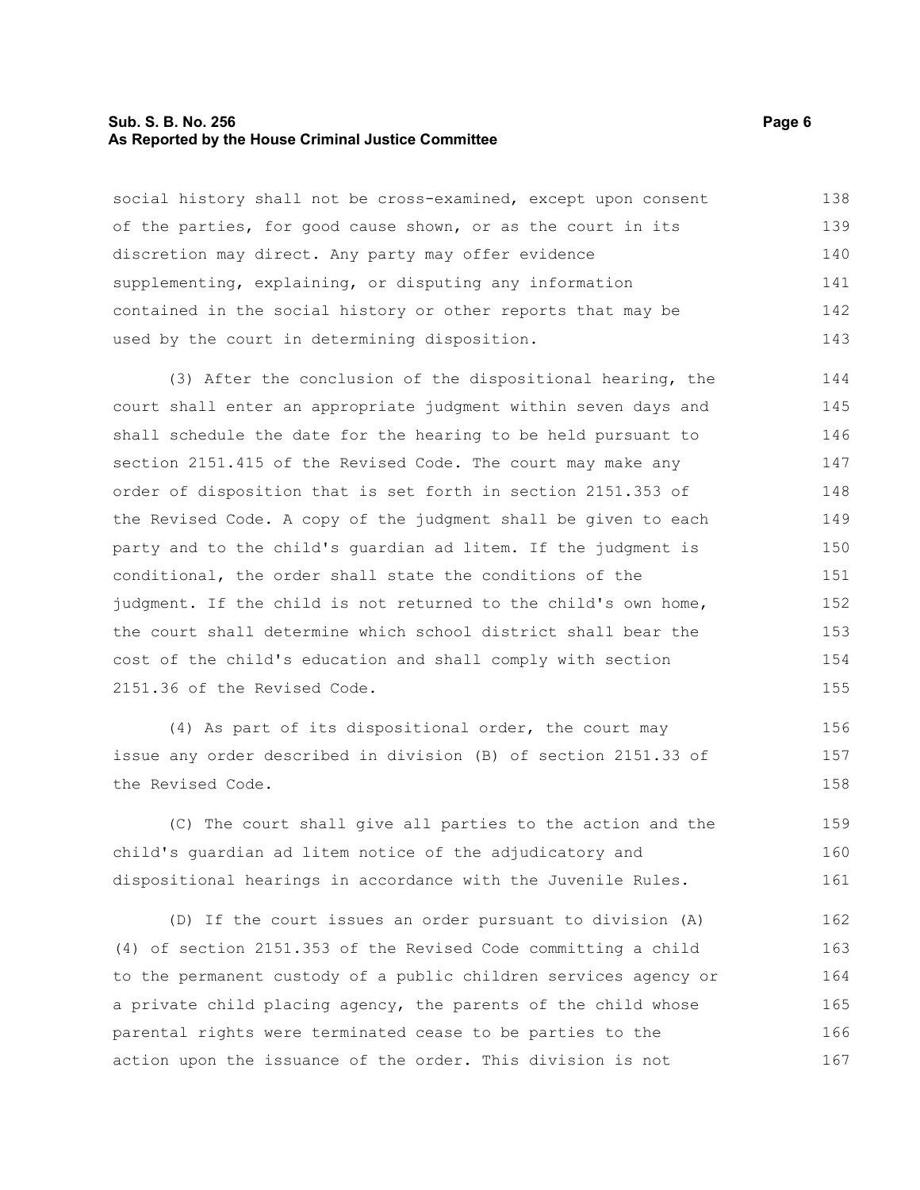social history shall not be cross-examined, except upon consent of the parties, for good cause shown, or as the court in its discretion may direct. Any party may offer evidence supplementing, explaining, or disputing any information contained in the social history or other reports that may be used by the court in determining disposition.

(3) After the conclusion of the dispositional hearing, the court shall enter an appropriate judgment within seven days and shall schedule the date for the hearing to be held pursuant to section 2151.415 of the Revised Code. The court may make any order of disposition that is set forth in section 2151.353 of the Revised Code. A copy of the judgment shall be given to each party and to the child's guardian ad litem. If the judgment is conditional, the order shall state the conditions of the judgment. If the child is not returned to the child's own home, the court shall determine which school district shall bear the cost of the child's education and shall comply with section 2151.36 of the Revised Code.

(4) As part of its dispositional order, the court may issue any order described in division (B) of section 2151.33 of the Revised Code.

(C) The court shall give all parties to the action and the child's guardian ad litem notice of the adjudicatory and dispositional hearings in accordance with the Juvenile Rules.

(D) If the court issues an order pursuant to division (A)(4) of section 2151.353 of the Revised Code committing a child to the permanent custody of a public children services agency or a private child placing agency, the parents of the child whose parental rights were terminated cease to be parties to the action upon the issuance of the order. This division is not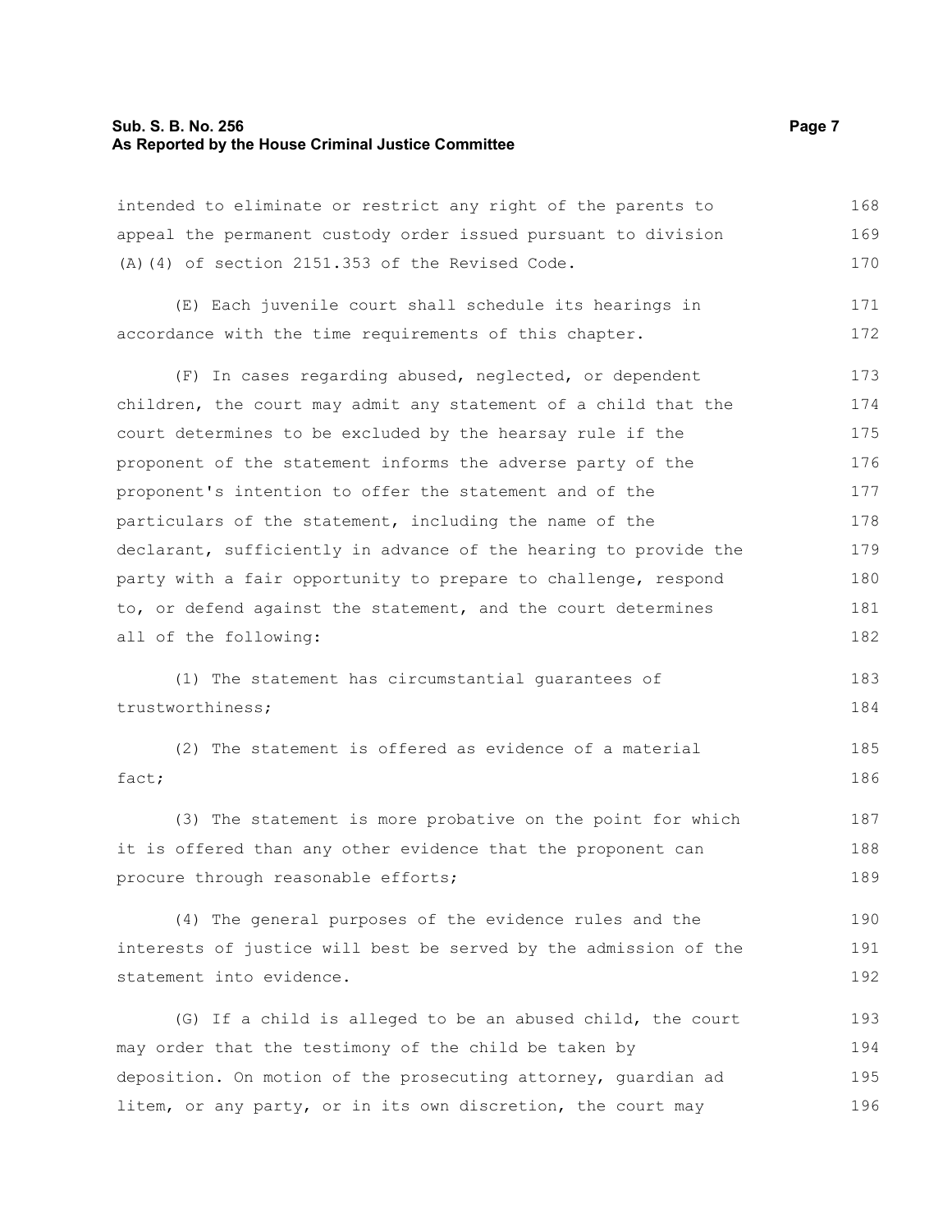intended to eliminate or restrict any right of the parents to appeal the permanent custody order issued pursuant to division (A)(4) of section 2151.353 of the Revised Code.

(E) Each juvenile court shall schedule its hearings in accordance with the time requirements of this chapter.

(F) In cases regarding abused, neglected, or dependent children, the court may admit any statement of a child that the court determines to be excluded by the hearsay rule if the proponent of the statement informs the adverse party of the proponent's intention to offer the statement and of the particulars of the statement, including the name of the declarant, sufficiently in advance of the hearing to provide the party with a fair opportunity to prepare to challenge, respond to, or defend against the statement, and the court determines all of the following:

(1) The statement has circumstantial guarantees of trustworthiness;

(2) The statement is offered as evidence of a material fact;

(3) The statement is more probative on the point for which it is offered than any other evidence that the proponent can procure through reasonable efforts;

(4) The general purposes of the evidence rules and the interests of justice will best be served by the admission of the statement into evidence.

(G) If a child is alleged to be an abused child, the court may order that the testimony of the child be taken by deposition. On motion of the prosecuting attorney, guardian ad litem, or any party, or in its own discretion, the court may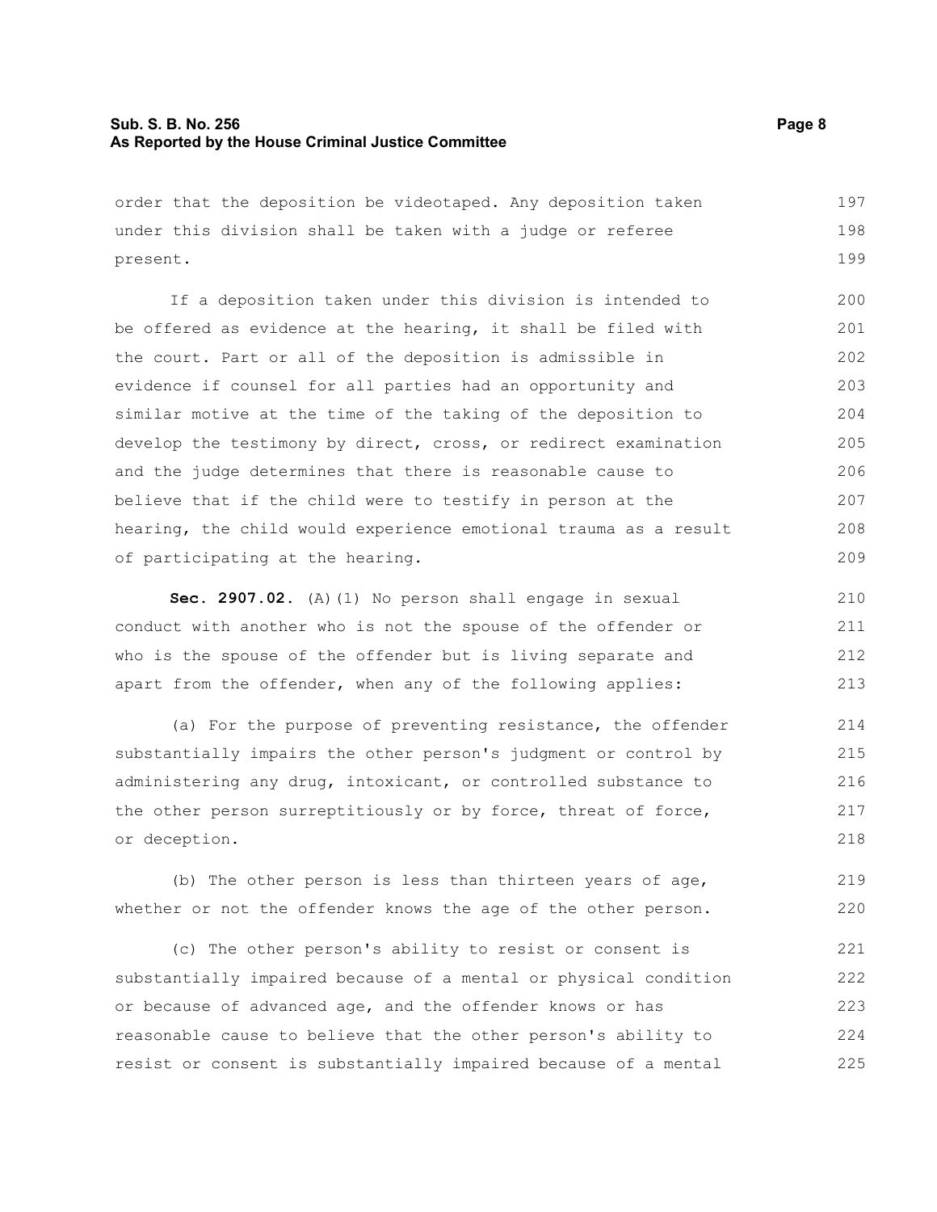order that the deposition be videotaped. Any deposition taken under this division shall be taken with a judge or referee present.

If a deposition taken under this division is intended to be offered as evidence at the hearing, it shall be filed with the court. Part or all of the deposition is admissible in evidence if counsel for all parties had an opportunity and similar motive at the time of the taking of the deposition to develop the testimony by direct, cross, or redirect examination and the judge determines that there is reasonable cause to believe that if the child were to testify in person at the hearing, the child would experience emotional trauma as a result of participating at the hearing.

**Sec. 2907.02.** (A)(1) No person shall engage in sexual conduct with another who is not the spouse of the offender or who is the spouse of the offender but is living separate and apart from the offender, when any of the following applies:

(a) For the purpose of preventing resistance, the offender substantially impairs the other person's judgment or control by administering any drug, intoxicant, or controlled substance to the other person surreptitiously or by force, threat of force, or deception.

(b) The other person is less than thirteen years of age, whether or not the offender knows the age of the other person.

(c) The other person's ability to resist or consent is substantially impaired because of a mental or physical condition or because of advanced age, and the offender knows or has reasonable cause to believe that the other person's ability to resist or consent is substantially impaired because of a mental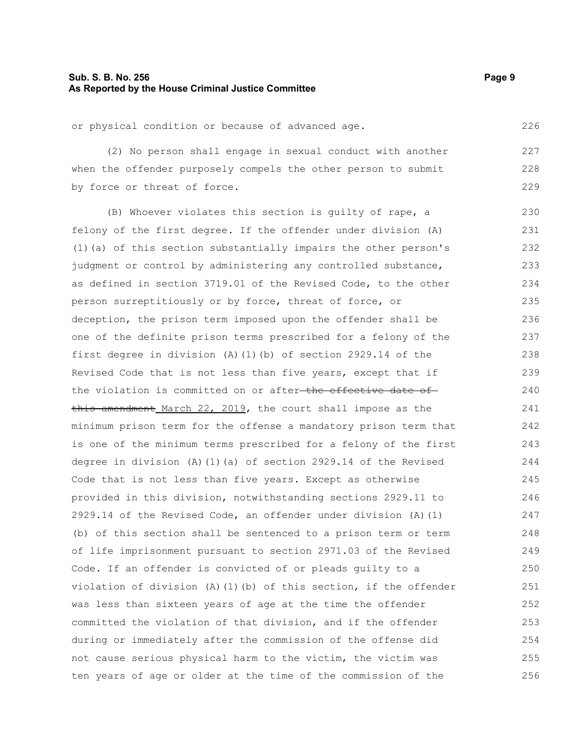or physical condition or because of advanced age.

(2) No person shall engage in sexual conduct with another when the offender purposely compels the other person to submit by force or threat of force.

(B) Whoever violates this section is guilty of rape, a felony of the first degree. If the offender under division (A)(1)(a) of this section substantially impairs the other person's judgment or control by administering any controlled substance, as defined in section 3719.01 of the Revised Code, to the other person surreptitiously or by force, threat of force, or deception, the prison term imposed upon the offender shall be one of the definite prison terms prescribed for a felony of the first degree in division (A)(1)(b) of section 2929.14 of the Revised Code that is not less than five years, except that if the violation is committed on or after ~~the effective date of this amendment~~ March 22, 2019, the court shall impose as the minimum prison term for the offense a mandatory prison term that is one of the minimum terms prescribed for a felony of the first degree in division (A)(1)(a) of section 2929.14 of the Revised Code that is not less than five years. Except as otherwise provided in this division, notwithstanding sections 2929.11 to 2929.14 of the Revised Code, an offender under division (A)(1)(b) of this section shall be sentenced to a prison term or term of life imprisonment pursuant to section 2971.03 of the Revised Code. If an offender is convicted of or pleads guilty to a violation of division (A)(1)(b) of this section, if the offender was less than sixteen years of age at the time the offender committed the violation of that division, and if the offender during or immediately after the commission of the offense did not cause serious physical harm to the victim, the victim was ten years of age or older at the time of the commission of the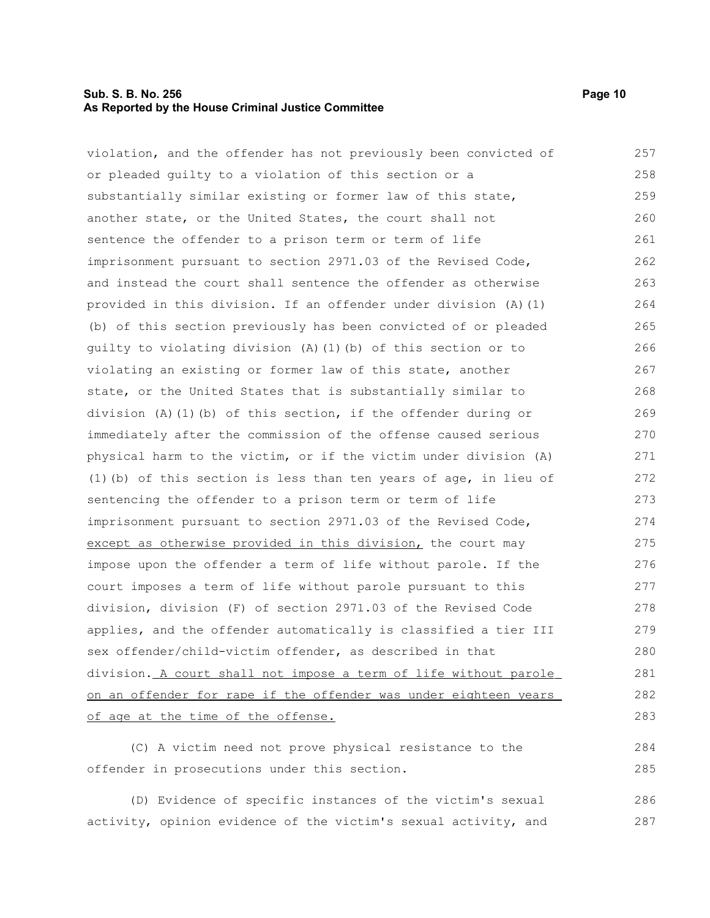violation, and the offender has not previously been convicted of or pleaded guilty to a violation of this section or a substantially similar existing or former law of this state, another state, or the United States, the court shall not sentence the offender to a prison term or term of life imprisonment pursuant to section 2971.03 of the Revised Code, and instead the court shall sentence the offender as otherwise provided in this division. If an offender under division (A)(1)(b) of this section previously has been convicted of or pleaded guilty to violating division (A)(1)(b) of this section or to violating an existing or former law of this state, another state, or the United States that is substantially similar to division (A)(1)(b) of this section, if the offender during or immediately after the commission of the offense caused serious physical harm to the victim, or if the victim under division (A)(1)(b) of this section is less than ten years of age, in lieu of sentencing the offender to a prison term or term of life imprisonment pursuant to section 2971.03 of the Revised Code, <u>except as otherwise provided in this division,</u> the court may impose upon the offender a term of life without parole. If the court imposes a term of life without parole pursuant to this division, division (F) of section 2971.03 of the Revised Code applies, and the offender automatically is classified a tier III sex offender/child-victim offender, as described in that division.<u> A court shall not impose a term of life without parole on an offender for rape if the offender was under eighteen years of age at the time of the offense.</u>

(C) A victim need not prove physical resistance to the offender in prosecutions under this section.

(D) Evidence of specific instances of the victim's sexual activity, opinion evidence of the victim's sexual activity, and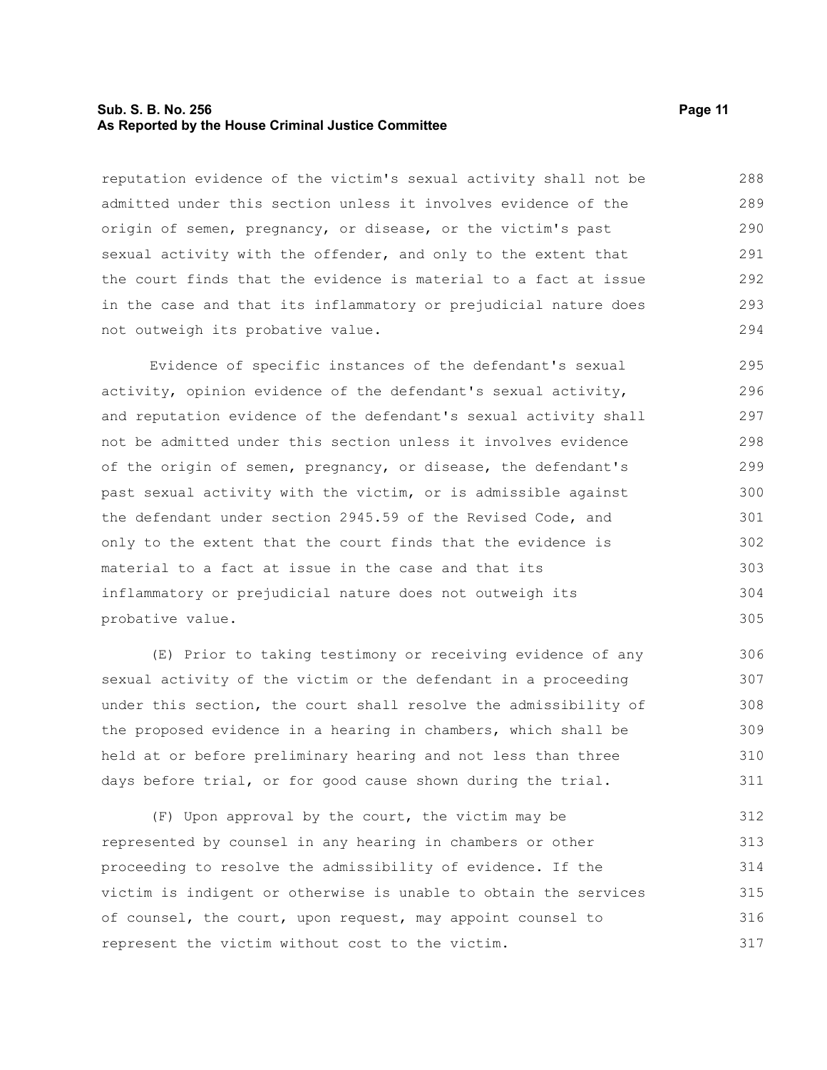reputation evidence of the victim's sexual activity shall not be admitted under this section unless it involves evidence of the origin of semen, pregnancy, or disease, or the victim's past sexual activity with the offender, and only to the extent that the court finds that the evidence is material to a fact at issue in the case and that its inflammatory or prejudicial nature does not outweigh its probative value.

Evidence of specific instances of the defendant's sexual activity, opinion evidence of the defendant's sexual activity, and reputation evidence of the defendant's sexual activity shall not be admitted under this section unless it involves evidence of the origin of semen, pregnancy, or disease, the defendant's past sexual activity with the victim, or is admissible against the defendant under section 2945.59 of the Revised Code, and only to the extent that the court finds that the evidence is material to a fact at issue in the case and that its inflammatory or prejudicial nature does not outweigh its probative value.

(E) Prior to taking testimony or receiving evidence of any sexual activity of the victim or the defendant in a proceeding under this section, the court shall resolve the admissibility of the proposed evidence in a hearing in chambers, which shall be held at or before preliminary hearing and not less than three days before trial, or for good cause shown during the trial.

(F) Upon approval by the court, the victim may be represented by counsel in any hearing in chambers or other proceeding to resolve the admissibility of evidence. If the victim is indigent or otherwise is unable to obtain the services of counsel, the court, upon request, may appoint counsel to represent the victim without cost to the victim.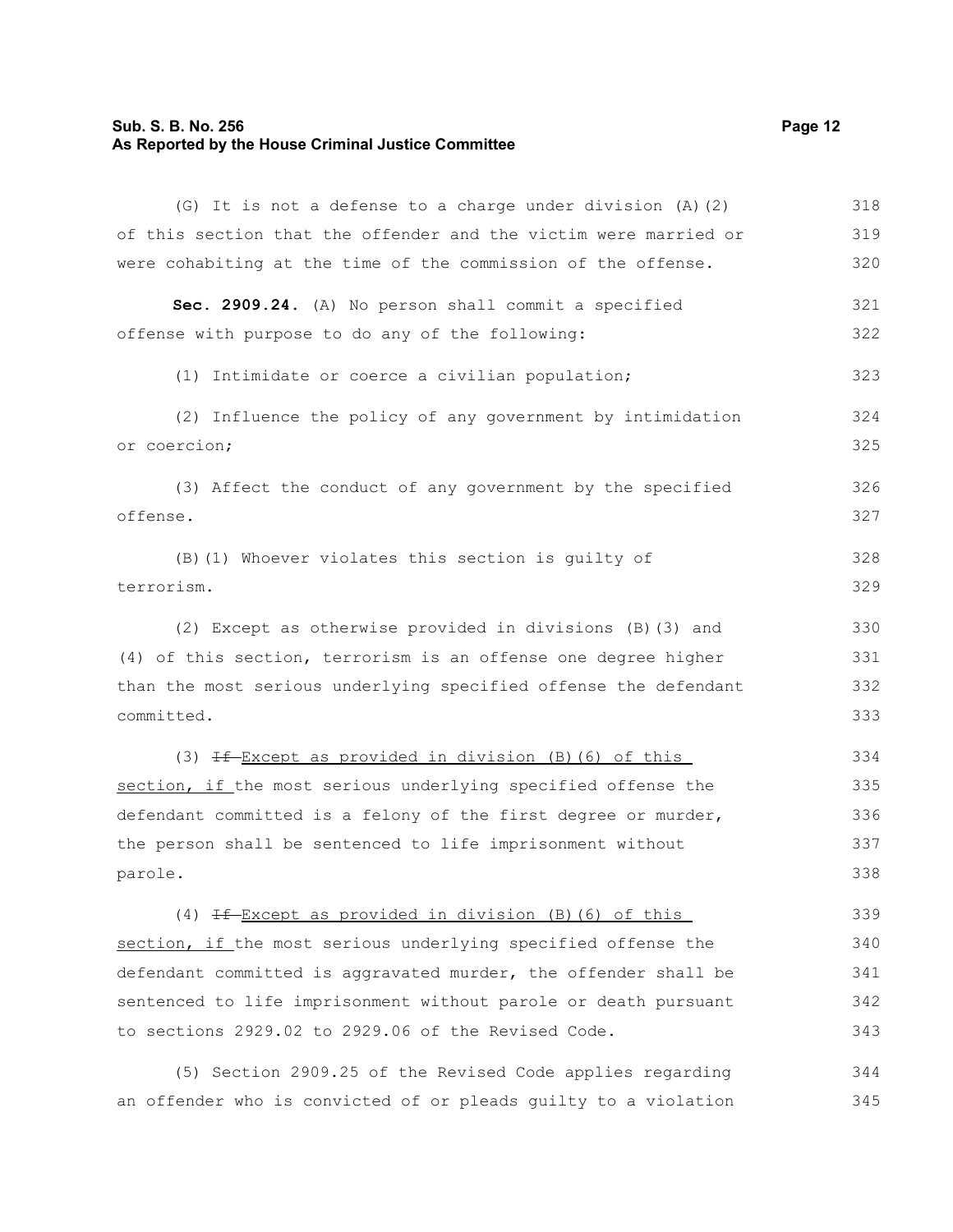(G) It is not a defense to a charge under division (A)(2) of this section that the offender and the victim were married or were cohabiting at the time of the commission of the offense.

**Sec. 2909.24.** (A) No person shall commit a specified offense with purpose to do any of the following:

(1) Intimidate or coerce a civilian population;

(2) Influence the policy of any government by intimidation or coercion;

(3) Affect the conduct of any government by the specified offense.

(B)(1) Whoever violates this section is guilty of terrorism.

(2) Except as otherwise provided in divisions (B)(3) and (4) of this section, terrorism is an offense one degree higher than the most serious underlying specified offense the defendant committed.

(3) ~~If~~ Except as provided in division (B)(6) of this section, if the most serious underlying specified offense the defendant committed is a felony of the first degree or murder, the person shall be sentenced to life imprisonment without parole.

(4) ~~If~~ Except as provided in division (B)(6) of this section, if the most serious underlying specified offense the defendant committed is aggravated murder, the offender shall be sentenced to life imprisonment without parole or death pursuant to sections 2929.02 to 2929.06 of the Revised Code.

(5) Section 2909.25 of the Revised Code applies regarding an offender who is convicted of or pleads guilty to a violation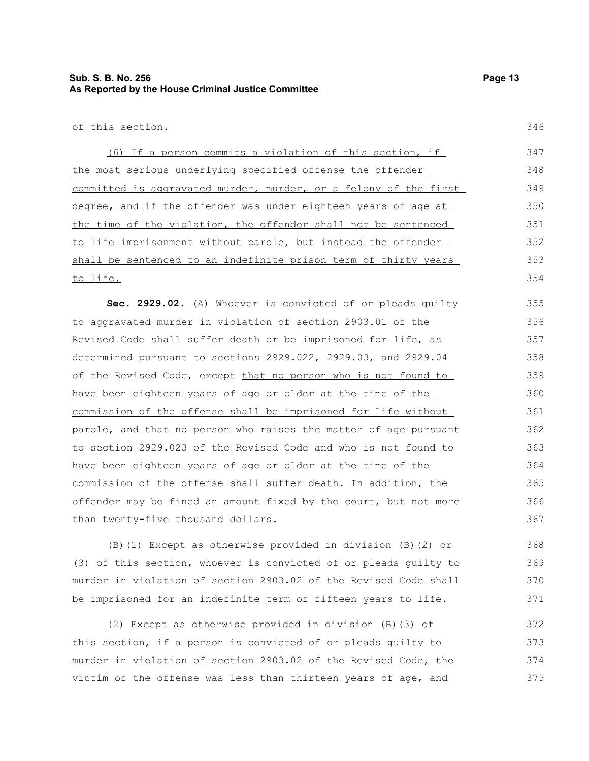of this section.

(6) If a person commits a violation of this section, if the most serious underlying specified offense the offender committed is aggravated murder, murder, or a felony of the first degree, and if the offender was under eighteen years of age at the time of the violation, the offender shall not be sentenced to life imprisonment without parole, but instead the offender shall be sentenced to an indefinite prison term of thirty years to life.

**Sec. 2929.02.** (A) Whoever is convicted of or pleads guilty to aggravated murder in violation of section 2903.01 of the Revised Code shall suffer death or be imprisoned for life, as determined pursuant to sections 2929.022, 2929.03, and 2929.04 of the Revised Code, except that no person who is not found to have been eighteen years of age or older at the time of the commission of the offense shall be imprisoned for life without parole, and that no person who raises the matter of age pursuant to section 2929.023 of the Revised Code and who is not found to have been eighteen years of age or older at the time of the commission of the offense shall suffer death. In addition, the offender may be fined an amount fixed by the court, but not more than twenty-five thousand dollars.

(B)(1) Except as otherwise provided in division (B)(2) or (3) of this section, whoever is convicted of or pleads guilty to murder in violation of section 2903.02 of the Revised Code shall be imprisoned for an indefinite term of fifteen years to life.

(2) Except as otherwise provided in division (B)(3) of this section, if a person is convicted of or pleads guilty to murder in violation of section 2903.02 of the Revised Code, the victim of the offense was less than thirteen years of age, and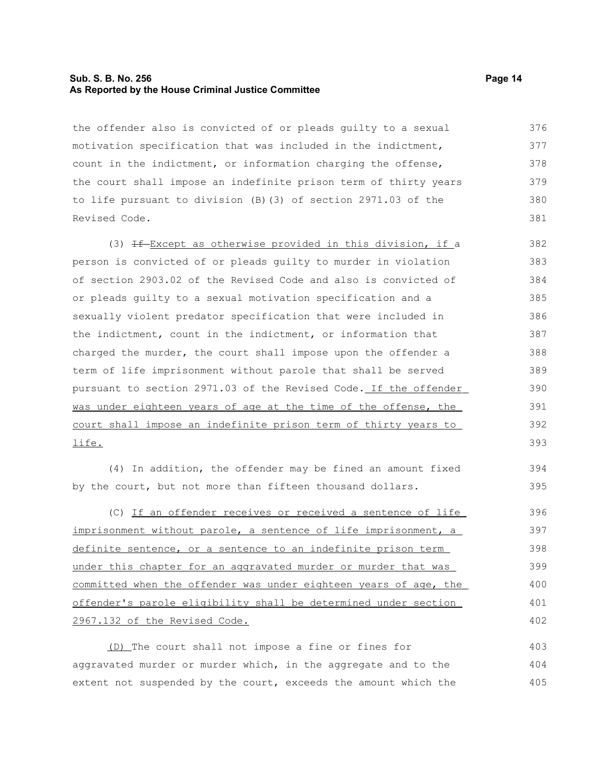the offender also is convicted of or pleads guilty to a sexual motivation specification that was included in the indictment, count in the indictment, or information charging the offense, the court shall impose an indefinite prison term of thirty years to life pursuant to division (B)(3) of section 2971.03 of the Revised Code.

(3) ~~If~~ Except as otherwise provided in this division, if a person is convicted of or pleads guilty to murder in violation of section 2903.02 of the Revised Code and also is convicted of or pleads guilty to a sexual motivation specification and a sexually violent predator specification that were included in the indictment, count in the indictment, or information that charged the murder, the court shall impose upon the offender a term of life imprisonment without parole that shall be served pursuant to section 2971.03 of the Revised Code. If the offender was under eighteen years of age at the time of the offense, the court shall impose an indefinite prison term of thirty years to life.

(4) In addition, the offender may be fined an amount fixed by the court, but not more than fifteen thousand dollars.

(C) If an offender receives or received a sentence of life imprisonment without parole, a sentence of life imprisonment, a definite sentence, or a sentence to an indefinite prison term under this chapter for an aggravated murder or murder that was committed when the offender was under eighteen years of age, the offender's parole eligibility shall be determined under section 2967.132 of the Revised Code.

(D) The court shall not impose a fine or fines for aggravated murder or murder which, in the aggregate and to the extent not suspended by the court, exceeds the amount which the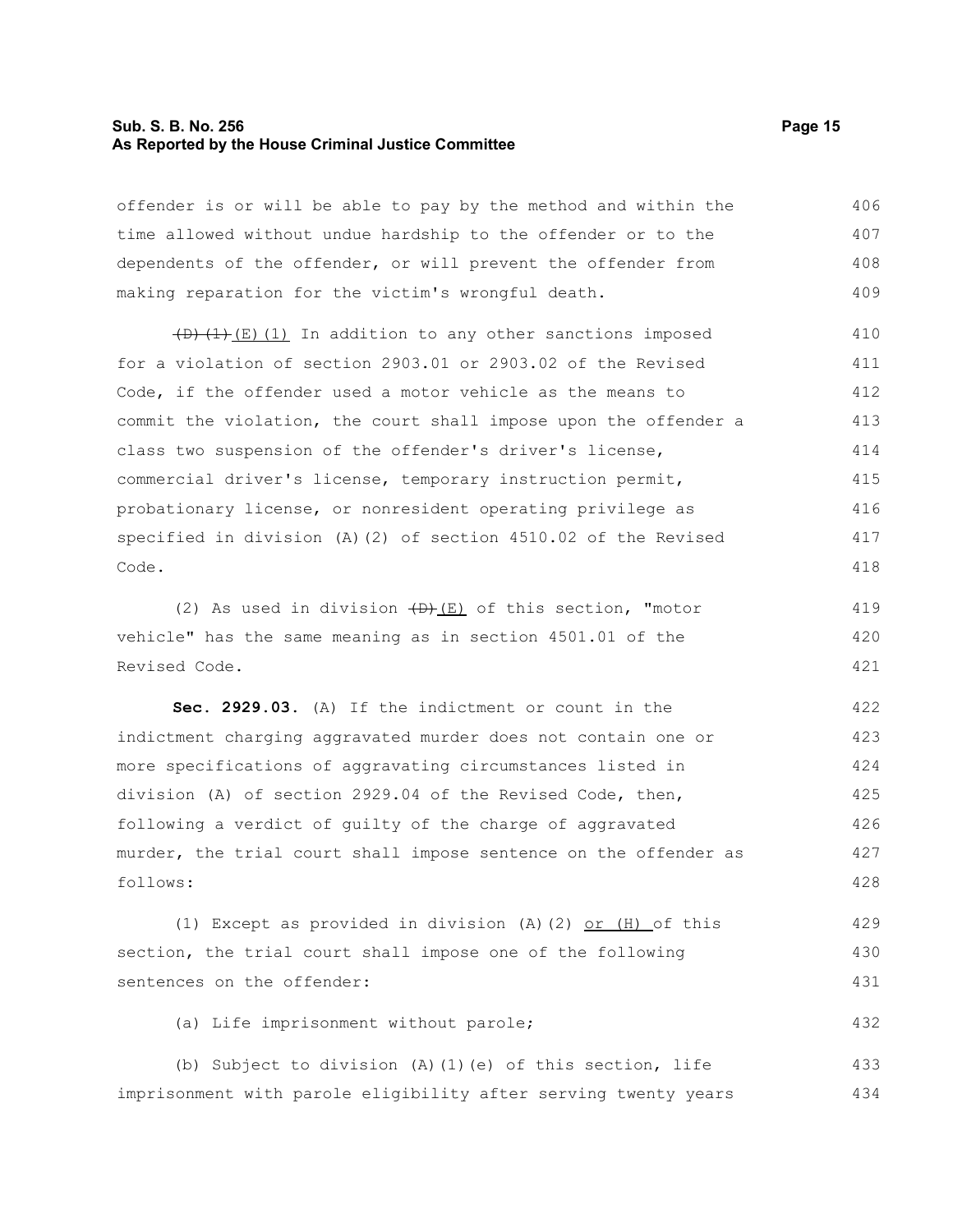offender is or will be able to pay by the method and within the time allowed without undue hardship to the offender or to the dependents of the offender, or will prevent the offender from making reparation for the victim's wrongful death.

~~(D)(1)~~ (E)(1) In addition to any other sanctions imposed for a violation of section 2903.01 or 2903.02 of the Revised Code, if the offender used a motor vehicle as the means to commit the violation, the court shall impose upon the offender a class two suspension of the offender's driver's license, commercial driver's license, temporary instruction permit, probationary license, or nonresident operating privilege as specified in division (A)(2) of section 4510.02 of the Revised Code.

(2) As used in division ~~(D)~~ (E) of this section, "motor vehicle" has the same meaning as in section 4501.01 of the Revised Code.

**Sec. 2929.03.** (A) If the indictment or count in the indictment charging aggravated murder does not contain one or more specifications of aggravating circumstances listed in division (A) of section 2929.04 of the Revised Code, then, following a verdict of guilty of the charge of aggravated murder, the trial court shall impose sentence on the offender as follows:

(1) Except as provided in division (A)(2) or (H) of this section, the trial court shall impose one of the following sentences on the offender:

(a) Life imprisonment without parole;

(b) Subject to division (A)(1)(e) of this section, life imprisonment with parole eligibility after serving twenty years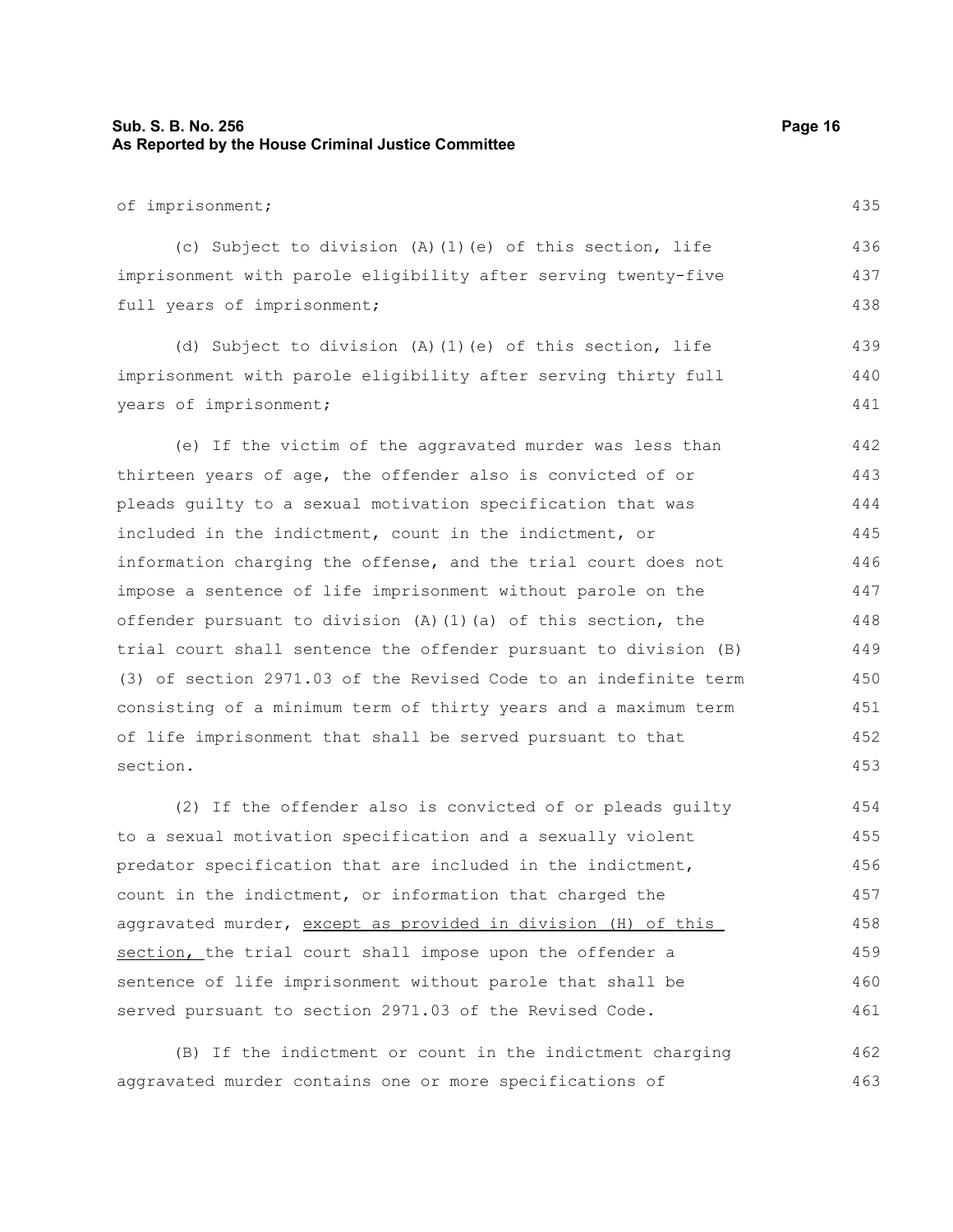of imprisonment;

(c) Subject to division (A)(1)(e) of this section, life imprisonment with parole eligibility after serving twenty-five full years of imprisonment;

(d) Subject to division (A)(1)(e) of this section, life imprisonment with parole eligibility after serving thirty full years of imprisonment;

(e) If the victim of the aggravated murder was less than thirteen years of age, the offender also is convicted of or pleads guilty to a sexual motivation specification that was included in the indictment, count in the indictment, or information charging the offense, and the trial court does not impose a sentence of life imprisonment without parole on the offender pursuant to division (A)(1)(a) of this section, the trial court shall sentence the offender pursuant to division (B)(3) of section 2971.03 of the Revised Code to an indefinite term consisting of a minimum term of thirty years and a maximum term of life imprisonment that shall be served pursuant to that section.

(2) If the offender also is convicted of or pleads guilty to a sexual motivation specification and a sexually violent predator specification that are included in the indictment, count in the indictment, or information that charged the aggravated murder, <u>except as provided in division (H) of this section,</u> the trial court shall impose upon the offender a sentence of life imprisonment without parole that shall be served pursuant to section 2971.03 of the Revised Code.

(B) If the indictment or count in the indictment charging aggravated murder contains one or more specifications of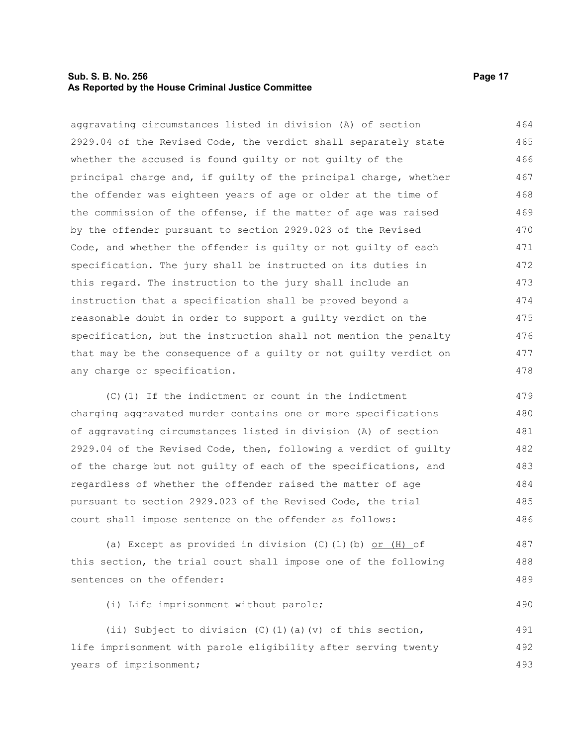aggravating circumstances listed in division (A) of section 2929.04 of the Revised Code, the verdict shall separately state whether the accused is found guilty or not guilty of the principal charge and, if guilty of the principal charge, whether the offender was eighteen years of age or older at the time of the commission of the offense, if the matter of age was raised by the offender pursuant to section 2929.023 of the Revised Code, and whether the offender is guilty or not guilty of each specification. The jury shall be instructed on its duties in this regard. The instruction to the jury shall include an instruction that a specification shall be proved beyond a reasonable doubt in order to support a guilty verdict on the specification, but the instruction shall not mention the penalty that may be the consequence of a guilty or not guilty verdict on any charge or specification.

(C)(1) If the indictment or count in the indictment charging aggravated murder contains one or more specifications of aggravating circumstances listed in division (A) of section 2929.04 of the Revised Code, then, following a verdict of guilty of the charge but not guilty of each of the specifications, and regardless of whether the offender raised the matter of age pursuant to section 2929.023 of the Revised Code, the trial court shall impose sentence on the offender as follows:

(a) Except as provided in division (C)(1)(b) <u>or (H)</u> of this section, the trial court shall impose one of the following sentences on the offender:

(i) Life imprisonment without parole;

(ii) Subject to division (C)(1)(a)(v) of this section, life imprisonment with parole eligibility after serving twenty years of imprisonment;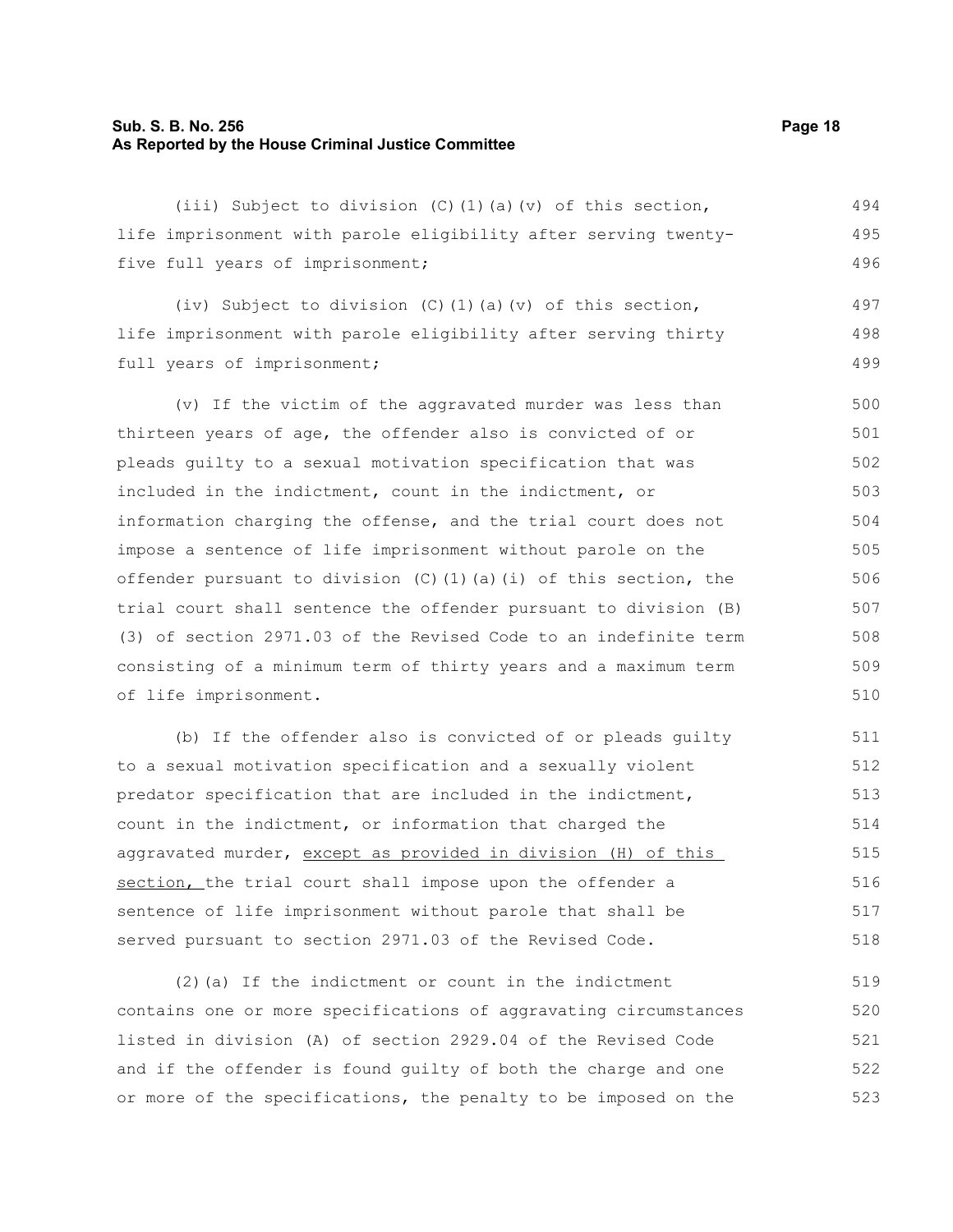(iii) Subject to division (C)(1)(a)(v) of this section, life imprisonment with parole eligibility after serving twenty-five full years of imprisonment;

(iv) Subject to division (C)(1)(a)(v) of this section, life imprisonment with parole eligibility after serving thirty full years of imprisonment;

(v) If the victim of the aggravated murder was less than thirteen years of age, the offender also is convicted of or pleads guilty to a sexual motivation specification that was included in the indictment, count in the indictment, or information charging the offense, and the trial court does not impose a sentence of life imprisonment without parole on the offender pursuant to division (C)(1)(a)(i) of this section, the trial court shall sentence the offender pursuant to division (B)(3) of section 2971.03 of the Revised Code to an indefinite term consisting of a minimum term of thirty years and a maximum term of life imprisonment.

(b) If the offender also is convicted of or pleads guilty to a sexual motivation specification and a sexually violent predator specification that are included in the indictment, count in the indictment, or information that charged the aggravated murder, <u>except as provided in division (H) of this section,</u> the trial court shall impose upon the offender a sentence of life imprisonment without parole that shall be served pursuant to section 2971.03 of the Revised Code.

(2)(a) If the indictment or count in the indictment contains one or more specifications of aggravating circumstances listed in division (A) of section 2929.04 of the Revised Code and if the offender is found guilty of both the charge and one or more of the specifications, the penalty to be imposed on the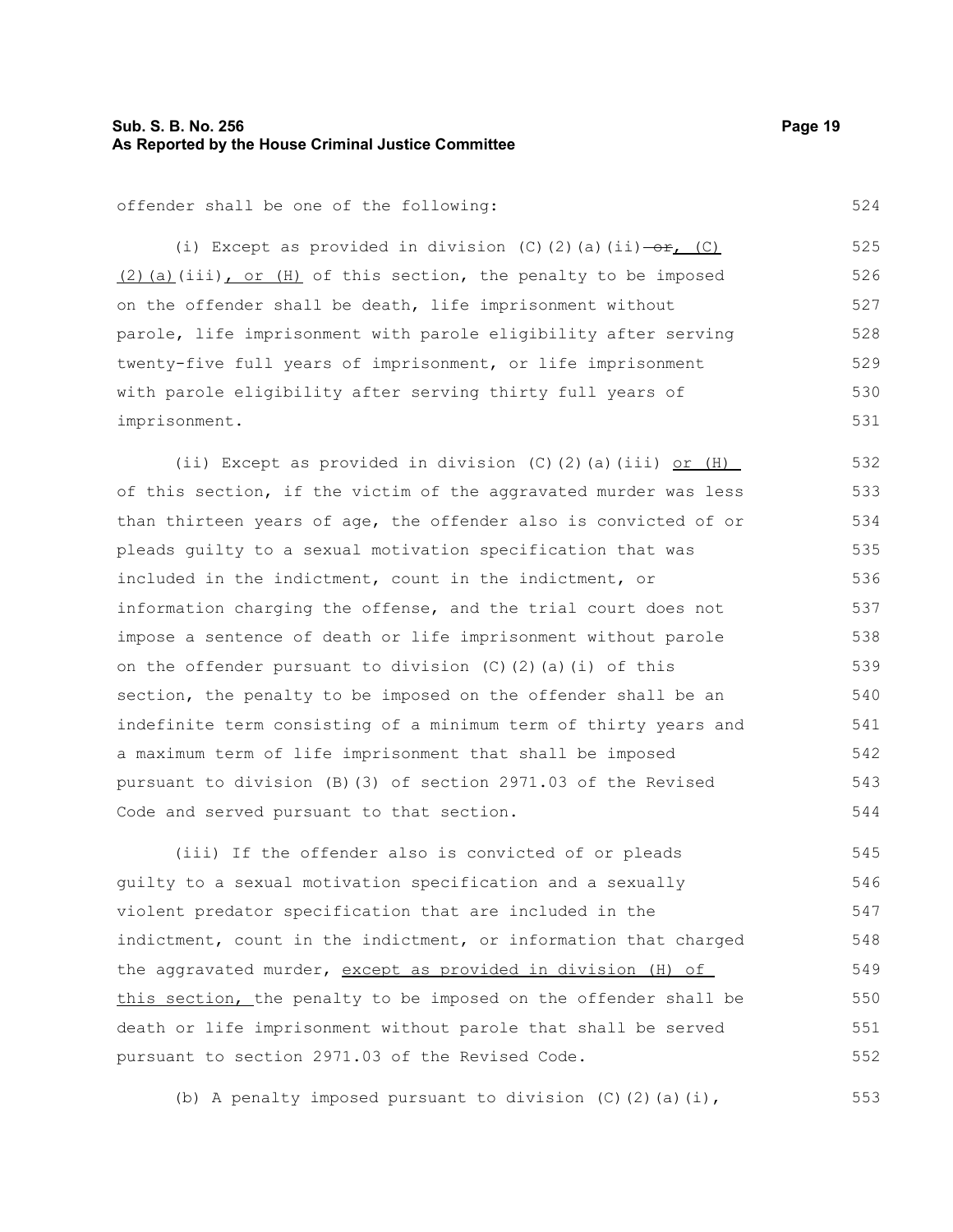offender shall be one of the following:

(i) Except as provided in division (C)(2)(a)(ii) ~~or~~, (C)(2)(a)(iii), or (H) of this section, the penalty to be imposed on the offender shall be death, life imprisonment without parole, life imprisonment with parole eligibility after serving twenty-five full years of imprisonment, or life imprisonment with parole eligibility after serving thirty full years of imprisonment.

(ii) Except as provided in division (C)(2)(a)(iii) or (H) of this section, if the victim of the aggravated murder was less than thirteen years of age, the offender also is convicted of or pleads guilty to a sexual motivation specification that was included in the indictment, count in the indictment, or information charging the offense, and the trial court does not impose a sentence of death or life imprisonment without parole on the offender pursuant to division (C)(2)(a)(i) of this section, the penalty to be imposed on the offender shall be an indefinite term consisting of a minimum term of thirty years and a maximum term of life imprisonment that shall be imposed pursuant to division (B)(3) of section 2971.03 of the Revised Code and served pursuant to that section.

(iii) If the offender also is convicted of or pleads guilty to a sexual motivation specification and a sexually violent predator specification that are included in the indictment, count in the indictment, or information that charged the aggravated murder, except as provided in division (H) of this section, the penalty to be imposed on the offender shall be death or life imprisonment without parole that shall be served pursuant to section 2971.03 of the Revised Code.

(b) A penalty imposed pursuant to division (C)(2)(a)(i),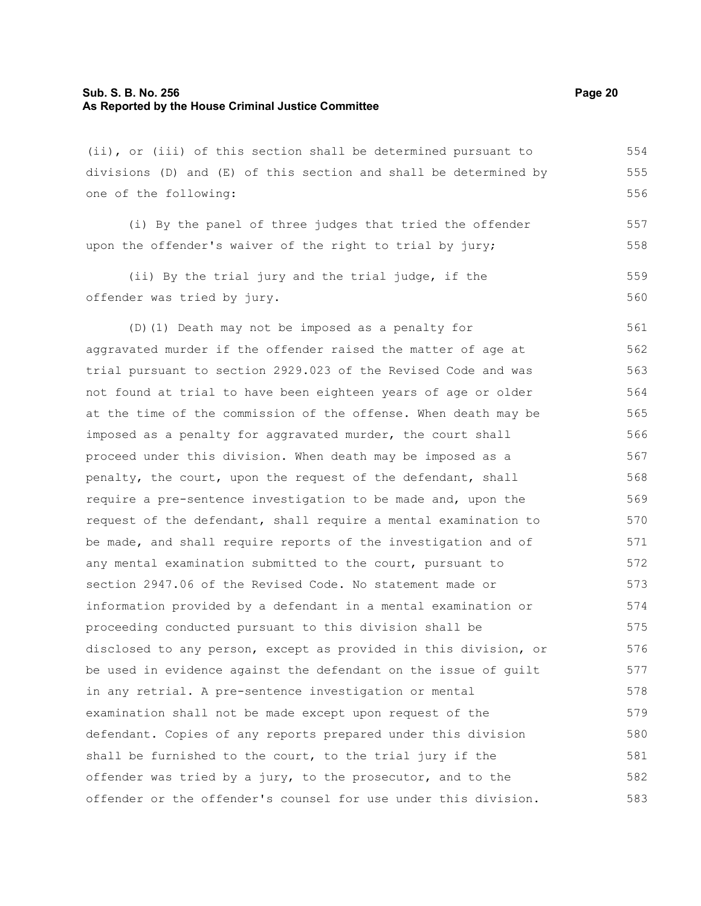(ii), or (iii) of this section shall be determined pursuant to divisions (D) and (E) of this section and shall be determined by one of the following:

(i) By the panel of three judges that tried the offender upon the offender's waiver of the right to trial by jury;

(ii) By the trial jury and the trial judge, if the offender was tried by jury.

(D)(1) Death may not be imposed as a penalty for aggravated murder if the offender raised the matter of age at trial pursuant to section 2929.023 of the Revised Code and was not found at trial to have been eighteen years of age or older at the time of the commission of the offense. When death may be imposed as a penalty for aggravated murder, the court shall proceed under this division. When death may be imposed as a penalty, the court, upon the request of the defendant, shall require a pre-sentence investigation to be made and, upon the request of the defendant, shall require a mental examination to be made, and shall require reports of the investigation and of any mental examination submitted to the court, pursuant to section 2947.06 of the Revised Code. No statement made or information provided by a defendant in a mental examination or proceeding conducted pursuant to this division shall be disclosed to any person, except as provided in this division, or be used in evidence against the defendant on the issue of guilt in any retrial. A pre-sentence investigation or mental examination shall not be made except upon request of the defendant. Copies of any reports prepared under this division shall be furnished to the court, to the trial jury if the offender was tried by a jury, to the prosecutor, and to the offender or the offender's counsel for use under this division.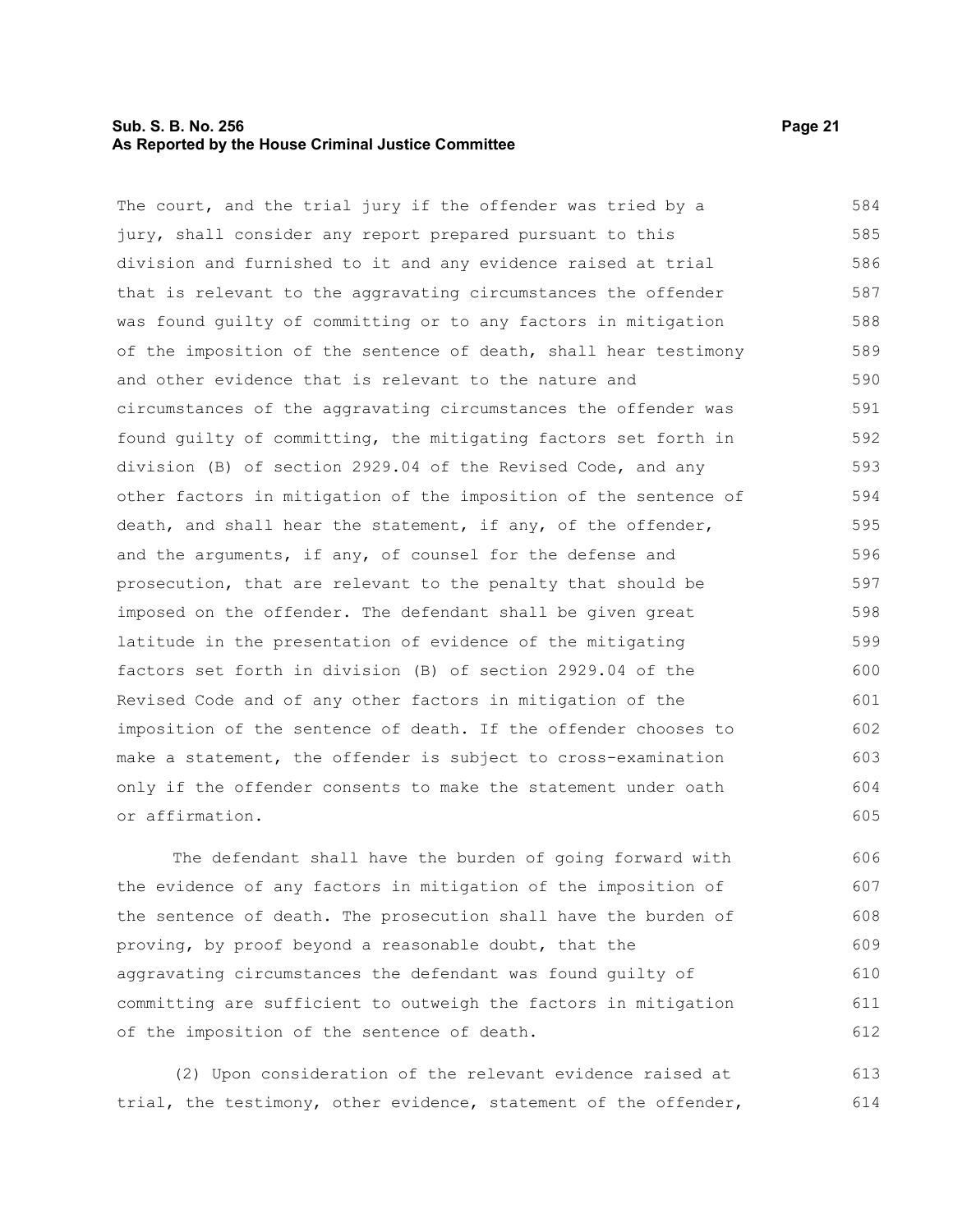The court, and the trial jury if the offender was tried by a jury, shall consider any report prepared pursuant to this division and furnished to it and any evidence raised at trial that is relevant to the aggravating circumstances the offender was found guilty of committing or to any factors in mitigation of the imposition of the sentence of death, shall hear testimony and other evidence that is relevant to the nature and circumstances of the aggravating circumstances the offender was found guilty of committing, the mitigating factors set forth in division (B) of section 2929.04 of the Revised Code, and any other factors in mitigation of the imposition of the sentence of death, and shall hear the statement, if any, of the offender, and the arguments, if any, of counsel for the defense and prosecution, that are relevant to the penalty that should be imposed on the offender. The defendant shall be given great latitude in the presentation of evidence of the mitigating factors set forth in division (B) of section 2929.04 of the Revised Code and of any other factors in mitigation of the imposition of the sentence of death. If the offender chooses to make a statement, the offender is subject to cross-examination only if the offender consents to make the statement under oath or affirmation.

The defendant shall have the burden of going forward with the evidence of any factors in mitigation of the imposition of the sentence of death. The prosecution shall have the burden of proving, by proof beyond a reasonable doubt, that the aggravating circumstances the defendant was found guilty of committing are sufficient to outweigh the factors in mitigation of the imposition of the sentence of death.

(2) Upon consideration of the relevant evidence raised at trial, the testimony, other evidence, statement of the offender,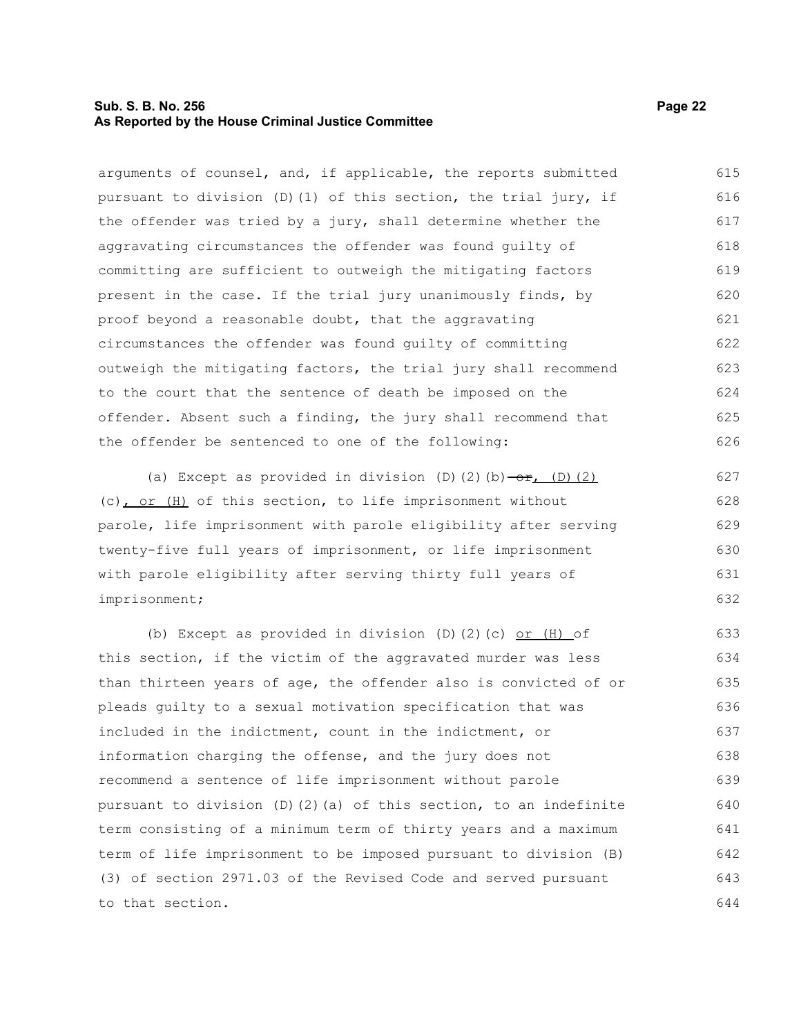arguments of counsel, and, if applicable, the reports submitted pursuant to division (D)(1) of this section, the trial jury, if the offender was tried by a jury, shall determine whether the aggravating circumstances the offender was found guilty of committing are sufficient to outweigh the mitigating factors present in the case. If the trial jury unanimously finds, by proof beyond a reasonable doubt, that the aggravating circumstances the offender was found guilty of committing outweigh the mitigating factors, the trial jury shall recommend to the court that the sentence of death be imposed on the offender. Absent such a finding, the jury shall recommend that the offender be sentenced to one of the following:

(a) Except as provided in division (D)(2)(b) ~~or~~, (D)(2)(c), or (H) of this section, to life imprisonment without parole, life imprisonment with parole eligibility after serving twenty-five full years of imprisonment, or life imprisonment with parole eligibility after serving thirty full years of imprisonment;

(b) Except as provided in division (D)(2)(c) or (H) of this section, if the victim of the aggravated murder was less than thirteen years of age, the offender also is convicted of or pleads guilty to a sexual motivation specification that was included in the indictment, count in the indictment, or information charging the offense, and the jury does not recommend a sentence of life imprisonment without parole pursuant to division (D)(2)(a) of this section, to an indefinite term consisting of a minimum term of thirty years and a maximum term of life imprisonment to be imposed pursuant to division (B)(3) of section 2971.03 of the Revised Code and served pursuant to that section.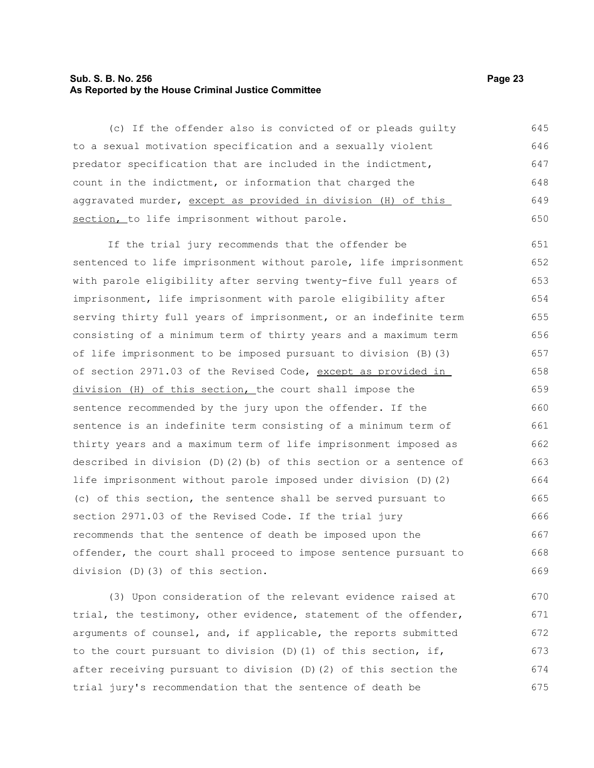(c) If the offender also is convicted of or pleads guilty to a sexual motivation specification and a sexually violent predator specification that are included in the indictment, count in the indictment, or information that charged the aggravated murder, except as provided in division (H) of this section, to life imprisonment without parole.

If the trial jury recommends that the offender be sentenced to life imprisonment without parole, life imprisonment with parole eligibility after serving twenty-five full years of imprisonment, life imprisonment with parole eligibility after serving thirty full years of imprisonment, or an indefinite term consisting of a minimum term of thirty years and a maximum term of life imprisonment to be imposed pursuant to division (B)(3) of section 2971.03 of the Revised Code, except as provided in division (H) of this section, the court shall impose the sentence recommended by the jury upon the offender. If the sentence is an indefinite term consisting of a minimum term of thirty years and a maximum term of life imprisonment imposed as described in division (D)(2)(b) of this section or a sentence of life imprisonment without parole imposed under division (D)(2)(c) of this section, the sentence shall be served pursuant to section 2971.03 of the Revised Code. If the trial jury recommends that the sentence of death be imposed upon the offender, the court shall proceed to impose sentence pursuant to division (D)(3) of this section.

(3) Upon consideration of the relevant evidence raised at trial, the testimony, other evidence, statement of the offender, arguments of counsel, and, if applicable, the reports submitted to the court pursuant to division (D)(1) of this section, if, after receiving pursuant to division (D)(2) of this section the trial jury's recommendation that the sentence of death be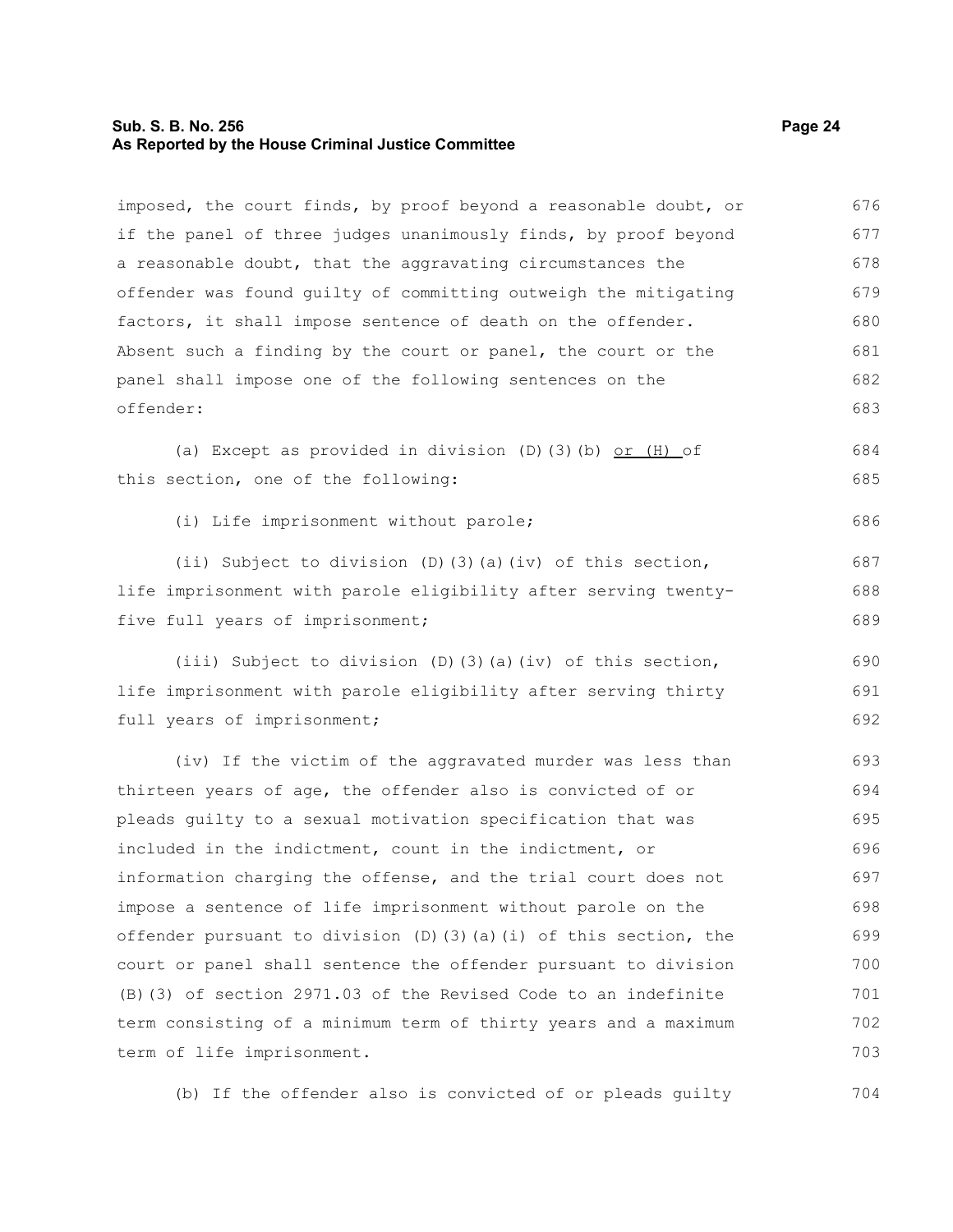imposed, the court finds, by proof beyond a reasonable doubt, or if the panel of three judges unanimously finds, by proof beyond a reasonable doubt, that the aggravating circumstances the offender was found guilty of committing outweigh the mitigating factors, it shall impose sentence of death on the offender. Absent such a finding by the court or panel, the court or the panel shall impose one of the following sentences on the offender:

(a) Except as provided in division (D)(3)(b) <u>or (H)</u> of this section, one of the following:

(i) Life imprisonment without parole;

(ii) Subject to division (D)(3)(a)(iv) of this section, life imprisonment with parole eligibility after serving twenty-five full years of imprisonment;

(iii) Subject to division (D)(3)(a)(iv) of this section, life imprisonment with parole eligibility after serving thirty full years of imprisonment;

(iv) If the victim of the aggravated murder was less than thirteen years of age, the offender also is convicted of or pleads guilty to a sexual motivation specification that was included in the indictment, count in the indictment, or information charging the offense, and the trial court does not impose a sentence of life imprisonment without parole on the offender pursuant to division (D)(3)(a)(i) of this section, the court or panel shall sentence the offender pursuant to division (B)(3) of section 2971.03 of the Revised Code to an indefinite term consisting of a minimum term of thirty years and a maximum term of life imprisonment.

(b) If the offender also is convicted of or pleads guilty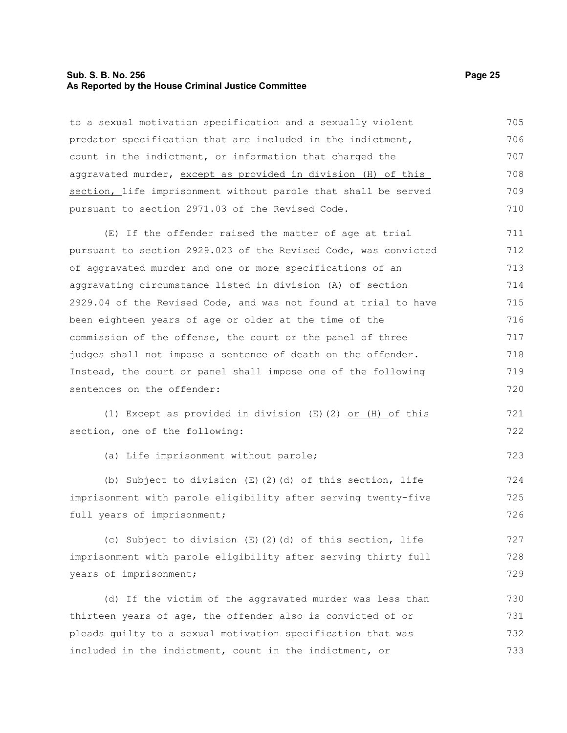to a sexual motivation specification and a sexually violent predator specification that are included in the indictment, count in the indictment, or information that charged the aggravated murder, except as provided in division (H) of this section, life imprisonment without parole that shall be served pursuant to section 2971.03 of the Revised Code.

(E) If the offender raised the matter of age at trial pursuant to section 2929.023 of the Revised Code, was convicted of aggravated murder and one or more specifications of an aggravating circumstance listed in division (A) of section 2929.04 of the Revised Code, and was not found at trial to have been eighteen years of age or older at the time of the commission of the offense, the court or the panel of three judges shall not impose a sentence of death on the offender. Instead, the court or panel shall impose one of the following sentences on the offender:

(1) Except as provided in division (E)(2) or (H) of this section, one of the following:

(a) Life imprisonment without parole;

(b) Subject to division (E)(2)(d) of this section, life imprisonment with parole eligibility after serving twenty-five full years of imprisonment;

(c) Subject to division (E)(2)(d) of this section, life imprisonment with parole eligibility after serving thirty full years of imprisonment;

(d) If the victim of the aggravated murder was less than thirteen years of age, the offender also is convicted of or pleads guilty to a sexual motivation specification that was included in the indictment, count in the indictment, or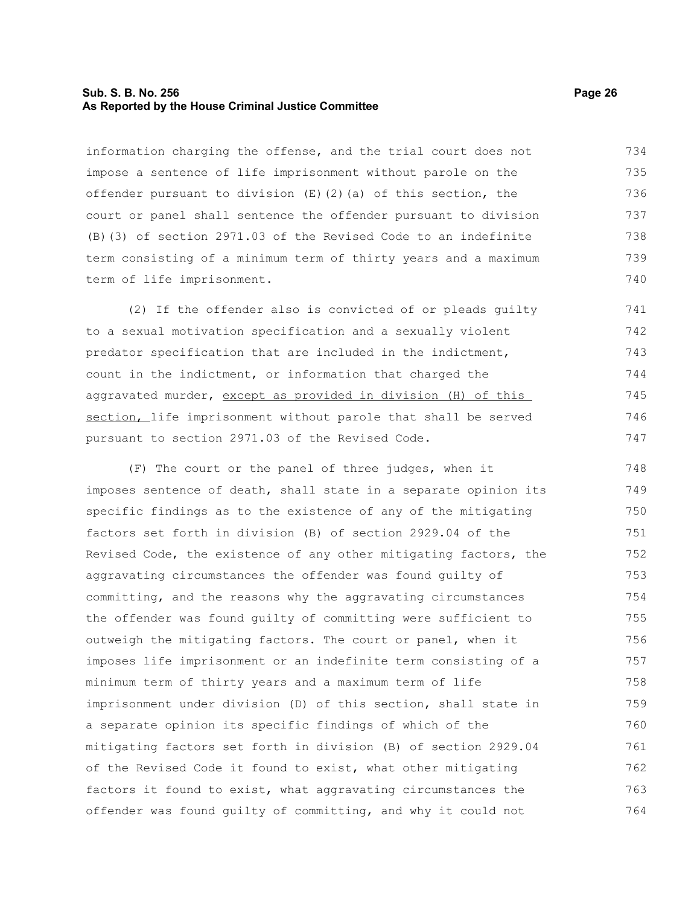information charging the offense, and the trial court does not impose a sentence of life imprisonment without parole on the offender pursuant to division (E)(2)(a) of this section, the court or panel shall sentence the offender pursuant to division (B)(3) of section 2971.03 of the Revised Code to an indefinite term consisting of a minimum term of thirty years and a maximum term of life imprisonment.

(2) If the offender also is convicted of or pleads guilty to a sexual motivation specification and a sexually violent predator specification that are included in the indictment, count in the indictment, or information that charged the aggravated murder, <u>except as provided in division (H) of this section,</u> life imprisonment without parole that shall be served pursuant to section 2971.03 of the Revised Code.

(F) The court or the panel of three judges, when it imposes sentence of death, shall state in a separate opinion its specific findings as to the existence of any of the mitigating factors set forth in division (B) of section 2929.04 of the Revised Code, the existence of any other mitigating factors, the aggravating circumstances the offender was found guilty of committing, and the reasons why the aggravating circumstances the offender was found guilty of committing were sufficient to outweigh the mitigating factors. The court or panel, when it imposes life imprisonment or an indefinite term consisting of a minimum term of thirty years and a maximum term of life imprisonment under division (D) of this section, shall state in a separate opinion its specific findings of which of the mitigating factors set forth in division (B) of section 2929.04 of the Revised Code it found to exist, what other mitigating factors it found to exist, what aggravating circumstances the offender was found guilty of committing, and why it could not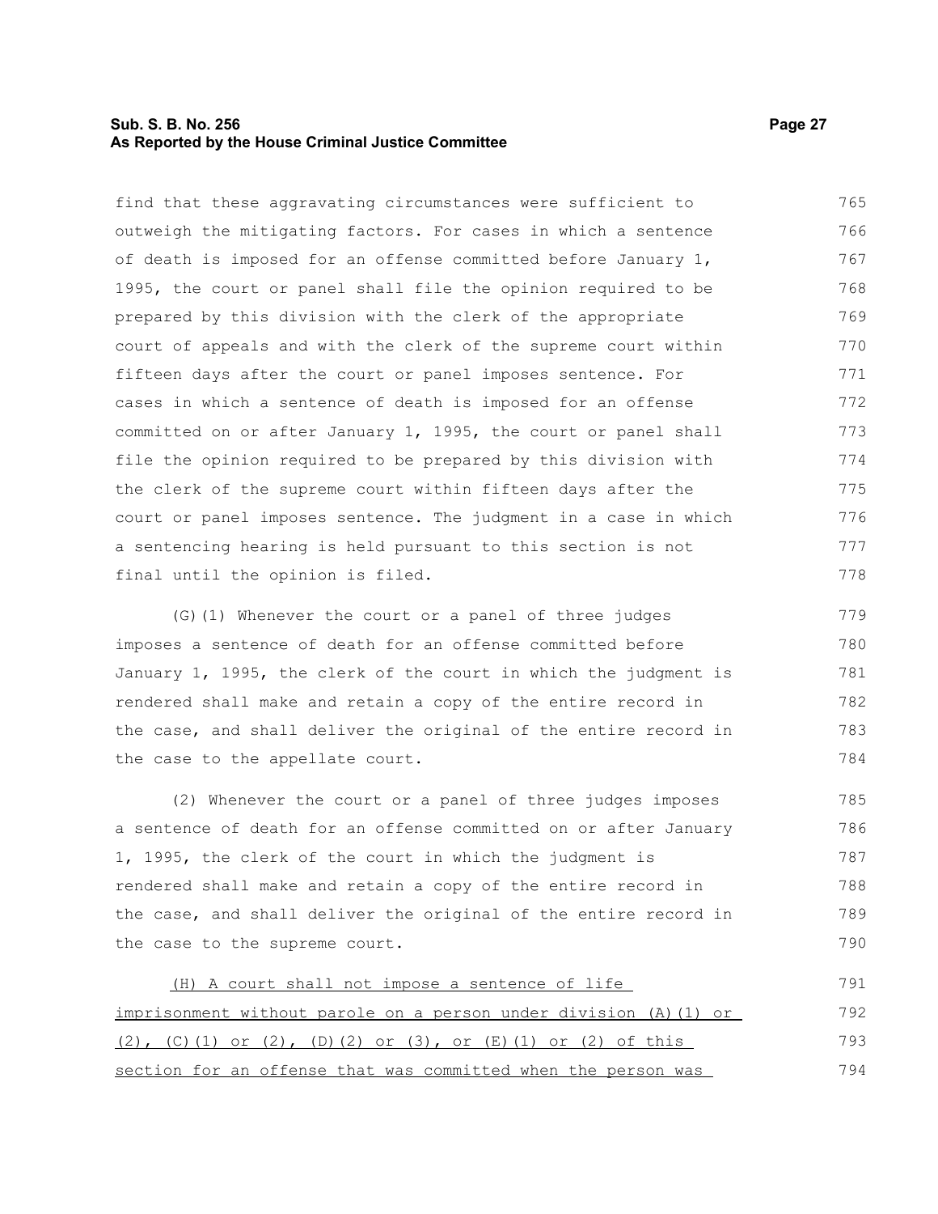find that these aggravating circumstances were sufficient to outweigh the mitigating factors. For cases in which a sentence of death is imposed for an offense committed before January 1, 1995, the court or panel shall file the opinion required to be prepared by this division with the clerk of the appropriate court of appeals and with the clerk of the supreme court within fifteen days after the court or panel imposes sentence. For cases in which a sentence of death is imposed for an offense committed on or after January 1, 1995, the court or panel shall file the opinion required to be prepared by this division with the clerk of the supreme court within fifteen days after the court or panel imposes sentence. The judgment in a case in which a sentencing hearing is held pursuant to this section is not final until the opinion is filed.

(G)(1) Whenever the court or a panel of three judges imposes a sentence of death for an offense committed before January 1, 1995, the clerk of the court in which the judgment is rendered shall make and retain a copy of the entire record in the case, and shall deliver the original of the entire record in the case to the appellate court.

(2) Whenever the court or a panel of three judges imposes a sentence of death for an offense committed on or after January 1, 1995, the clerk of the court in which the judgment is rendered shall make and retain a copy of the entire record in the case, and shall deliver the original of the entire record in the case to the supreme court.

<u>(H) A court shall not impose a sentence of life imprisonment without parole on a person under division (A)(1) or (2), (C)(1) or (2), (D)(2) or (3), or (E)(1) or (2) of this section for an offense that was committed when the person was</u>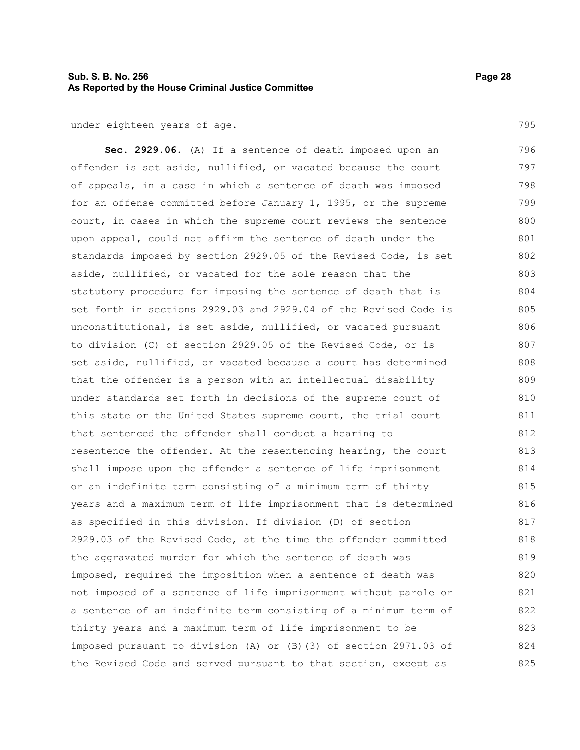under eighteen years of age.

**Sec. 2929.06.** (A) If a sentence of death imposed upon an offender is set aside, nullified, or vacated because the court of appeals, in a case in which a sentence of death was imposed for an offense committed before January 1, 1995, or the supreme court, in cases in which the supreme court reviews the sentence upon appeal, could not affirm the sentence of death under the standards imposed by section 2929.05 of the Revised Code, is set aside, nullified, or vacated for the sole reason that the statutory procedure for imposing the sentence of death that is set forth in sections 2929.03 and 2929.04 of the Revised Code is unconstitutional, is set aside, nullified, or vacated pursuant to division (C) of section 2929.05 of the Revised Code, or is set aside, nullified, or vacated because a court has determined that the offender is a person with an intellectual disability under standards set forth in decisions of the supreme court of this state or the United States supreme court, the trial court that sentenced the offender shall conduct a hearing to resentence the offender. At the resentencing hearing, the court shall impose upon the offender a sentence of life imprisonment or an indefinite term consisting of a minimum term of thirty years and a maximum term of life imprisonment that is determined as specified in this division. If division (D) of section 2929.03 of the Revised Code, at the time the offender committed the aggravated murder for which the sentence of death was imposed, required the imposition when a sentence of death was not imposed of a sentence of life imprisonment without parole or a sentence of an indefinite term consisting of a minimum term of thirty years and a maximum term of life imprisonment to be imposed pursuant to division (A) or (B)(3) of section 2971.03 of the Revised Code and served pursuant to that section, except as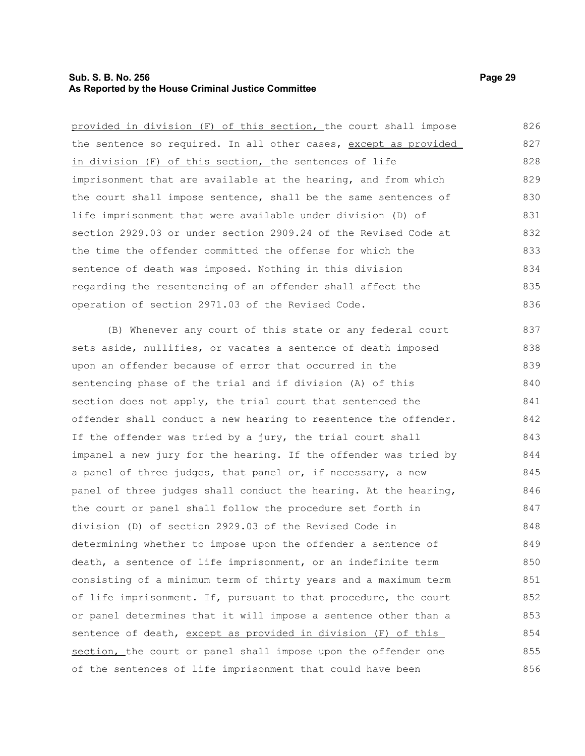provided in division (F) of this section, the court shall impose the sentence so required. In all other cases, except as provided in division (F) of this section, the sentences of life imprisonment that are available at the hearing, and from which the court shall impose sentence, shall be the same sentences of life imprisonment that were available under division (D) of section 2929.03 or under section 2909.24 of the Revised Code at the time the offender committed the offense for which the sentence of death was imposed. Nothing in this division regarding the resentencing of an offender shall affect the operation of section 2971.03 of the Revised Code.

(B) Whenever any court of this state or any federal court sets aside, nullifies, or vacates a sentence of death imposed upon an offender because of error that occurred in the sentencing phase of the trial and if division (A) of this section does not apply, the trial court that sentenced the offender shall conduct a new hearing to resentence the offender. If the offender was tried by a jury, the trial court shall impanel a new jury for the hearing. If the offender was tried by a panel of three judges, that panel or, if necessary, a new panel of three judges shall conduct the hearing. At the hearing, the court or panel shall follow the procedure set forth in division (D) of section 2929.03 of the Revised Code in determining whether to impose upon the offender a sentence of death, a sentence of life imprisonment, or an indefinite term consisting of a minimum term of thirty years and a maximum term of life imprisonment. If, pursuant to that procedure, the court or panel determines that it will impose a sentence other than a sentence of death, except as provided in division (F) of this section, the court or panel shall impose upon the offender one of the sentences of life imprisonment that could have been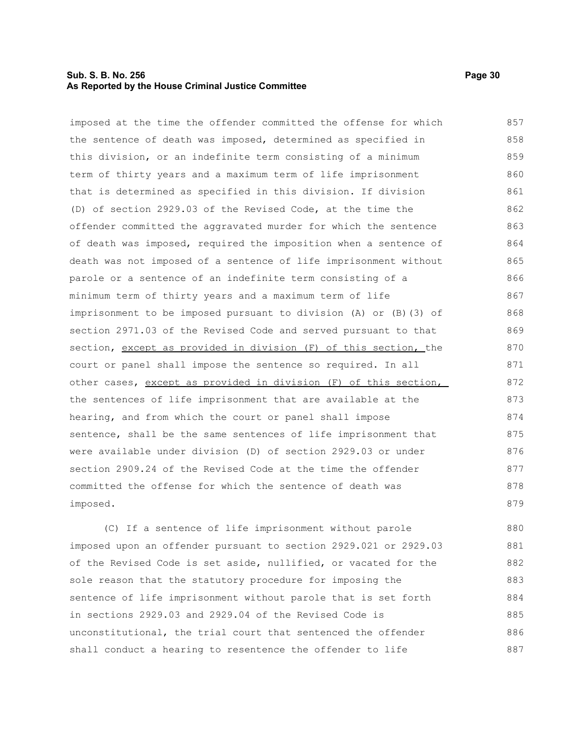imposed at the time the offender committed the offense for which the sentence of death was imposed, determined as specified in this division, or an indefinite term consisting of a minimum term of thirty years and a maximum term of life imprisonment that is determined as specified in this division. If division (D) of section 2929.03 of the Revised Code, at the time the offender committed the aggravated murder for which the sentence of death was imposed, required the imposition when a sentence of death was not imposed of a sentence of life imprisonment without parole or a sentence of an indefinite term consisting of a minimum term of thirty years and a maximum term of life imprisonment to be imposed pursuant to division (A) or (B)(3) of section 2971.03 of the Revised Code and served pursuant to that section, except as provided in division (F) of this section, the court or panel shall impose the sentence so required. In all other cases, except as provided in division (F) of this section, the sentences of life imprisonment that are available at the hearing, and from which the court or panel shall impose sentence, shall be the same sentences of life imprisonment that were available under division (D) of section 2929.03 or under section 2909.24 of the Revised Code at the time the offender committed the offense for which the sentence of death was imposed.

(C) If a sentence of life imprisonment without parole imposed upon an offender pursuant to section 2929.021 or 2929.03 of the Revised Code is set aside, nullified, or vacated for the sole reason that the statutory procedure for imposing the sentence of life imprisonment without parole that is set forth in sections 2929.03 and 2929.04 of the Revised Code is unconstitutional, the trial court that sentenced the offender shall conduct a hearing to resentence the offender to life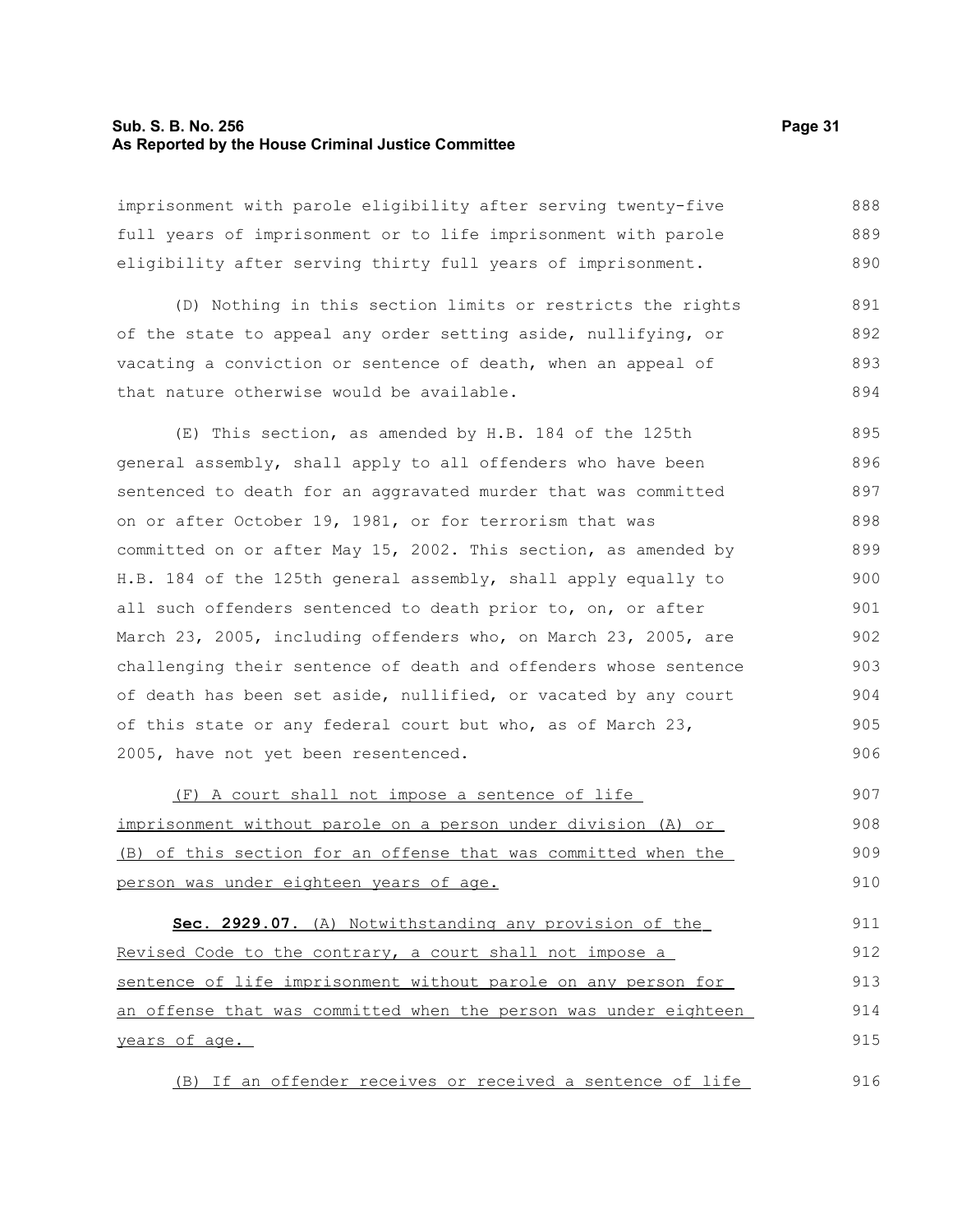imprisonment with parole eligibility after serving twenty-five full years of imprisonment or to life imprisonment with parole eligibility after serving thirty full years of imprisonment.

(D) Nothing in this section limits or restricts the rights of the state to appeal any order setting aside, nullifying, or vacating a conviction or sentence of death, when an appeal of that nature otherwise would be available.

(E) This section, as amended by H.B. 184 of the 125th general assembly, shall apply to all offenders who have been sentenced to death for an aggravated murder that was committed on or after October 19, 1981, or for terrorism that was committed on or after May 15, 2002. This section, as amended by H.B. 184 of the 125th general assembly, shall apply equally to all such offenders sentenced to death prior to, on, or after March 23, 2005, including offenders who, on March 23, 2005, are challenging their sentence of death and offenders whose sentence of death has been set aside, nullified, or vacated by any court of this state or any federal court but who, as of March 23, 2005, have not yet been resentenced.

<u>(F) A court shall not impose a sentence of life imprisonment without parole on a person under division (A) or (B) of this section for an offense that was committed when the person was under eighteen years of age.</u>

**Sec. 2929.07.** <u>(A) Notwithstanding any provision of the Revised Code to the contrary, a court shall not impose a sentence of life imprisonment without parole on any person for an offense that was committed when the person was under eighteen years of age.</u>

<u>(B) If an offender receives or received a sentence of life</u>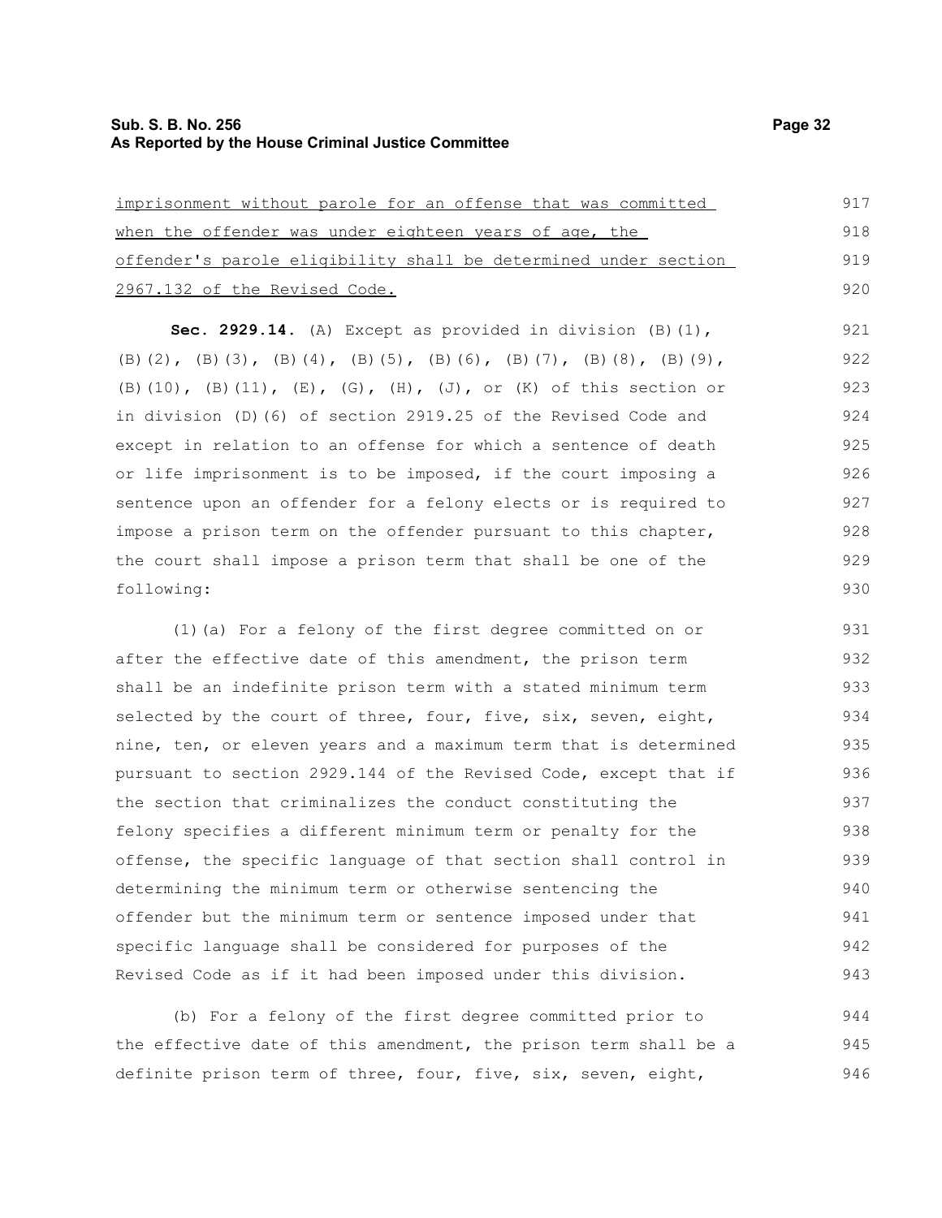imprisonment without parole for an offense that was committed when the offender was under eighteen years of age, the offender's parole eligibility shall be determined under section 2967.132 of the Revised Code.

**Sec. 2929.14.** (A) Except as provided in division (B)(1), (B)(2), (B)(3), (B)(4), (B)(5), (B)(6), (B)(7), (B)(8), (B)(9), (B)(10), (B)(11), (E), (G), (H), (J), or (K) of this section or in division (D)(6) of section 2919.25 of the Revised Code and except in relation to an offense for which a sentence of death or life imprisonment is to be imposed, if the court imposing a sentence upon an offender for a felony elects or is required to impose a prison term on the offender pursuant to this chapter, the court shall impose a prison term that shall be one of the following:

(1)(a) For a felony of the first degree committed on or after the effective date of this amendment, the prison term shall be an indefinite prison term with a stated minimum term selected by the court of three, four, five, six, seven, eight, nine, ten, or eleven years and a maximum term that is determined pursuant to section 2929.144 of the Revised Code, except that if the section that criminalizes the conduct constituting the felony specifies a different minimum term or penalty for the offense, the specific language of that section shall control in determining the minimum term or otherwise sentencing the offender but the minimum term or sentence imposed under that specific language shall be considered for purposes of the Revised Code as if it had been imposed under this division.

(b) For a felony of the first degree committed prior to the effective date of this amendment, the prison term shall be a definite prison term of three, four, five, six, seven, eight,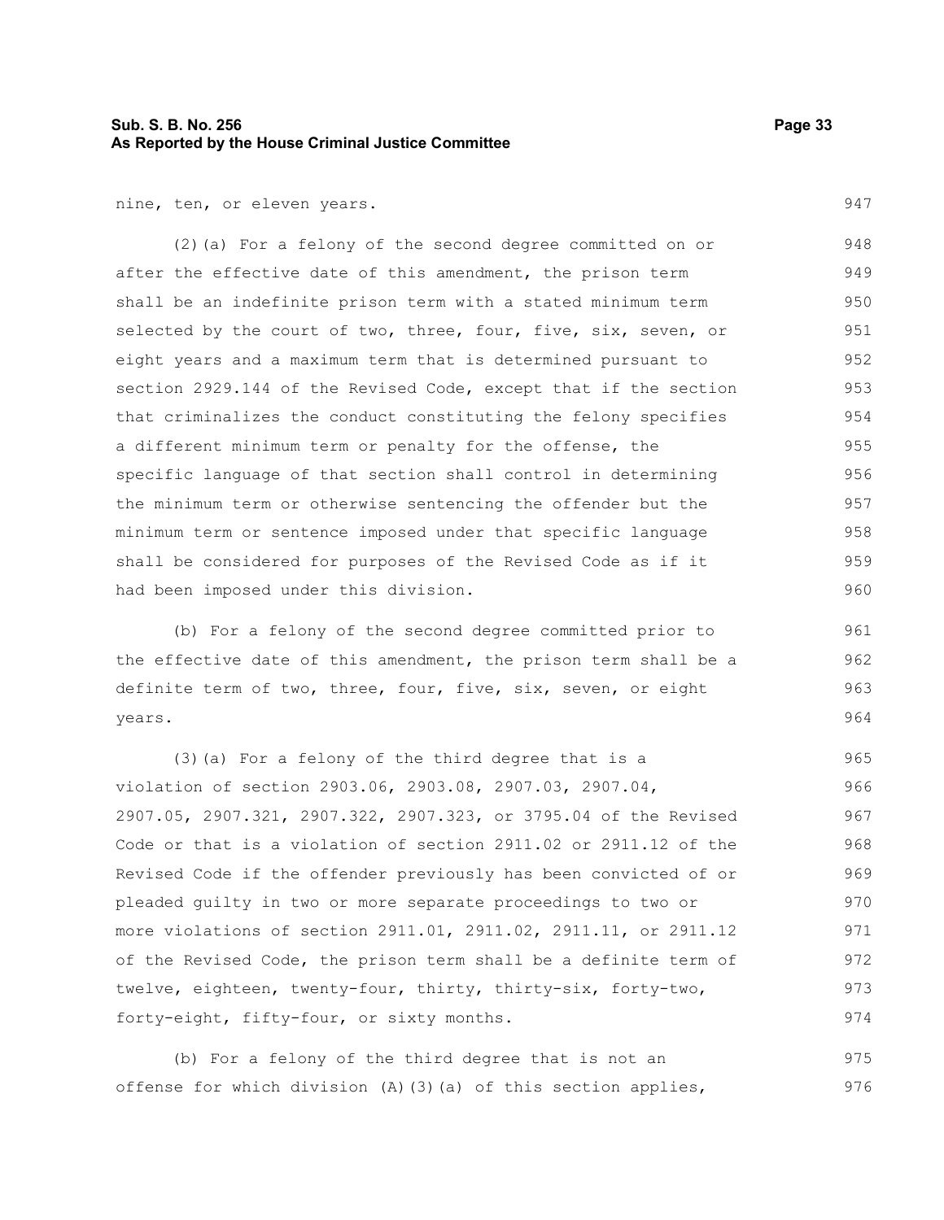nine, ten, or eleven years.

(2)(a) For a felony of the second degree committed on or after the effective date of this amendment, the prison term shall be an indefinite prison term with a stated minimum term selected by the court of two, three, four, five, six, seven, or eight years and a maximum term that is determined pursuant to section 2929.144 of the Revised Code, except that if the section that criminalizes the conduct constituting the felony specifies a different minimum term or penalty for the offense, the specific language of that section shall control in determining the minimum term or otherwise sentencing the offender but the minimum term or sentence imposed under that specific language shall be considered for purposes of the Revised Code as if it had been imposed under this division.

(b) For a felony of the second degree committed prior to the effective date of this amendment, the prison term shall be a definite term of two, three, four, five, six, seven, or eight years.

(3)(a) For a felony of the third degree that is a violation of section 2903.06, 2903.08, 2907.03, 2907.04, 2907.05, 2907.321, 2907.322, 2907.323, or 3795.04 of the Revised Code or that is a violation of section 2911.02 or 2911.12 of the Revised Code if the offender previously has been convicted of or pleaded guilty in two or more separate proceedings to two or more violations of section 2911.01, 2911.02, 2911.11, or 2911.12 of the Revised Code, the prison term shall be a definite term of twelve, eighteen, twenty-four, thirty, thirty-six, forty-two, forty-eight, fifty-four, or sixty months.

(b) For a felony of the third degree that is not an offense for which division (A)(3)(a) of this section applies,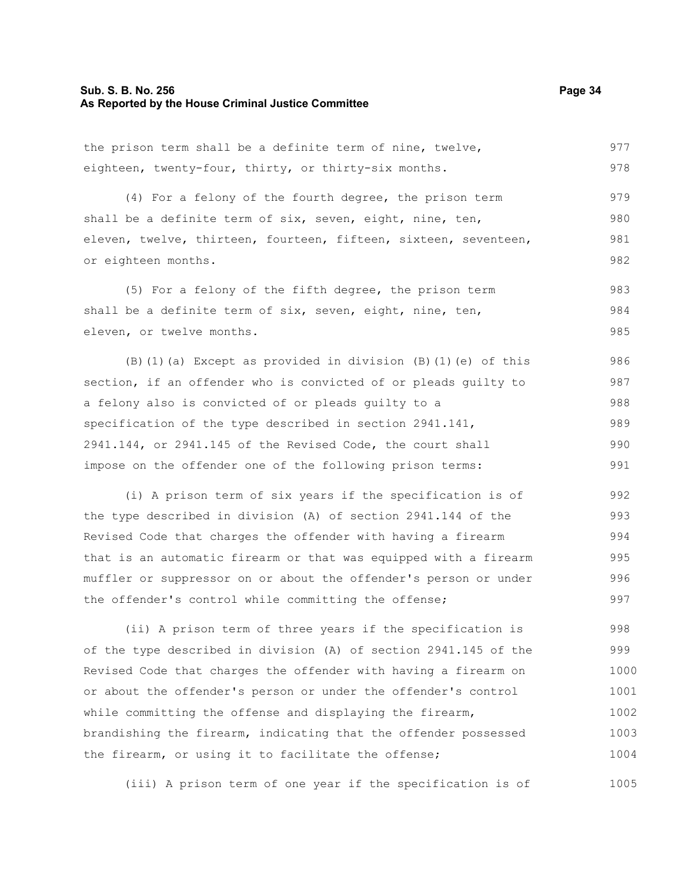the prison term shall be a definite term of nine, twelve, eighteen, twenty-four, thirty, or thirty-six months.

(4) For a felony of the fourth degree, the prison term shall be a definite term of six, seven, eight, nine, ten, eleven, twelve, thirteen, fourteen, fifteen, sixteen, seventeen, or eighteen months.

(5) For a felony of the fifth degree, the prison term shall be a definite term of six, seven, eight, nine, ten, eleven, or twelve months.

(B)(1)(a) Except as provided in division (B)(1)(e) of this section, if an offender who is convicted of or pleads guilty to a felony also is convicted of or pleads guilty to a specification of the type described in section 2941.141, 2941.144, or 2941.145 of the Revised Code, the court shall impose on the offender one of the following prison terms:

(i) A prison term of six years if the specification is of the type described in division (A) of section 2941.144 of the Revised Code that charges the offender with having a firearm that is an automatic firearm or that was equipped with a firearm muffler or suppressor on or about the offender's person or under the offender's control while committing the offense;

(ii) A prison term of three years if the specification is of the type described in division (A) of section 2941.145 of the Revised Code that charges the offender with having a firearm on or about the offender's person or under the offender's control while committing the offense and displaying the firearm, brandishing the firearm, indicating that the offender possessed the firearm, or using it to facilitate the offense;

(iii) A prison term of one year if the specification is of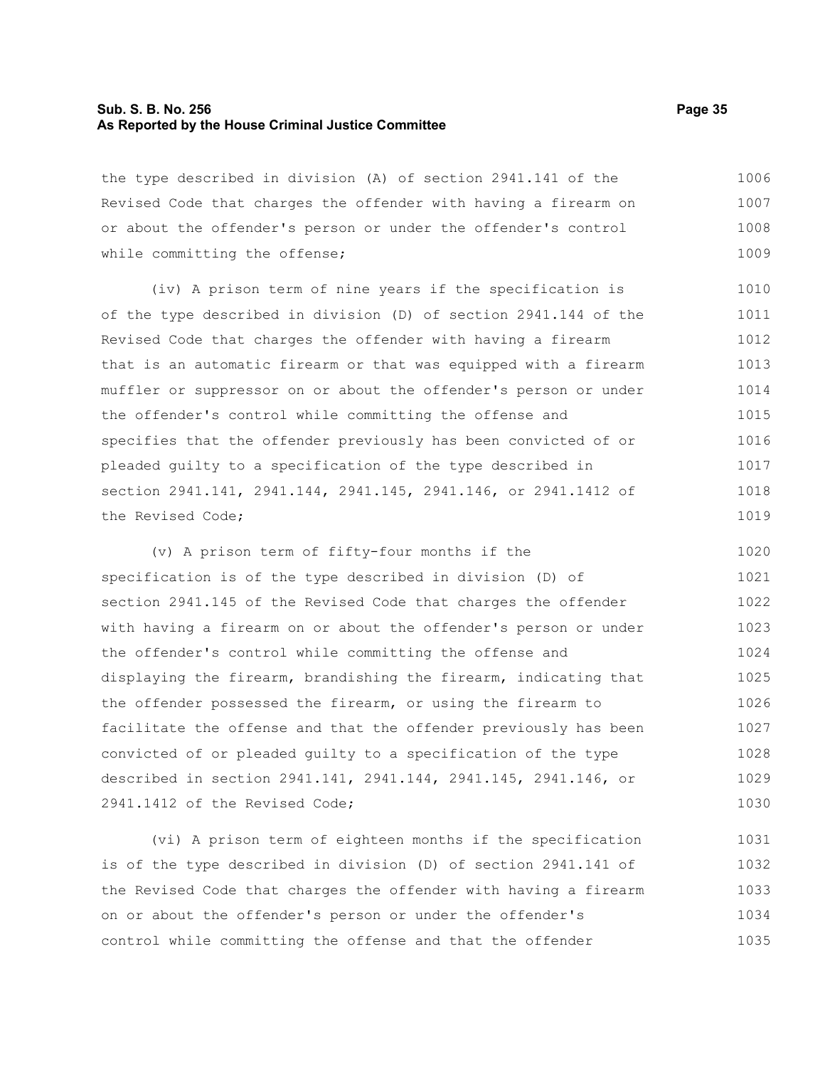the type described in division (A) of section 2941.141 of the Revised Code that charges the offender with having a firearm on or about the offender's person or under the offender's control while committing the offense;

(iv) A prison term of nine years if the specification is of the type described in division (D) of section 2941.144 of the Revised Code that charges the offender with having a firearm that is an automatic firearm or that was equipped with a firearm muffler or suppressor on or about the offender's person or under the offender's control while committing the offense and specifies that the offender previously has been convicted of or pleaded guilty to a specification of the type described in section 2941.141, 2941.144, 2941.145, 2941.146, or 2941.1412 of the Revised Code;

(v) A prison term of fifty-four months if the specification is of the type described in division (D) of section 2941.145 of the Revised Code that charges the offender with having a firearm on or about the offender's person or under the offender's control while committing the offense and displaying the firearm, brandishing the firearm, indicating that the offender possessed the firearm, or using the firearm to facilitate the offense and that the offender previously has been convicted of or pleaded guilty to a specification of the type described in section 2941.141, 2941.144, 2941.145, 2941.146, or 2941.1412 of the Revised Code;

(vi) A prison term of eighteen months if the specification is of the type described in division (D) of section 2941.141 of the Revised Code that charges the offender with having a firearm on or about the offender's person or under the offender's control while committing the offense and that the offender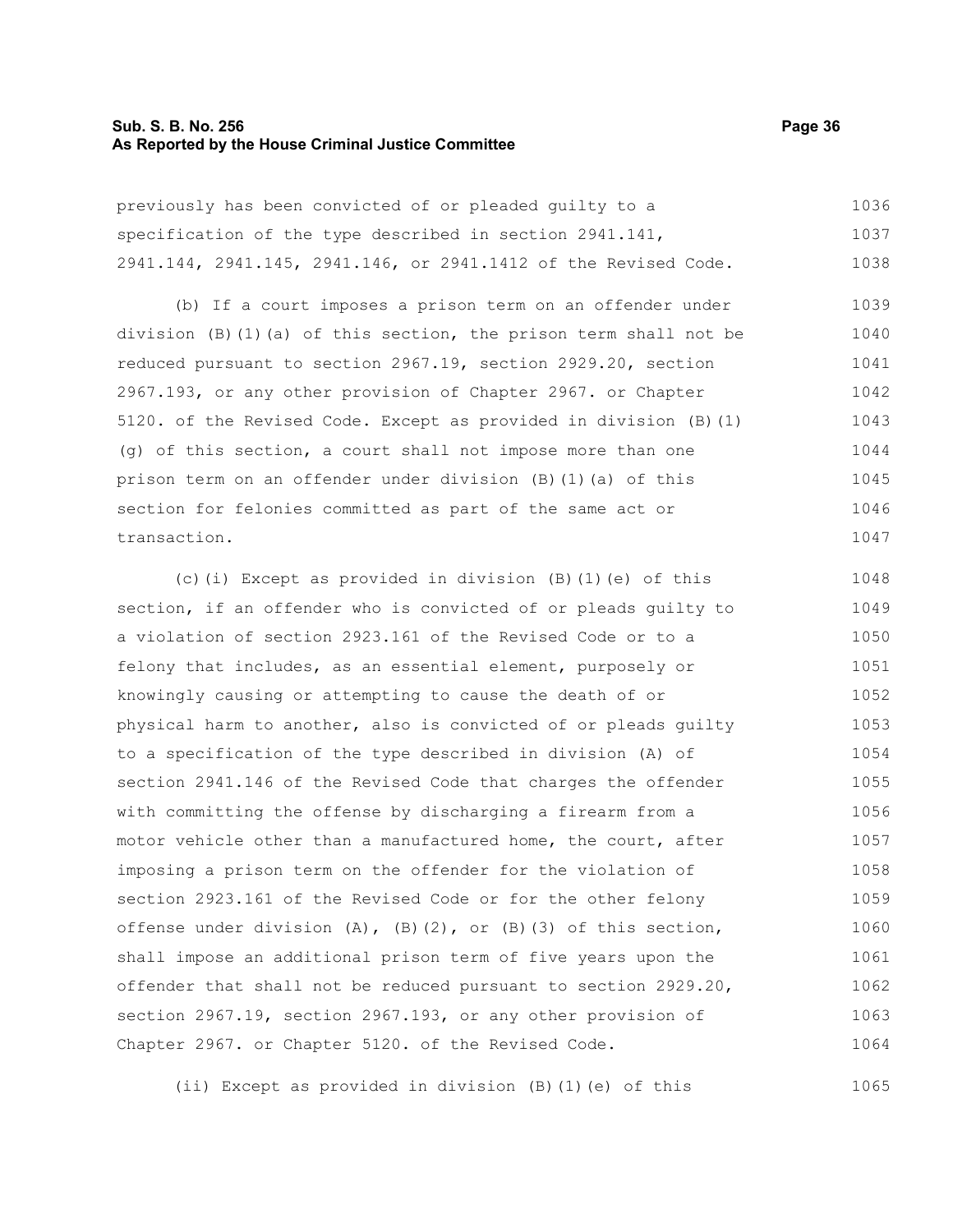previously has been convicted of or pleaded guilty to a specification of the type described in section 2941.141, 2941.144, 2941.145, 2941.146, or 2941.1412 of the Revised Code.

(b) If a court imposes a prison term on an offender under division (B)(1)(a) of this section, the prison term shall not be reduced pursuant to section 2967.19, section 2929.20, section 2967.193, or any other provision of Chapter 2967. or Chapter 5120. of the Revised Code. Except as provided in division (B)(1)(g) of this section, a court shall not impose more than one prison term on an offender under division (B)(1)(a) of this section for felonies committed as part of the same act or transaction.

(c)(i) Except as provided in division (B)(1)(e) of this section, if an offender who is convicted of or pleads guilty to a violation of section 2923.161 of the Revised Code or to a felony that includes, as an essential element, purposely or knowingly causing or attempting to cause the death of or physical harm to another, also is convicted of or pleads guilty to a specification of the type described in division (A) of section 2941.146 of the Revised Code that charges the offender with committing the offense by discharging a firearm from a motor vehicle other than a manufactured home, the court, after imposing a prison term on the offender for the violation of section 2923.161 of the Revised Code or for the other felony offense under division (A), (B)(2), or (B)(3) of this section, shall impose an additional prison term of five years upon the offender that shall not be reduced pursuant to section 2929.20, section 2967.19, section 2967.193, or any other provision of Chapter 2967. or Chapter 5120. of the Revised Code.

(ii) Except as provided in division (B)(1)(e) of this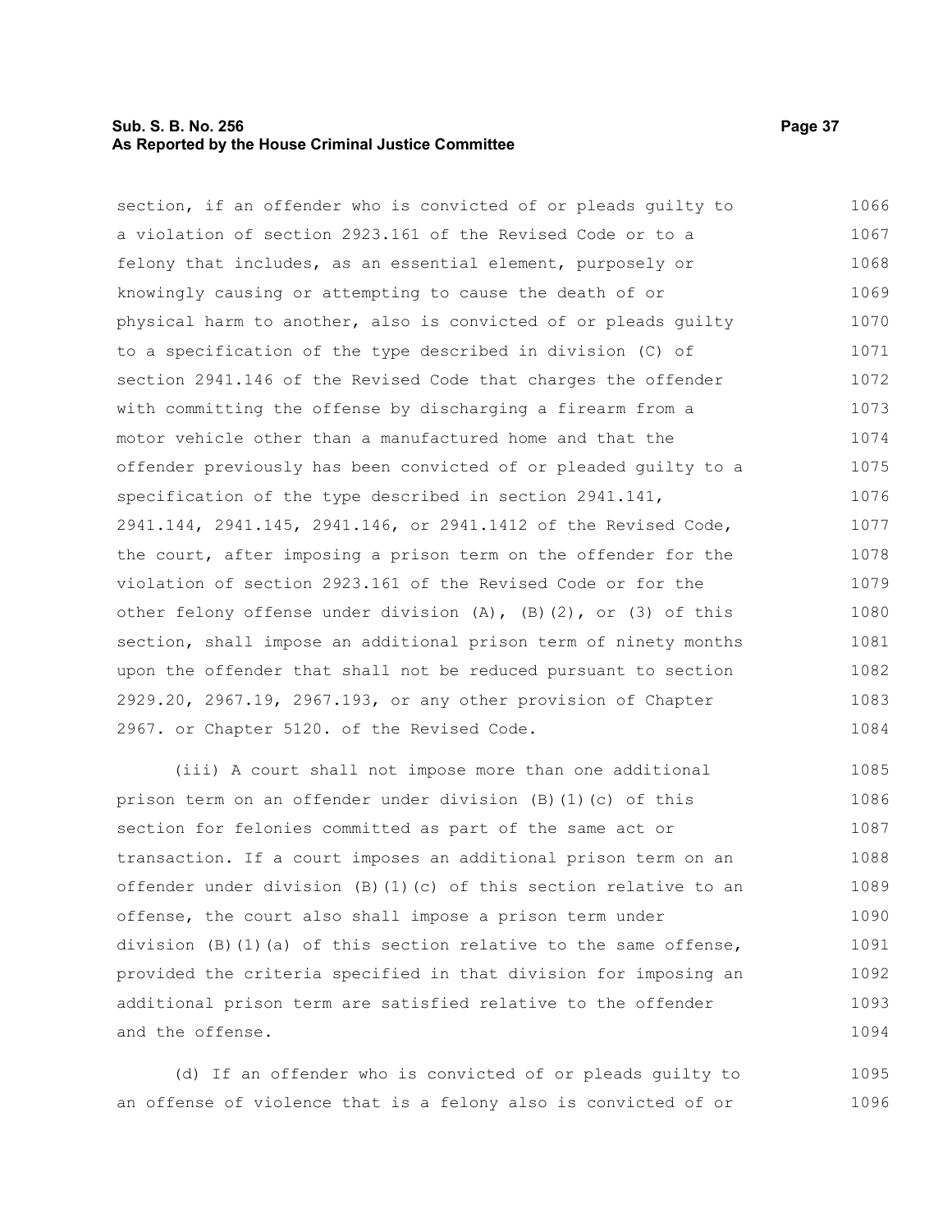section, if an offender who is convicted of or pleads guilty to a violation of section 2923.161 of the Revised Code or to a felony that includes, as an essential element, purposely or knowingly causing or attempting to cause the death of or physical harm to another, also is convicted of or pleads guilty to a specification of the type described in division (C) of section 2941.146 of the Revised Code that charges the offender with committing the offense by discharging a firearm from a motor vehicle other than a manufactured home and that the offender previously has been convicted of or pleaded guilty to a specification of the type described in section 2941.141, 2941.144, 2941.145, 2941.146, or 2941.1412 of the Revised Code, the court, after imposing a prison term on the offender for the violation of section 2923.161 of the Revised Code or for the other felony offense under division (A), (B)(2), or (3) of this section, shall impose an additional prison term of ninety months upon the offender that shall not be reduced pursuant to section 2929.20, 2967.19, 2967.193, or any other provision of Chapter 2967. or Chapter 5120. of the Revised Code.

(iii) A court shall not impose more than one additional prison term on an offender under division (B)(1)(c) of this section for felonies committed as part of the same act or transaction. If a court imposes an additional prison term on an offender under division (B)(1)(c) of this section relative to an offense, the court also shall impose a prison term under division (B)(1)(a) of this section relative to the same offense, provided the criteria specified in that division for imposing an additional prison term are satisfied relative to the offender and the offense.

(d) If an offender who is convicted of or pleads guilty to an offense of violence that is a felony also is convicted of or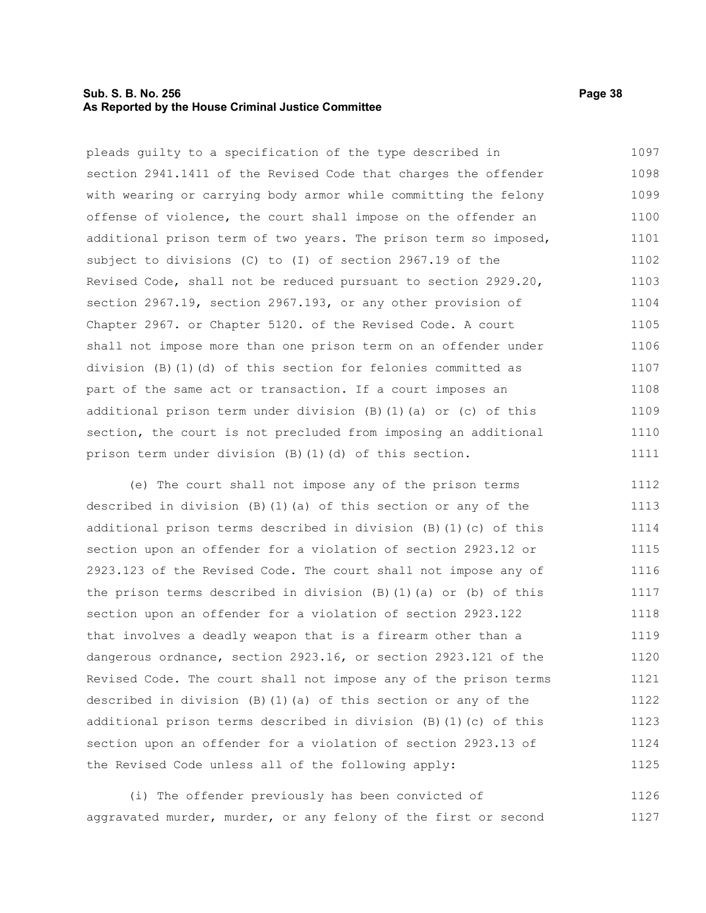pleads guilty to a specification of the type described in section 2941.1411 of the Revised Code that charges the offender with wearing or carrying body armor while committing the felony offense of violence, the court shall impose on the offender an additional prison term of two years. The prison term so imposed, subject to divisions (C) to (I) of section 2967.19 of the Revised Code, shall not be reduced pursuant to section 2929.20, section 2967.19, section 2967.193, or any other provision of Chapter 2967. or Chapter 5120. of the Revised Code. A court shall not impose more than one prison term on an offender under division (B)(1)(d) of this section for felonies committed as part of the same act or transaction. If a court imposes an additional prison term under division (B)(1)(a) or (c) of this section, the court is not precluded from imposing an additional prison term under division (B)(1)(d) of this section.

(e) The court shall not impose any of the prison terms described in division (B)(1)(a) of this section or any of the additional prison terms described in division (B)(1)(c) of this section upon an offender for a violation of section 2923.12 or 2923.123 of the Revised Code. The court shall not impose any of the prison terms described in division (B)(1)(a) or (b) of this section upon an offender for a violation of section 2923.122 that involves a deadly weapon that is a firearm other than a dangerous ordnance, section 2923.16, or section 2923.121 of the Revised Code. The court shall not impose any of the prison terms described in division (B)(1)(a) of this section or any of the additional prison terms described in division (B)(1)(c) of this section upon an offender for a violation of section 2923.13 of the Revised Code unless all of the following apply:

(i) The offender previously has been convicted of aggravated murder, murder, or any felony of the first or second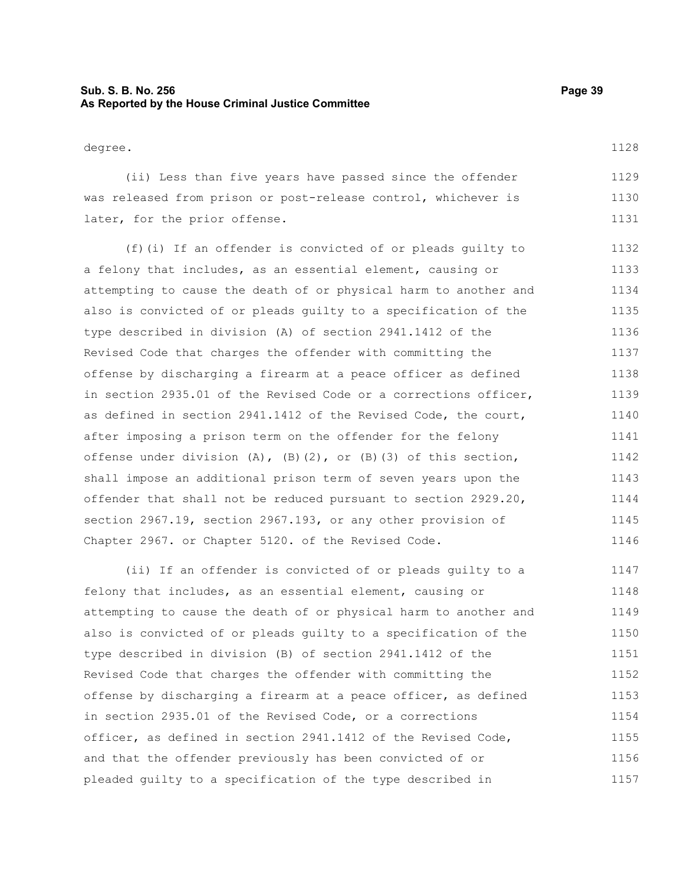degree.

(ii) Less than five years have passed since the offender was released from prison or post-release control, whichever is later, for the prior offense.

(f)(i) If an offender is convicted of or pleads guilty to a felony that includes, as an essential element, causing or attempting to cause the death of or physical harm to another and also is convicted of or pleads guilty to a specification of the type described in division (A) of section 2941.1412 of the Revised Code that charges the offender with committing the offense by discharging a firearm at a peace officer as defined in section 2935.01 of the Revised Code or a corrections officer, as defined in section 2941.1412 of the Revised Code, the court, after imposing a prison term on the offender for the felony offense under division (A), (B)(2), or (B)(3) of this section, shall impose an additional prison term of seven years upon the offender that shall not be reduced pursuant to section 2929.20, section 2967.19, section 2967.193, or any other provision of Chapter 2967. or Chapter 5120. of the Revised Code.

(ii) If an offender is convicted of or pleads guilty to a felony that includes, as an essential element, causing or attempting to cause the death of or physical harm to another and also is convicted of or pleads guilty to a specification of the type described in division (B) of section 2941.1412 of the Revised Code that charges the offender with committing the offense by discharging a firearm at a peace officer, as defined in section 2935.01 of the Revised Code, or a corrections officer, as defined in section 2941.1412 of the Revised Code, and that the offender previously has been convicted of or pleaded guilty to a specification of the type described in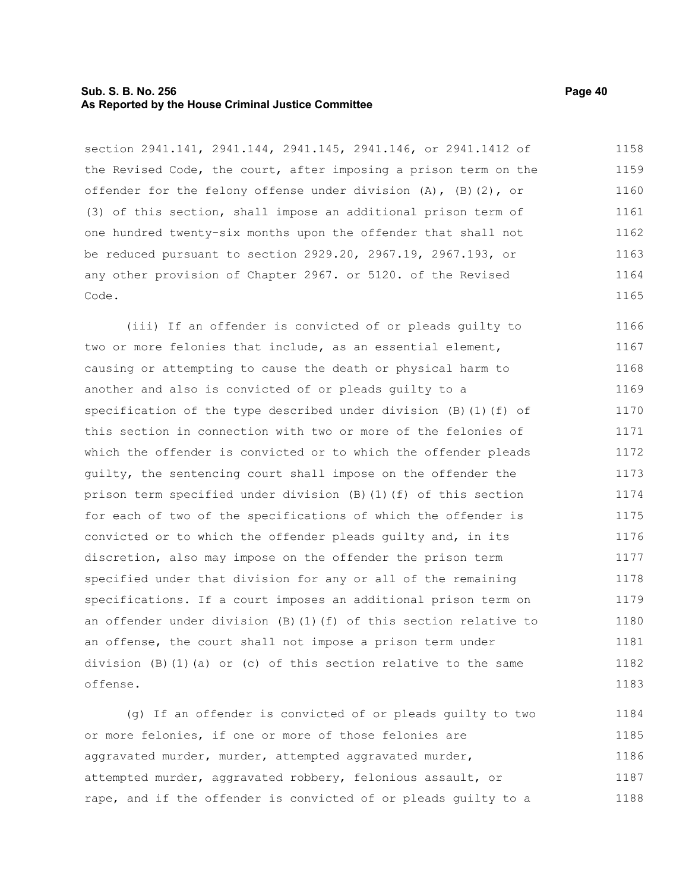section 2941.141, 2941.144, 2941.145, 2941.146, or 2941.1412 of the Revised Code, the court, after imposing a prison term on the offender for the felony offense under division (A), (B)(2), or (3) of this section, shall impose an additional prison term of one hundred twenty-six months upon the offender that shall not be reduced pursuant to section 2929.20, 2967.19, 2967.193, or any other provision of Chapter 2967. or 5120. of the Revised Code.

(iii) If an offender is convicted of or pleads guilty to two or more felonies that include, as an essential element, causing or attempting to cause the death or physical harm to another and also is convicted of or pleads guilty to a specification of the type described under division (B)(1)(f) of this section in connection with two or more of the felonies of which the offender is convicted or to which the offender pleads guilty, the sentencing court shall impose on the offender the prison term specified under division (B)(1)(f) of this section for each of two of the specifications of which the offender is convicted or to which the offender pleads guilty and, in its discretion, also may impose on the offender the prison term specified under that division for any or all of the remaining specifications. If a court imposes an additional prison term on an offender under division (B)(1)(f) of this section relative to an offense, the court shall not impose a prison term under division (B)(1)(a) or (c) of this section relative to the same offense.

(g) If an offender is convicted of or pleads guilty to two or more felonies, if one or more of those felonies are aggravated murder, murder, attempted aggravated murder, attempted murder, aggravated robbery, felonious assault, or rape, and if the offender is convicted of or pleads guilty to a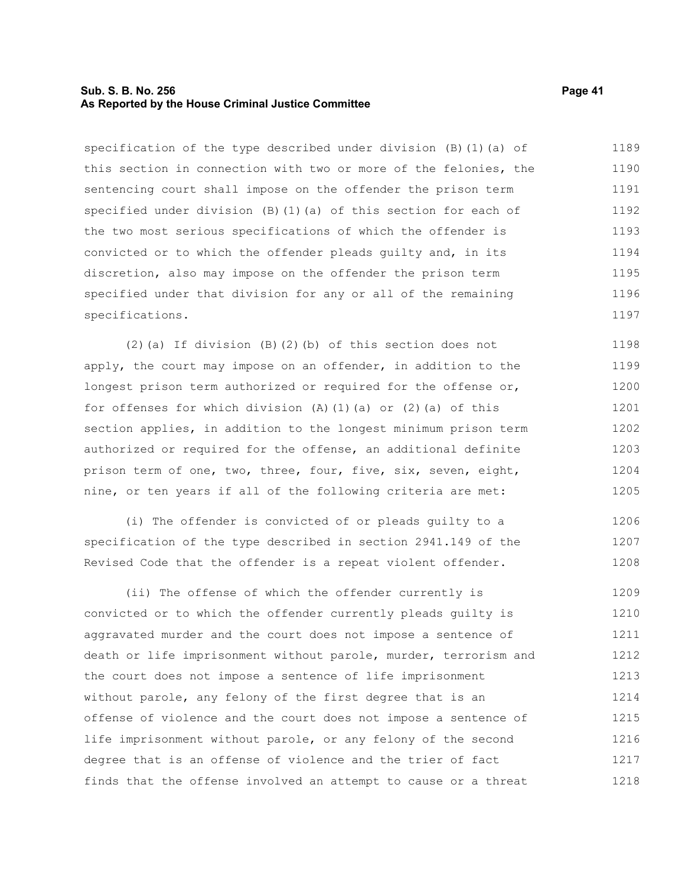specification of the type described under division (B)(1)(a) of this section in connection with two or more of the felonies, the sentencing court shall impose on the offender the prison term specified under division (B)(1)(a) of this section for each of the two most serious specifications of which the offender is convicted or to which the offender pleads guilty and, in its discretion, also may impose on the offender the prison term specified under that division for any or all of the remaining specifications.

(2)(a) If division (B)(2)(b) of this section does not apply, the court may impose on an offender, in addition to the longest prison term authorized or required for the offense or, for offenses for which division (A)(1)(a) or (2)(a) of this section applies, in addition to the longest minimum prison term authorized or required for the offense, an additional definite prison term of one, two, three, four, five, six, seven, eight, nine, or ten years if all of the following criteria are met:

(i) The offender is convicted of or pleads guilty to a specification of the type described in section 2941.149 of the Revised Code that the offender is a repeat violent offender.

(ii) The offense of which the offender currently is convicted or to which the offender currently pleads guilty is aggravated murder and the court does not impose a sentence of death or life imprisonment without parole, murder, terrorism and the court does not impose a sentence of life imprisonment without parole, any felony of the first degree that is an offense of violence and the court does not impose a sentence of life imprisonment without parole, or any felony of the second degree that is an offense of violence and the trier of fact finds that the offense involved an attempt to cause or a threat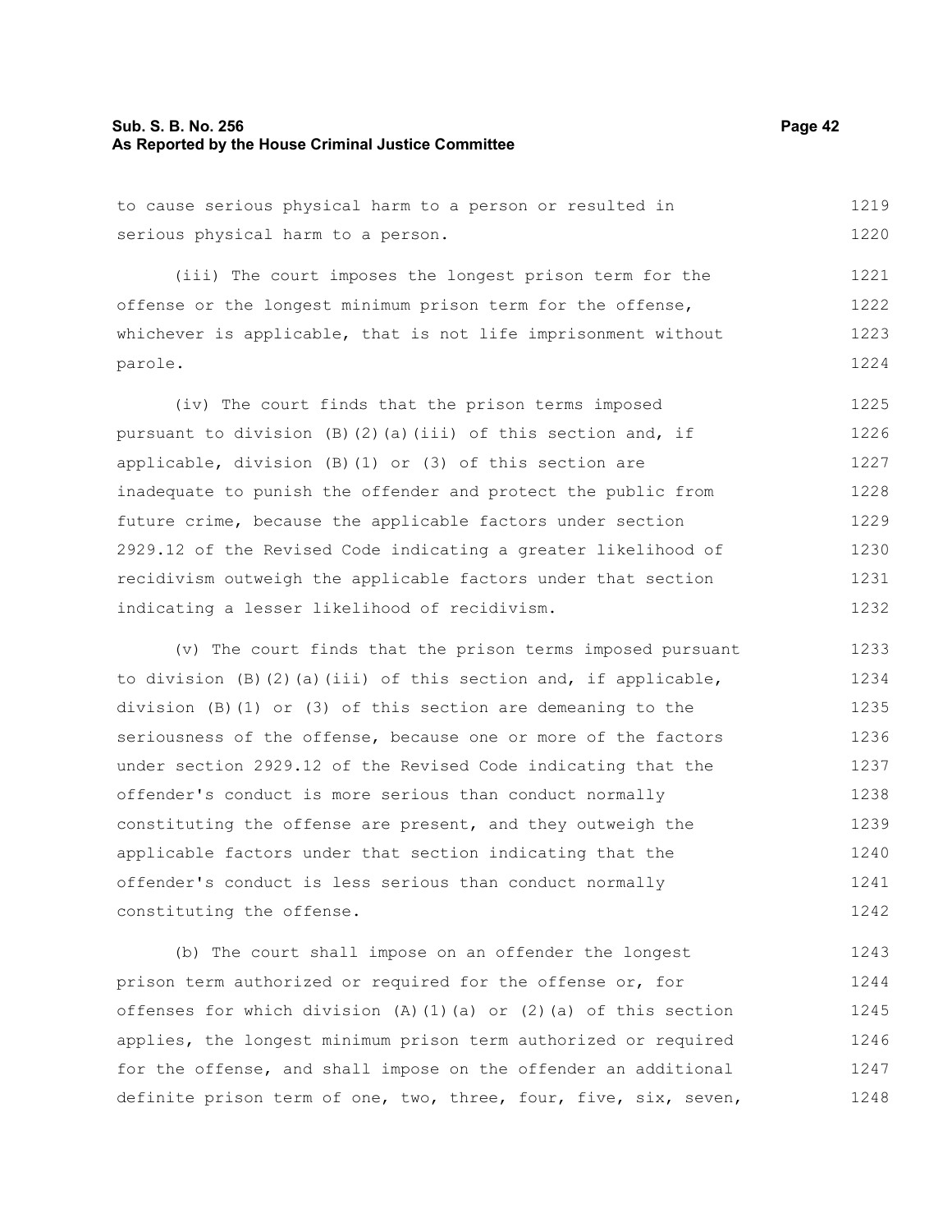to cause serious physical harm to a person or resulted in serious physical harm to a person.

(iii) The court imposes the longest prison term for the offense or the longest minimum prison term for the offense, whichever is applicable, that is not life imprisonment without parole.

(iv) The court finds that the prison terms imposed pursuant to division (B)(2)(a)(iii) of this section and, if applicable, division (B)(1) or (3) of this section are inadequate to punish the offender and protect the public from future crime, because the applicable factors under section 2929.12 of the Revised Code indicating a greater likelihood of recidivism outweigh the applicable factors under that section indicating a lesser likelihood of recidivism.

(v) The court finds that the prison terms imposed pursuant to division (B)(2)(a)(iii) of this section and, if applicable, division (B)(1) or (3) of this section are demeaning to the seriousness of the offense, because one or more of the factors under section 2929.12 of the Revised Code indicating that the offender's conduct is more serious than conduct normally constituting the offense are present, and they outweigh the applicable factors under that section indicating that the offender's conduct is less serious than conduct normally constituting the offense.

(b) The court shall impose on an offender the longest prison term authorized or required for the offense or, for offenses for which division (A)(1)(a) or (2)(a) of this section applies, the longest minimum prison term authorized or required for the offense, and shall impose on the offender an additional definite prison term of one, two, three, four, five, six, seven,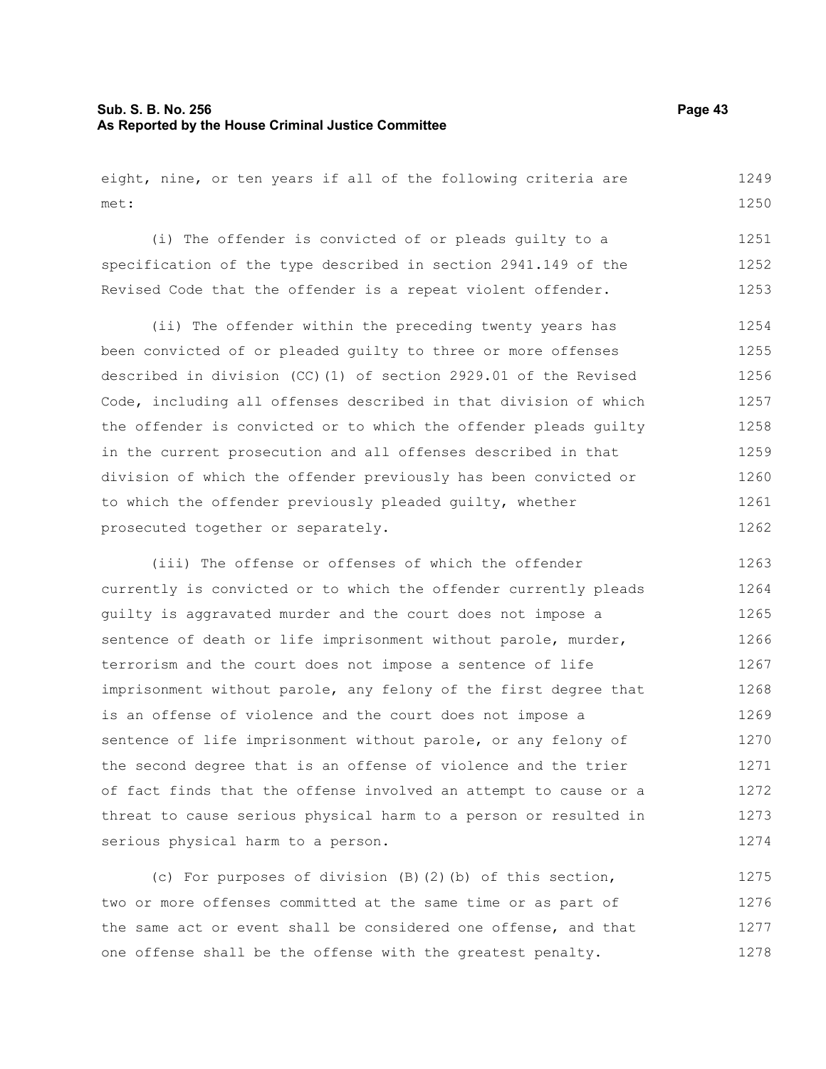eight, nine, or ten years if all of the following criteria are met:

(i) The offender is convicted of or pleads guilty to a specification of the type described in section 2941.149 of the Revised Code that the offender is a repeat violent offender.

(ii) The offender within the preceding twenty years has been convicted of or pleaded guilty to three or more offenses described in division (CC)(1) of section 2929.01 of the Revised Code, including all offenses described in that division of which the offender is convicted or to which the offender pleads guilty in the current prosecution and all offenses described in that division of which the offender previously has been convicted or to which the offender previously pleaded guilty, whether prosecuted together or separately.

(iii) The offense or offenses of which the offender currently is convicted or to which the offender currently pleads guilty is aggravated murder and the court does not impose a sentence of death or life imprisonment without parole, murder, terrorism and the court does not impose a sentence of life imprisonment without parole, any felony of the first degree that is an offense of violence and the court does not impose a sentence of life imprisonment without parole, or any felony of the second degree that is an offense of violence and the trier of fact finds that the offense involved an attempt to cause or a threat to cause serious physical harm to a person or resulted in serious physical harm to a person.

(c) For purposes of division (B)(2)(b) of this section, two or more offenses committed at the same time or as part of the same act or event shall be considered one offense, and that one offense shall be the offense with the greatest penalty.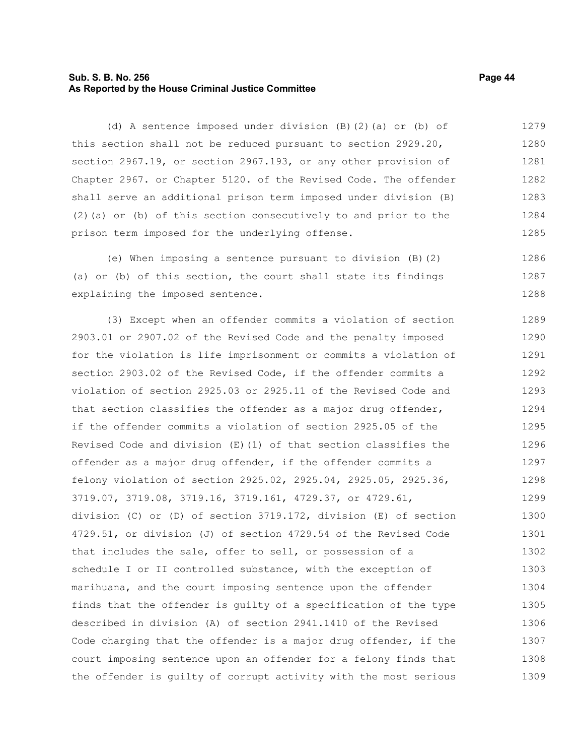(d) A sentence imposed under division (B)(2)(a) or (b) of this section shall not be reduced pursuant to section 2929.20, section 2967.19, or section 2967.193, or any other provision of Chapter 2967. or Chapter 5120. of the Revised Code. The offender shall serve an additional prison term imposed under division (B)(2)(a) or (b) of this section consecutively to and prior to the prison term imposed for the underlying offense.

(e) When imposing a sentence pursuant to division (B)(2)(a) or (b) of this section, the court shall state its findings explaining the imposed sentence.

(3) Except when an offender commits a violation of section 2903.01 or 2907.02 of the Revised Code and the penalty imposed for the violation is life imprisonment or commits a violation of section 2903.02 of the Revised Code, if the offender commits a violation of section 2925.03 or 2925.11 of the Revised Code and that section classifies the offender as a major drug offender, if the offender commits a violation of section 2925.05 of the Revised Code and division (E)(1) of that section classifies the offender as a major drug offender, if the offender commits a felony violation of section 2925.02, 2925.04, 2925.05, 2925.36, 3719.07, 3719.08, 3719.16, 3719.161, 4729.37, or 4729.61, division (C) or (D) of section 3719.172, division (E) of section 4729.51, or division (J) of section 4729.54 of the Revised Code that includes the sale, offer to sell, or possession of a schedule I or II controlled substance, with the exception of marihuana, and the court imposing sentence upon the offender finds that the offender is guilty of a specification of the type described in division (A) of section 2941.1410 of the Revised Code charging that the offender is a major drug offender, if the court imposing sentence upon an offender for a felony finds that the offender is guilty of corrupt activity with the most serious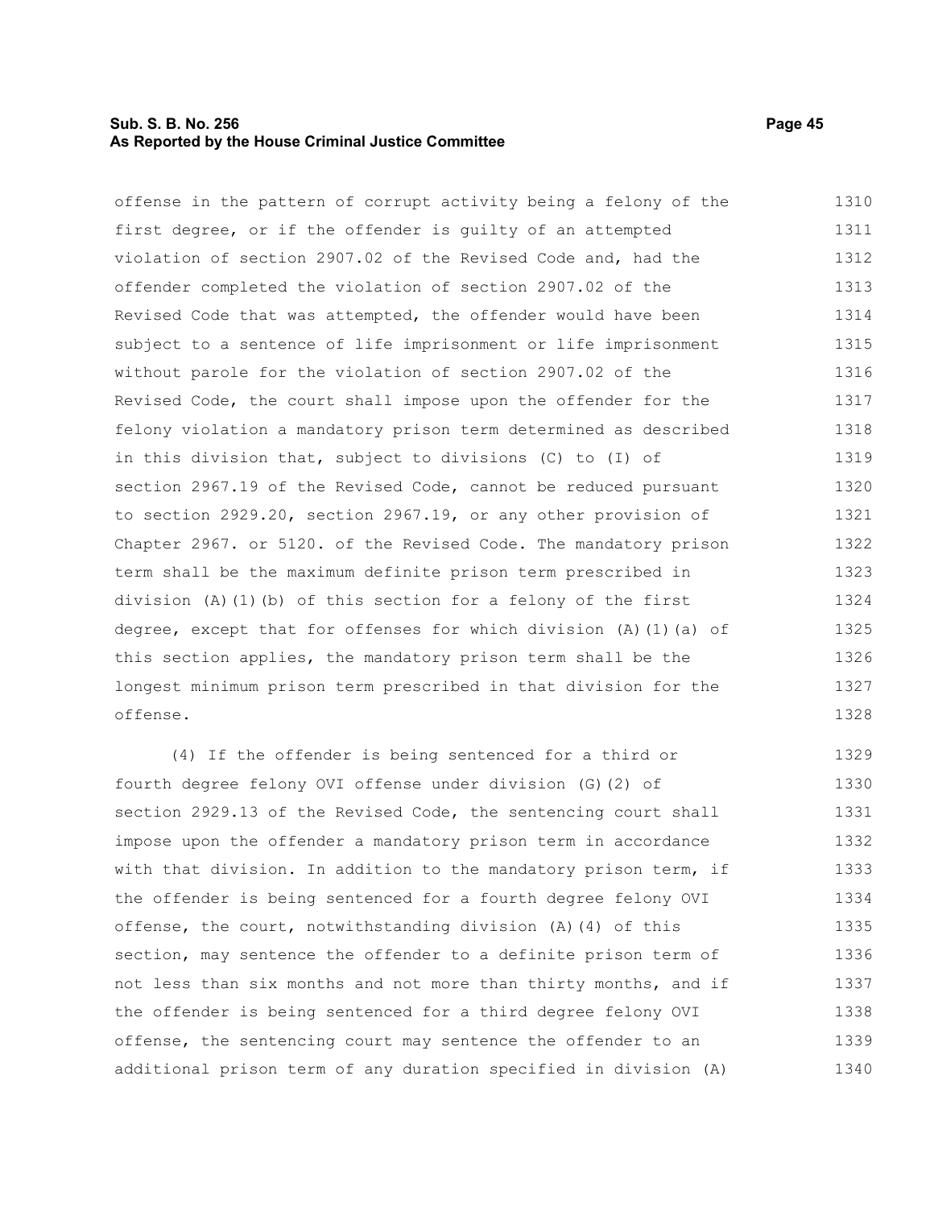offense in the pattern of corrupt activity being a felony of the first degree, or if the offender is guilty of an attempted violation of section 2907.02 of the Revised Code and, had the offender completed the violation of section 2907.02 of the Revised Code that was attempted, the offender would have been subject to a sentence of life imprisonment or life imprisonment without parole for the violation of section 2907.02 of the Revised Code, the court shall impose upon the offender for the felony violation a mandatory prison term determined as described in this division that, subject to divisions (C) to (I) of section 2967.19 of the Revised Code, cannot be reduced pursuant to section 2929.20, section 2967.19, or any other provision of Chapter 2967. or 5120. of the Revised Code. The mandatory prison term shall be the maximum definite prison term prescribed in division (A)(1)(b) of this section for a felony of the first degree, except that for offenses for which division (A)(1)(a) of this section applies, the mandatory prison term shall be the longest minimum prison term prescribed in that division for the offense.

(4) If the offender is being sentenced for a third or fourth degree felony OVI offense under division (G)(2) of section 2929.13 of the Revised Code, the sentencing court shall impose upon the offender a mandatory prison term in accordance with that division. In addition to the mandatory prison term, if the offender is being sentenced for a fourth degree felony OVI offense, the court, notwithstanding division (A)(4) of this section, may sentence the offender to a definite prison term of not less than six months and not more than thirty months, and if the offender is being sentenced for a third degree felony OVI offense, the sentencing court may sentence the offender to an additional prison term of any duration specified in division (A)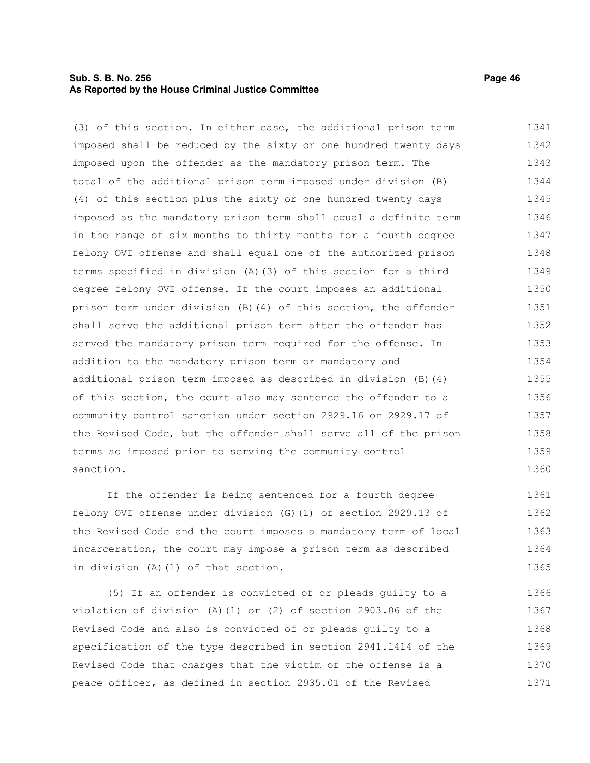(3) of this section. In either case, the additional prison term imposed shall be reduced by the sixty or one hundred twenty days imposed upon the offender as the mandatory prison term. The total of the additional prison term imposed under division (B)(4) of this section plus the sixty or one hundred twenty days imposed as the mandatory prison term shall equal a definite term in the range of six months to thirty months for a fourth degree felony OVI offense and shall equal one of the authorized prison terms specified in division (A)(3) of this section for a third degree felony OVI offense. If the court imposes an additional prison term under division (B)(4) of this section, the offender shall serve the additional prison term after the offender has served the mandatory prison term required for the offense. In addition to the mandatory prison term or mandatory and additional prison term imposed as described in division (B)(4) of this section, the court also may sentence the offender to a community control sanction under section 2929.16 or 2929.17 of the Revised Code, but the offender shall serve all of the prison terms so imposed prior to serving the community control sanction.

If the offender is being sentenced for a fourth degree felony OVI offense under division (G)(1) of section 2929.13 of the Revised Code and the court imposes a mandatory term of local incarceration, the court may impose a prison term as described in division (A)(1) of that section.

(5) If an offender is convicted of or pleads guilty to a violation of division (A)(1) or (2) of section 2903.06 of the Revised Code and also is convicted of or pleads guilty to a specification of the type described in section 2941.1414 of the Revised Code that charges that the victim of the offense is a peace officer, as defined in section 2935.01 of the Revised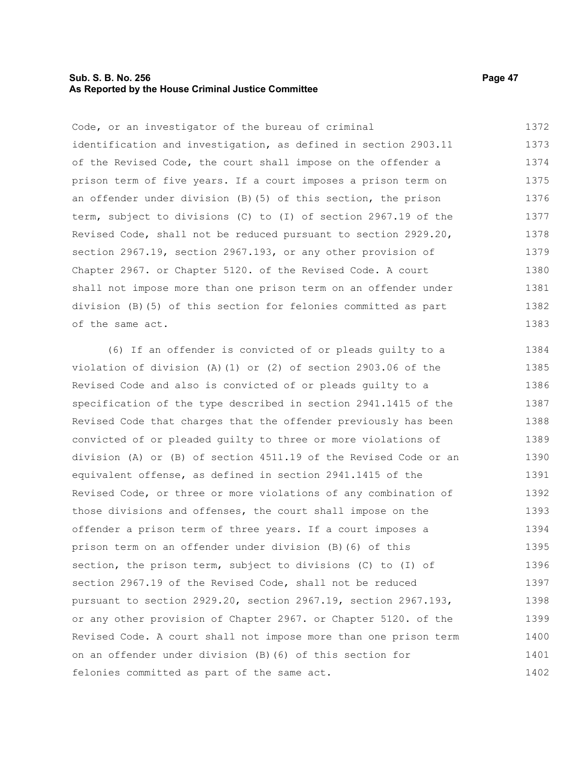Code, or an investigator of the bureau of criminal identification and investigation, as defined in section 2903.11 of the Revised Code, the court shall impose on the offender a prison term of five years. If a court imposes a prison term on an offender under division (B)(5) of this section, the prison term, subject to divisions (C) to (I) of section 2967.19 of the Revised Code, shall not be reduced pursuant to section 2929.20, section 2967.19, section 2967.193, or any other provision of Chapter 2967. or Chapter 5120. of the Revised Code. A court shall not impose more than one prison term on an offender under division (B)(5) of this section for felonies committed as part of the same act.

(6) If an offender is convicted of or pleads guilty to a violation of division (A)(1) or (2) of section 2903.06 of the Revised Code and also is convicted of or pleads guilty to a specification of the type described in section 2941.1415 of the Revised Code that charges that the offender previously has been convicted of or pleaded guilty to three or more violations of division (A) or (B) of section 4511.19 of the Revised Code or an equivalent offense, as defined in section 2941.1415 of the Revised Code, or three or more violations of any combination of those divisions and offenses, the court shall impose on the offender a prison term of three years. If a court imposes a prison term on an offender under division (B)(6) of this section, the prison term, subject to divisions (C) to (I) of section 2967.19 of the Revised Code, shall not be reduced pursuant to section 2929.20, section 2967.19, section 2967.193, or any other provision of Chapter 2967. or Chapter 5120. of the Revised Code. A court shall not impose more than one prison term on an offender under division (B)(6) of this section for felonies committed as part of the same act.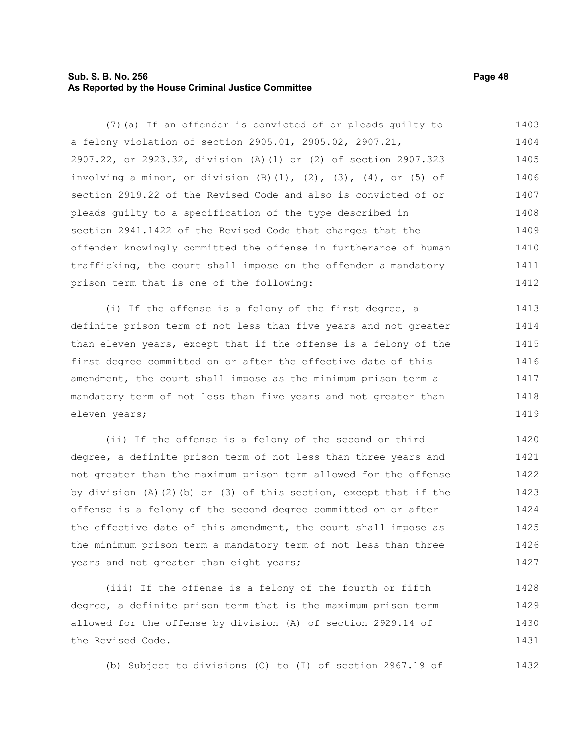(7)(a) If an offender is convicted of or pleads guilty to a felony violation of section 2905.01, 2905.02, 2907.21, 2907.22, or 2923.32, division (A)(1) or (2) of section 2907.323 involving a minor, or division (B)(1), (2), (3), (4), or (5) of section 2919.22 of the Revised Code and also is convicted of or pleads guilty to a specification of the type described in section 2941.1422 of the Revised Code that charges that the offender knowingly committed the offense in furtherance of human trafficking, the court shall impose on the offender a mandatory prison term that is one of the following:

(i) If the offense is a felony of the first degree, a definite prison term of not less than five years and not greater than eleven years, except that if the offense is a felony of the first degree committed on or after the effective date of this amendment, the court shall impose as the minimum prison term a mandatory term of not less than five years and not greater than eleven years;

(ii) If the offense is a felony of the second or third degree, a definite prison term of not less than three years and not greater than the maximum prison term allowed for the offense by division (A)(2)(b) or (3) of this section, except that if the offense is a felony of the second degree committed on or after the effective date of this amendment, the court shall impose as the minimum prison term a mandatory term of not less than three years and not greater than eight years;

(iii) If the offense is a felony of the fourth or fifth degree, a definite prison term that is the maximum prison term allowed for the offense by division (A) of section 2929.14 of the Revised Code.

(b) Subject to divisions (C) to (I) of section 2967.19 of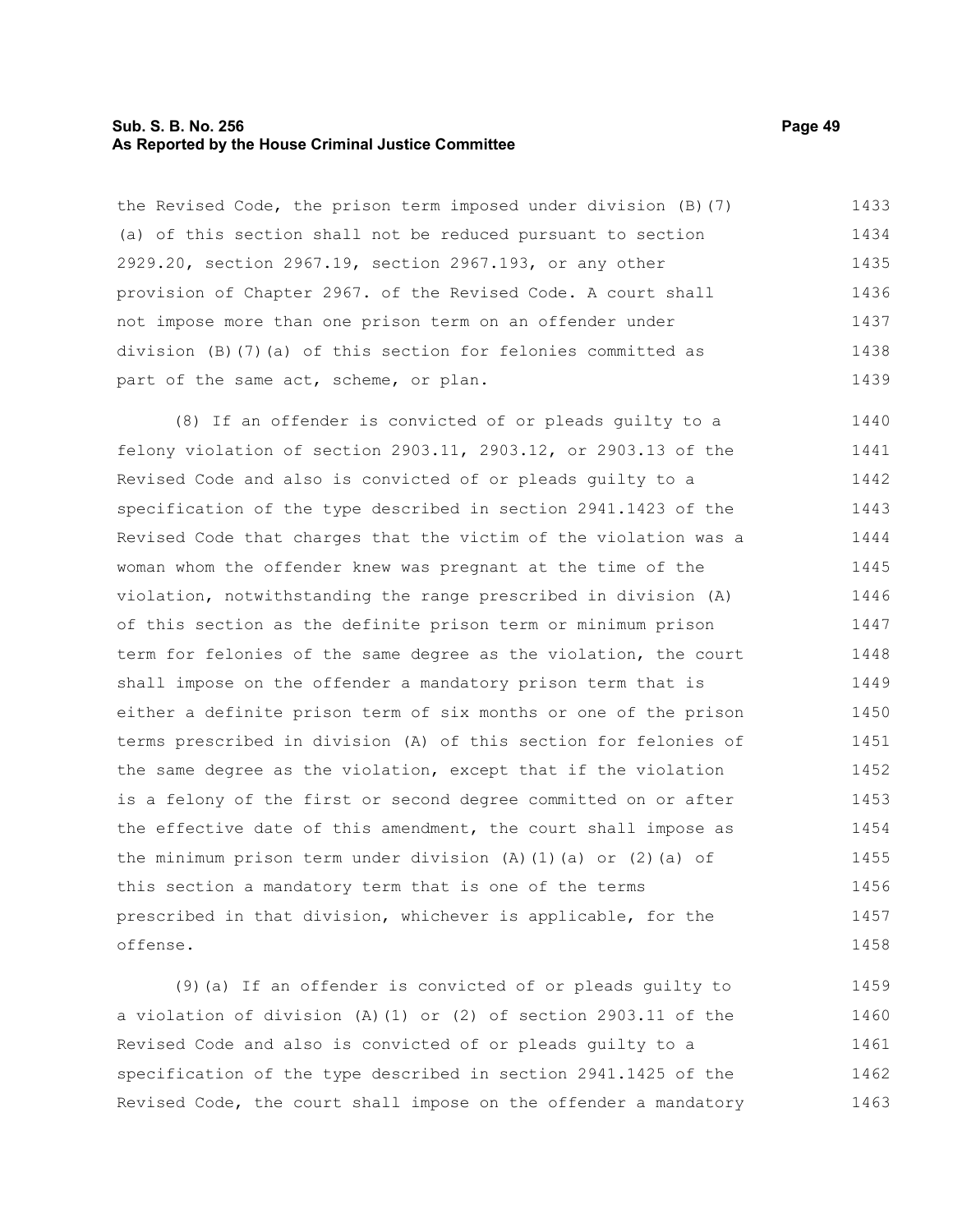the Revised Code, the prison term imposed under division (B)(7)(a) of this section shall not be reduced pursuant to section 2929.20, section 2967.19, section 2967.193, or any other provision of Chapter 2967. of the Revised Code. A court shall not impose more than one prison term on an offender under division (B)(7)(a) of this section for felonies committed as part of the same act, scheme, or plan.

(8) If an offender is convicted of or pleads guilty to a felony violation of section 2903.11, 2903.12, or 2903.13 of the Revised Code and also is convicted of or pleads guilty to a specification of the type described in section 2941.1423 of the Revised Code that charges that the victim of the violation was a woman whom the offender knew was pregnant at the time of the violation, notwithstanding the range prescribed in division (A) of this section as the definite prison term or minimum prison term for felonies of the same degree as the violation, the court shall impose on the offender a mandatory prison term that is either a definite prison term of six months or one of the prison terms prescribed in division (A) of this section for felonies of the same degree as the violation, except that if the violation is a felony of the first or second degree committed on or after the effective date of this amendment, the court shall impose as the minimum prison term under division (A)(1)(a) or (2)(a) of this section a mandatory term that is one of the terms prescribed in that division, whichever is applicable, for the offense.

(9)(a) If an offender is convicted of or pleads guilty to a violation of division (A)(1) or (2) of section 2903.11 of the Revised Code and also is convicted of or pleads guilty to a specification of the type described in section 2941.1425 of the Revised Code, the court shall impose on the offender a mandatory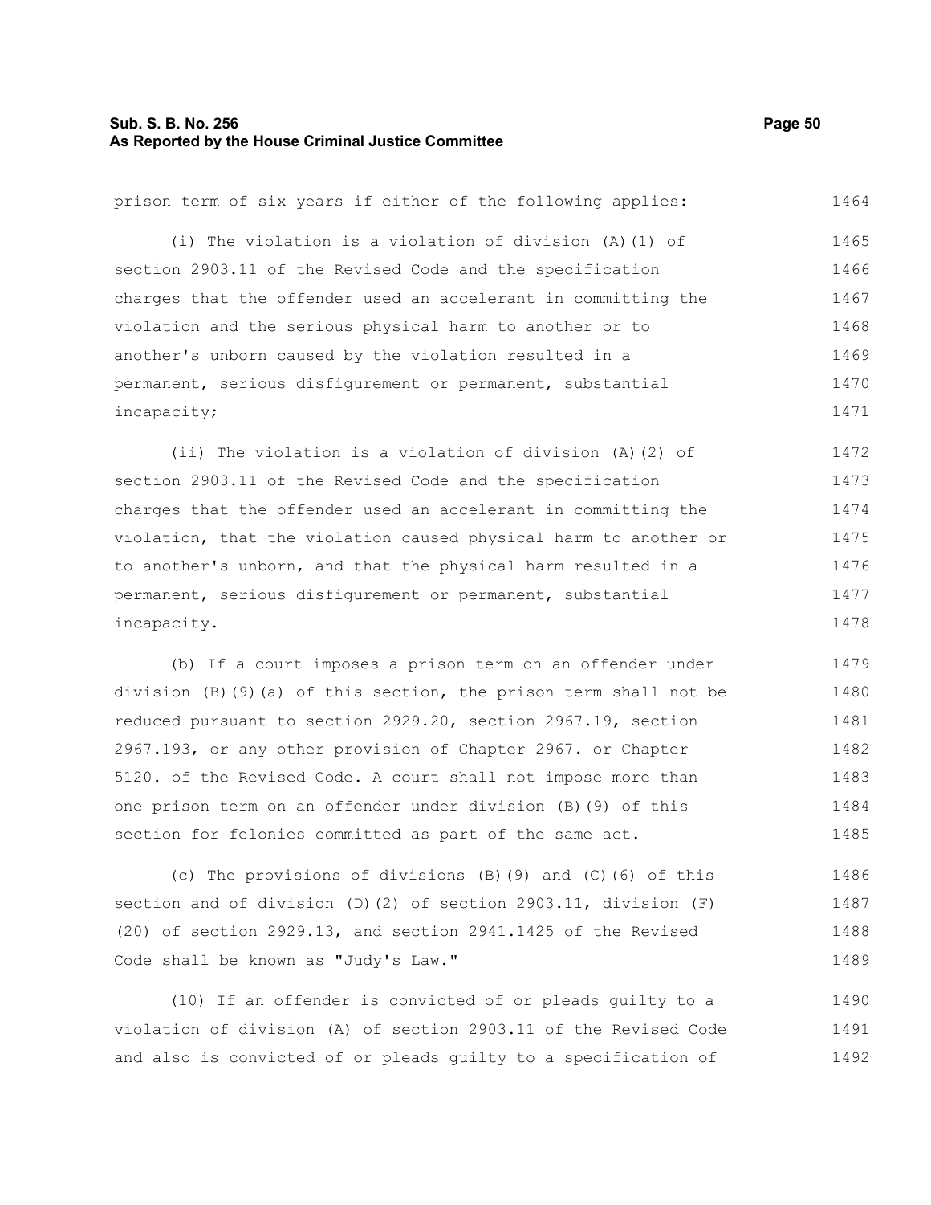prison term of six years if either of the following applies:

(i) The violation is a violation of division (A)(1) of section 2903.11 of the Revised Code and the specification charges that the offender used an accelerant in committing the violation and the serious physical harm to another or to another's unborn caused by the violation resulted in a permanent, serious disfigurement or permanent, substantial incapacity;

(ii) The violation is a violation of division (A)(2) of section 2903.11 of the Revised Code and the specification charges that the offender used an accelerant in committing the violation, that the violation caused physical harm to another or to another's unborn, and that the physical harm resulted in a permanent, serious disfigurement or permanent, substantial incapacity.

(b) If a court imposes a prison term on an offender under division (B)(9)(a) of this section, the prison term shall not be reduced pursuant to section 2929.20, section 2967.19, section 2967.193, or any other provision of Chapter 2967. or Chapter 5120. of the Revised Code. A court shall not impose more than one prison term on an offender under division (B)(9) of this section for felonies committed as part of the same act.

(c) The provisions of divisions (B)(9) and (C)(6) of this section and of division (D)(2) of section 2903.11, division (F)(20) of section 2929.13, and section 2941.1425 of the Revised Code shall be known as "Judy's Law."

(10) If an offender is convicted of or pleads guilty to a violation of division (A) of section 2903.11 of the Revised Code and also is convicted of or pleads guilty to a specification of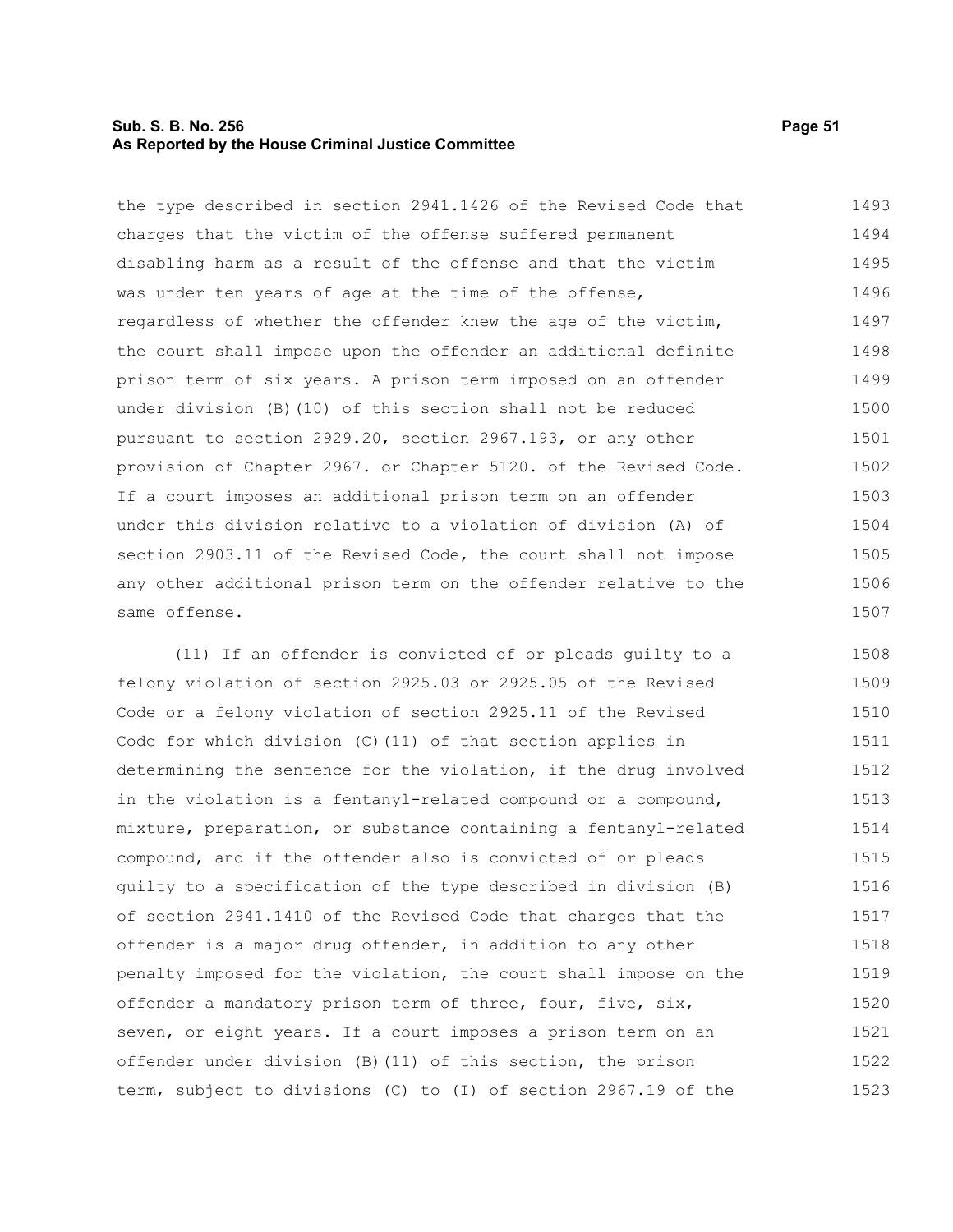the type described in section 2941.1426 of the Revised Code that charges that the victim of the offense suffered permanent disabling harm as a result of the offense and that the victim was under ten years of age at the time of the offense, regardless of whether the offender knew the age of the victim, the court shall impose upon the offender an additional definite prison term of six years. A prison term imposed on an offender under division (B)(10) of this section shall not be reduced pursuant to section 2929.20, section 2967.193, or any other provision of Chapter 2967. or Chapter 5120. of the Revised Code. If a court imposes an additional prison term on an offender under this division relative to a violation of division (A) of section 2903.11 of the Revised Code, the court shall not impose any other additional prison term on the offender relative to the same offense.

(11) If an offender is convicted of or pleads guilty to a felony violation of section 2925.03 or 2925.05 of the Revised Code or a felony violation of section 2925.11 of the Revised Code for which division (C)(11) of that section applies in determining the sentence for the violation, if the drug involved in the violation is a fentanyl-related compound or a compound, mixture, preparation, or substance containing a fentanyl-related compound, and if the offender also is convicted of or pleads guilty to a specification of the type described in division (B) of section 2941.1410 of the Revised Code that charges that the offender is a major drug offender, in addition to any other penalty imposed for the violation, the court shall impose on the offender a mandatory prison term of three, four, five, six, seven, or eight years. If a court imposes a prison term on an offender under division (B)(11) of this section, the prison term, subject to divisions (C) to (I) of section 2967.19 of the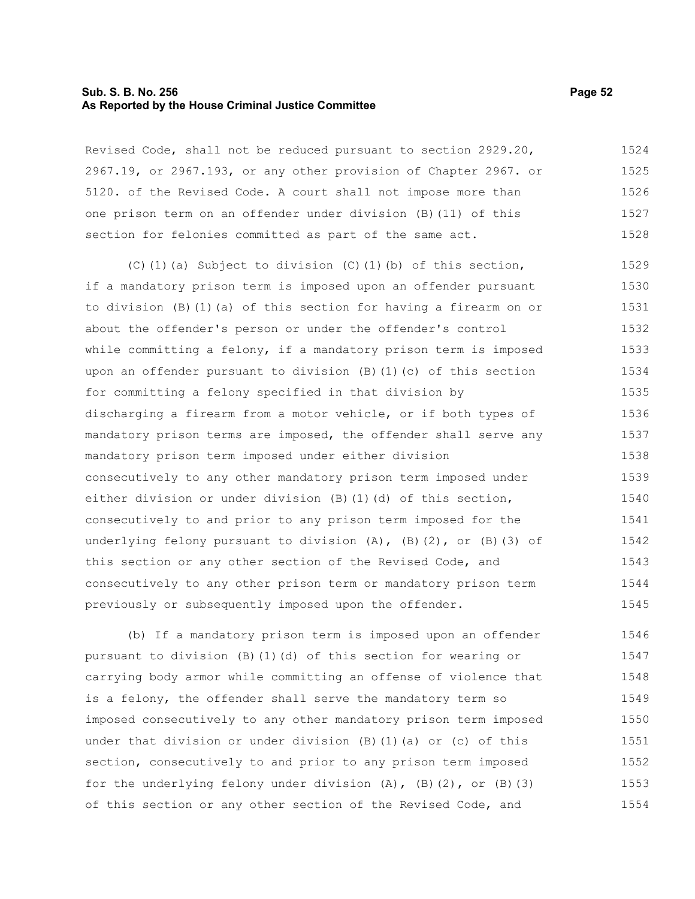Revised Code, shall not be reduced pursuant to section 2929.20, 2967.19, or 2967.193, or any other provision of Chapter 2967. or 5120. of the Revised Code. A court shall not impose more than one prison term on an offender under division (B)(11) of this section for felonies committed as part of the same act.

(C)(1)(a) Subject to division (C)(1)(b) of this section, if a mandatory prison term is imposed upon an offender pursuant to division (B)(1)(a) of this section for having a firearm on or about the offender's person or under the offender's control while committing a felony, if a mandatory prison term is imposed upon an offender pursuant to division (B)(1)(c) of this section for committing a felony specified in that division by discharging a firearm from a motor vehicle, or if both types of mandatory prison terms are imposed, the offender shall serve any mandatory prison term imposed under either division consecutively to any other mandatory prison term imposed under either division or under division (B)(1)(d) of this section, consecutively to and prior to any prison term imposed for the underlying felony pursuant to division (A), (B)(2), or (B)(3) of this section or any other section of the Revised Code, and consecutively to any other prison term or mandatory prison term previously or subsequently imposed upon the offender.

(b) If a mandatory prison term is imposed upon an offender pursuant to division (B)(1)(d) of this section for wearing or carrying body armor while committing an offense of violence that is a felony, the offender shall serve the mandatory term so imposed consecutively to any other mandatory prison term imposed under that division or under division (B)(1)(a) or (c) of this section, consecutively to and prior to any prison term imposed for the underlying felony under division (A), (B)(2), or (B)(3) of this section or any other section of the Revised Code, and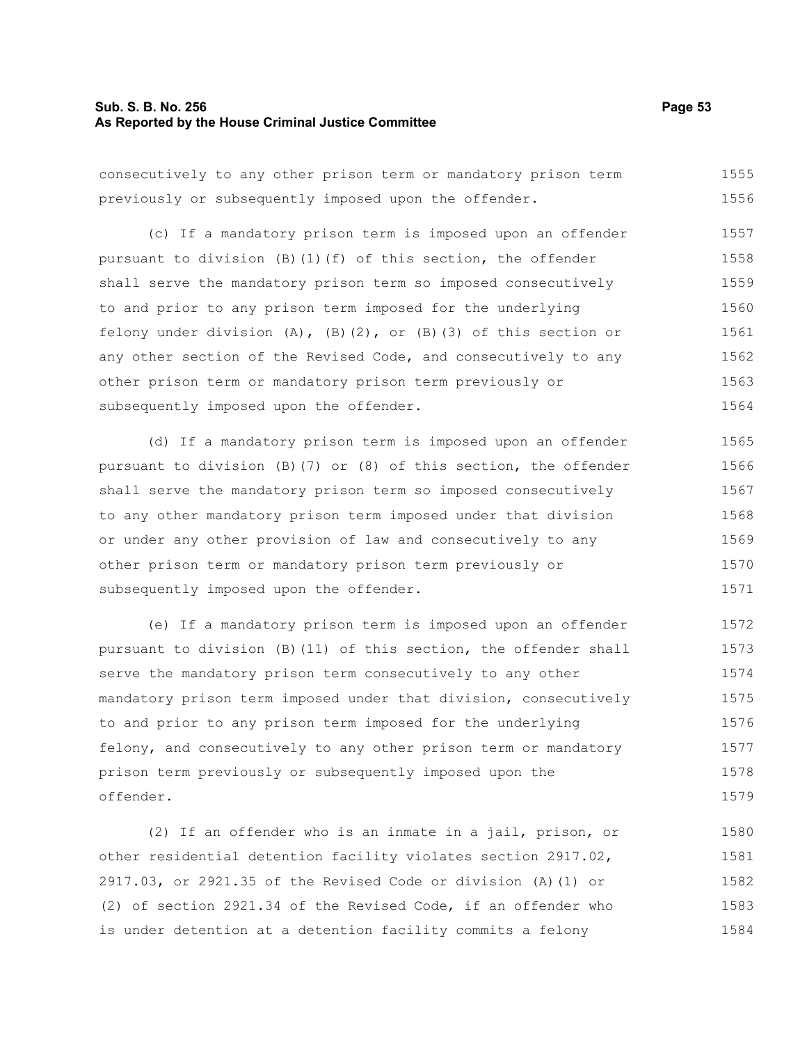consecutively to any other prison term or mandatory prison term previously or subsequently imposed upon the offender.

(c) If a mandatory prison term is imposed upon an offender pursuant to division (B)(1)(f) of this section, the offender shall serve the mandatory prison term so imposed consecutively to and prior to any prison term imposed for the underlying felony under division (A), (B)(2), or (B)(3) of this section or any other section of the Revised Code, and consecutively to any other prison term or mandatory prison term previously or subsequently imposed upon the offender.

(d) If a mandatory prison term is imposed upon an offender pursuant to division (B)(7) or (8) of this section, the offender shall serve the mandatory prison term so imposed consecutively to any other mandatory prison term imposed under that division or under any other provision of law and consecutively to any other prison term or mandatory prison term previously or subsequently imposed upon the offender.

(e) If a mandatory prison term is imposed upon an offender pursuant to division (B)(11) of this section, the offender shall serve the mandatory prison term consecutively to any other mandatory prison term imposed under that division, consecutively to and prior to any prison term imposed for the underlying felony, and consecutively to any other prison term or mandatory prison term previously or subsequently imposed upon the offender.

(2) If an offender who is an inmate in a jail, prison, or other residential detention facility violates section 2917.02, 2917.03, or 2921.35 of the Revised Code or division (A)(1) or (2) of section 2921.34 of the Revised Code, if an offender who is under detention at a detention facility commits a felony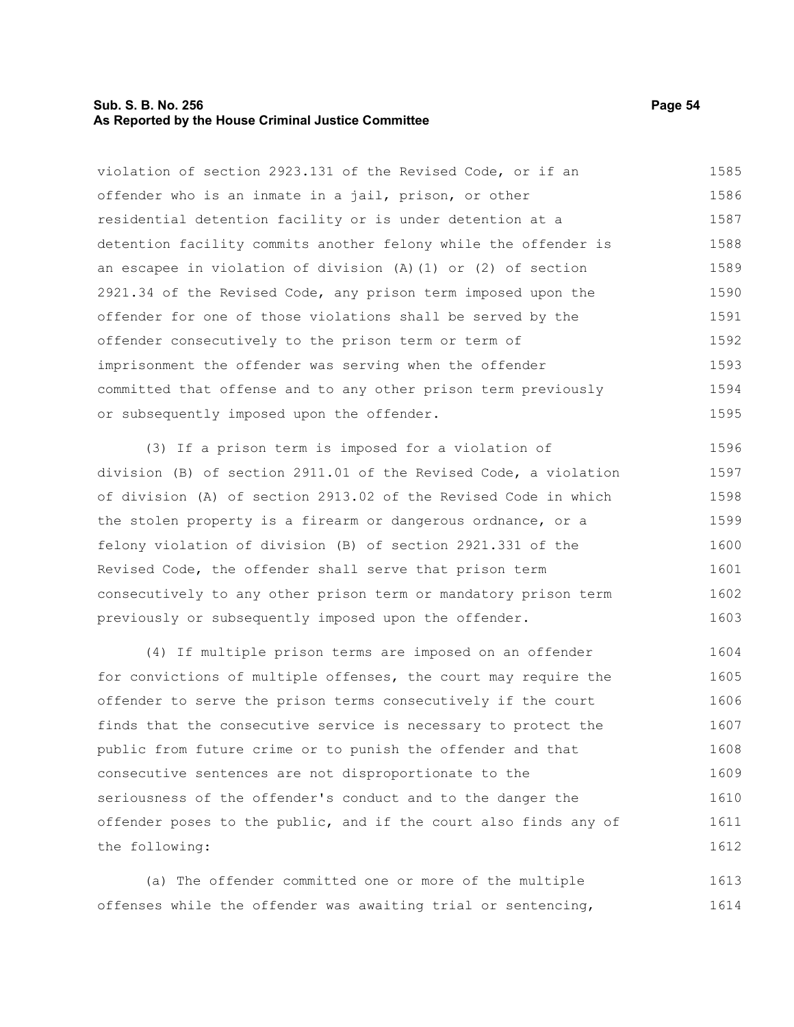violation of section 2923.131 of the Revised Code, or if an offender who is an inmate in a jail, prison, or other residential detention facility or is under detention at a detention facility commits another felony while the offender is an escapee in violation of division (A)(1) or (2) of section 2921.34 of the Revised Code, any prison term imposed upon the offender for one of those violations shall be served by the offender consecutively to the prison term or term of imprisonment the offender was serving when the offender committed that offense and to any other prison term previously or subsequently imposed upon the offender.

(3) If a prison term is imposed for a violation of division (B) of section 2911.01 of the Revised Code, a violation of division (A) of section 2913.02 of the Revised Code in which the stolen property is a firearm or dangerous ordnance, or a felony violation of division (B) of section 2921.331 of the Revised Code, the offender shall serve that prison term consecutively to any other prison term or mandatory prison term previously or subsequently imposed upon the offender.

(4) If multiple prison terms are imposed on an offender for convictions of multiple offenses, the court may require the offender to serve the prison terms consecutively if the court finds that the consecutive service is necessary to protect the public from future crime or to punish the offender and that consecutive sentences are not disproportionate to the seriousness of the offender's conduct and to the danger the offender poses to the public, and if the court also finds any of the following:

(a) The offender committed one or more of the multiple offenses while the offender was awaiting trial or sentencing,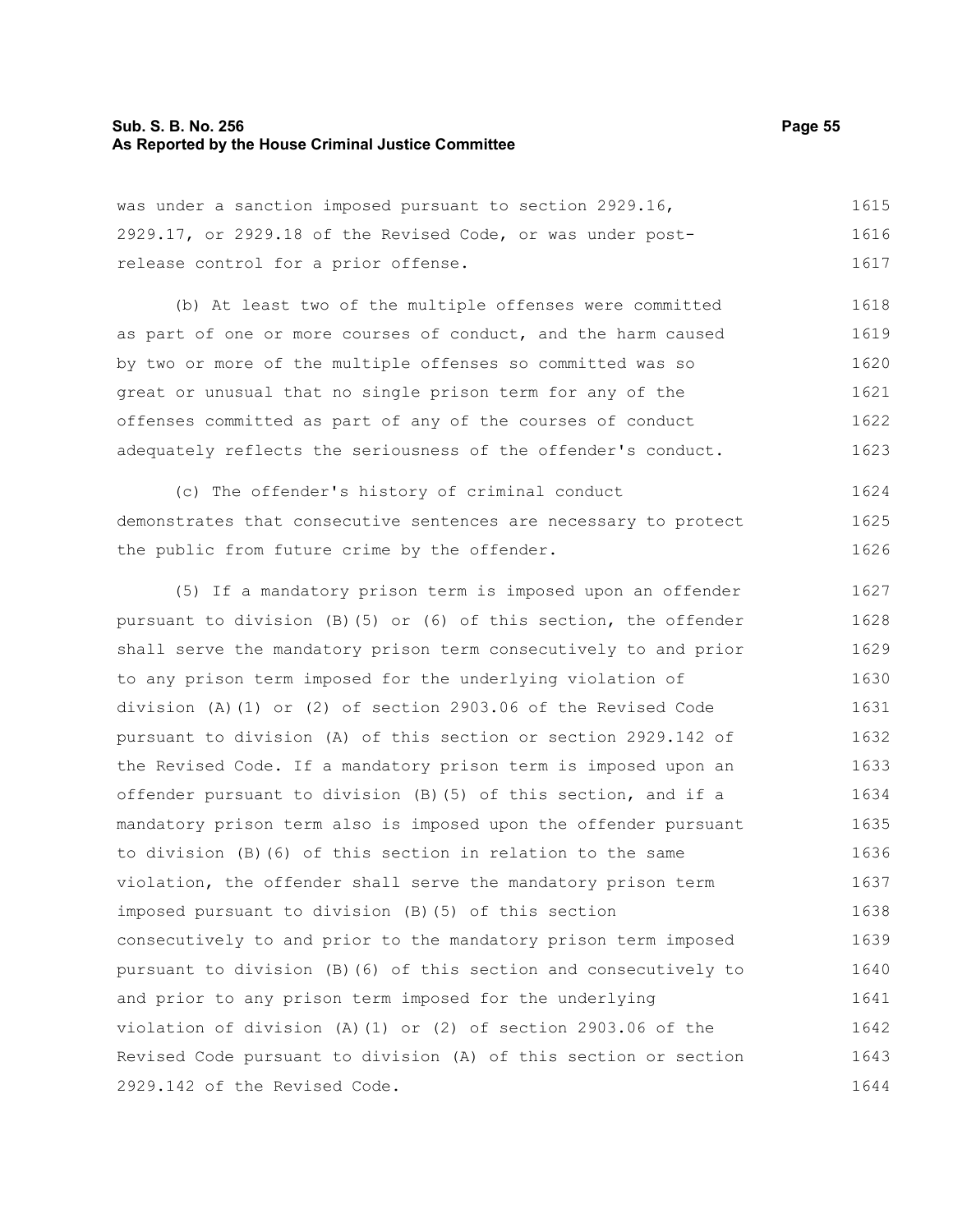was under a sanction imposed pursuant to section 2929.16, 2929.17, or 2929.18 of the Revised Code, or was under post-release control for a prior offense.

(b) At least two of the multiple offenses were committed as part of one or more courses of conduct, and the harm caused by two or more of the multiple offenses so committed was so great or unusual that no single prison term for any of the offenses committed as part of any of the courses of conduct adequately reflects the seriousness of the offender's conduct.

(c) The offender's history of criminal conduct demonstrates that consecutive sentences are necessary to protect the public from future crime by the offender.

(5) If a mandatory prison term is imposed upon an offender pursuant to division (B)(5) or (6) of this section, the offender shall serve the mandatory prison term consecutively to and prior to any prison term imposed for the underlying violation of division (A)(1) or (2) of section 2903.06 of the Revised Code pursuant to division (A) of this section or section 2929.142 of the Revised Code. If a mandatory prison term is imposed upon an offender pursuant to division (B)(5) of this section, and if a mandatory prison term also is imposed upon the offender pursuant to division (B)(6) of this section in relation to the same violation, the offender shall serve the mandatory prison term imposed pursuant to division (B)(5) of this section consecutively to and prior to the mandatory prison term imposed pursuant to division (B)(6) of this section and consecutively to and prior to any prison term imposed for the underlying violation of division (A)(1) or (2) of section 2903.06 of the Revised Code pursuant to division (A) of this section or section 2929.142 of the Revised Code.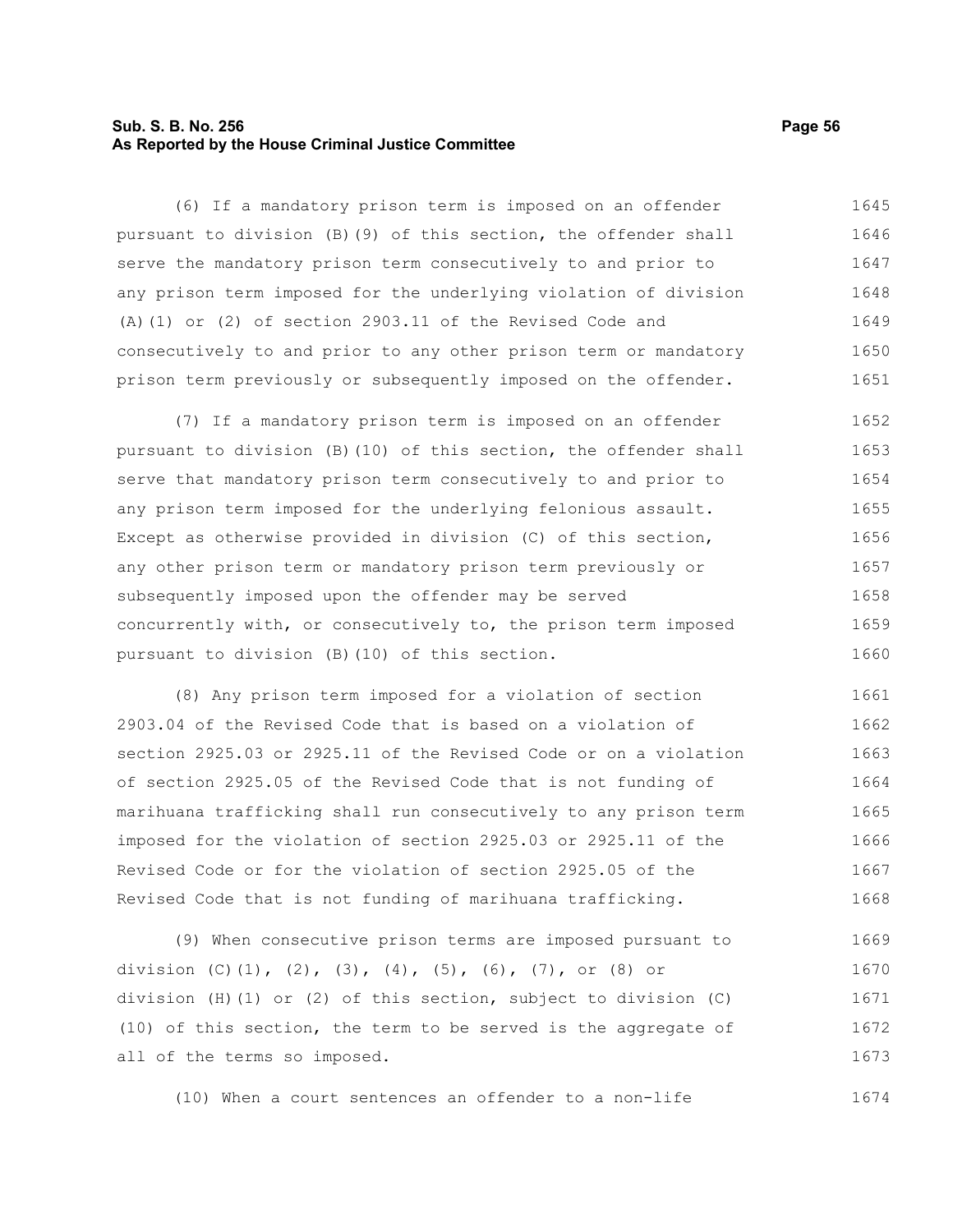(6) If a mandatory prison term is imposed on an offender pursuant to division (B)(9) of this section, the offender shall serve the mandatory prison term consecutively to and prior to any prison term imposed for the underlying violation of division (A)(1) or (2) of section 2903.11 of the Revised Code and consecutively to and prior to any other prison term or mandatory prison term previously or subsequently imposed on the offender.

(7) If a mandatory prison term is imposed on an offender pursuant to division (B)(10) of this section, the offender shall serve that mandatory prison term consecutively to and prior to any prison term imposed for the underlying felonious assault. Except as otherwise provided in division (C) of this section, any other prison term or mandatory prison term previously or subsequently imposed upon the offender may be served concurrently with, or consecutively to, the prison term imposed pursuant to division (B)(10) of this section.

(8) Any prison term imposed for a violation of section 2903.04 of the Revised Code that is based on a violation of section 2925.03 or 2925.11 of the Revised Code or on a violation of section 2925.05 of the Revised Code that is not funding of marihuana trafficking shall run consecutively to any prison term imposed for the violation of section 2925.03 or 2925.11 of the Revised Code or for the violation of section 2925.05 of the Revised Code that is not funding of marihuana trafficking.

(9) When consecutive prison terms are imposed pursuant to division (C)(1), (2), (3), (4), (5), (6), (7), or (8) or division (H)(1) or (2) of this section, subject to division (C)(10) of this section, the term to be served is the aggregate of all of the terms so imposed.

(10) When a court sentences an offender to a non-life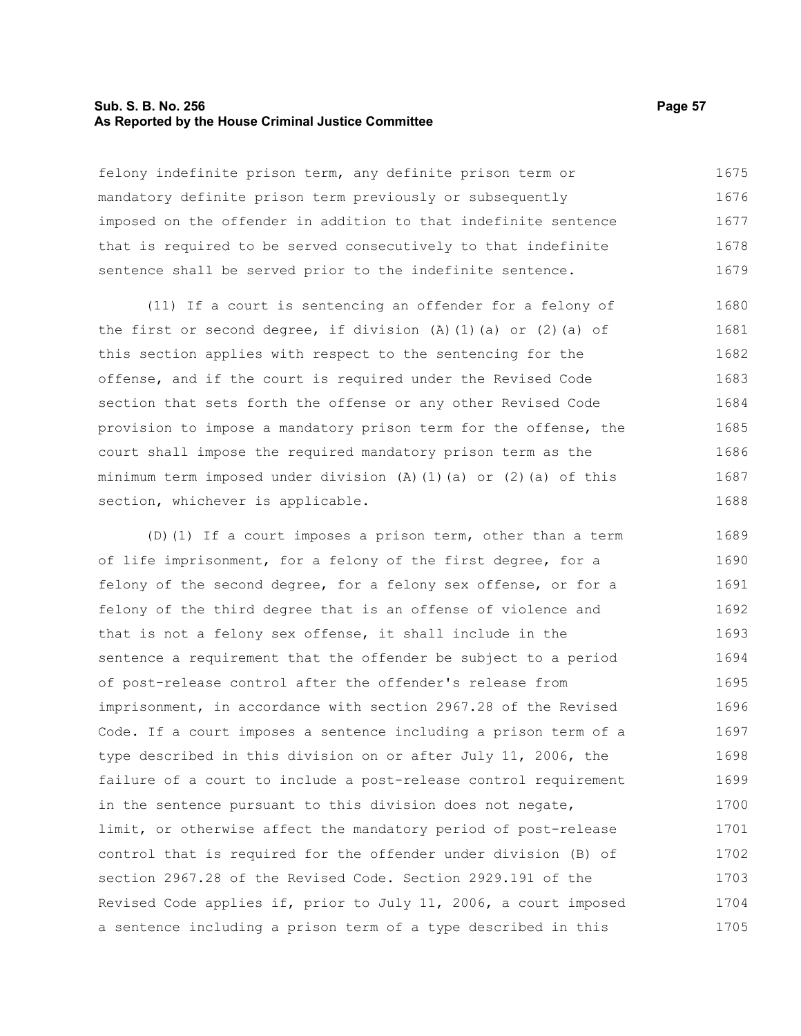felony indefinite prison term, any definite prison term or mandatory definite prison term previously or subsequently imposed on the offender in addition to that indefinite sentence that is required to be served consecutively to that indefinite sentence shall be served prior to the indefinite sentence.

(11) If a court is sentencing an offender for a felony of the first or second degree, if division (A)(1)(a) or (2)(a) of this section applies with respect to the sentencing for the offense, and if the court is required under the Revised Code section that sets forth the offense or any other Revised Code provision to impose a mandatory prison term for the offense, the court shall impose the required mandatory prison term as the minimum term imposed under division (A)(1)(a) or (2)(a) of this section, whichever is applicable.

(D)(1) If a court imposes a prison term, other than a term of life imprisonment, for a felony of the first degree, for a felony of the second degree, for a felony sex offense, or for a felony of the third degree that is an offense of violence and that is not a felony sex offense, it shall include in the sentence a requirement that the offender be subject to a period of post-release control after the offender's release from imprisonment, in accordance with section 2967.28 of the Revised Code. If a court imposes a sentence including a prison term of a type described in this division on or after July 11, 2006, the failure of a court to include a post-release control requirement in the sentence pursuant to this division does not negate, limit, or otherwise affect the mandatory period of post-release control that is required for the offender under division (B) of section 2967.28 of the Revised Code. Section 2929.191 of the Revised Code applies if, prior to July 11, 2006, a court imposed a sentence including a prison term of a type described in this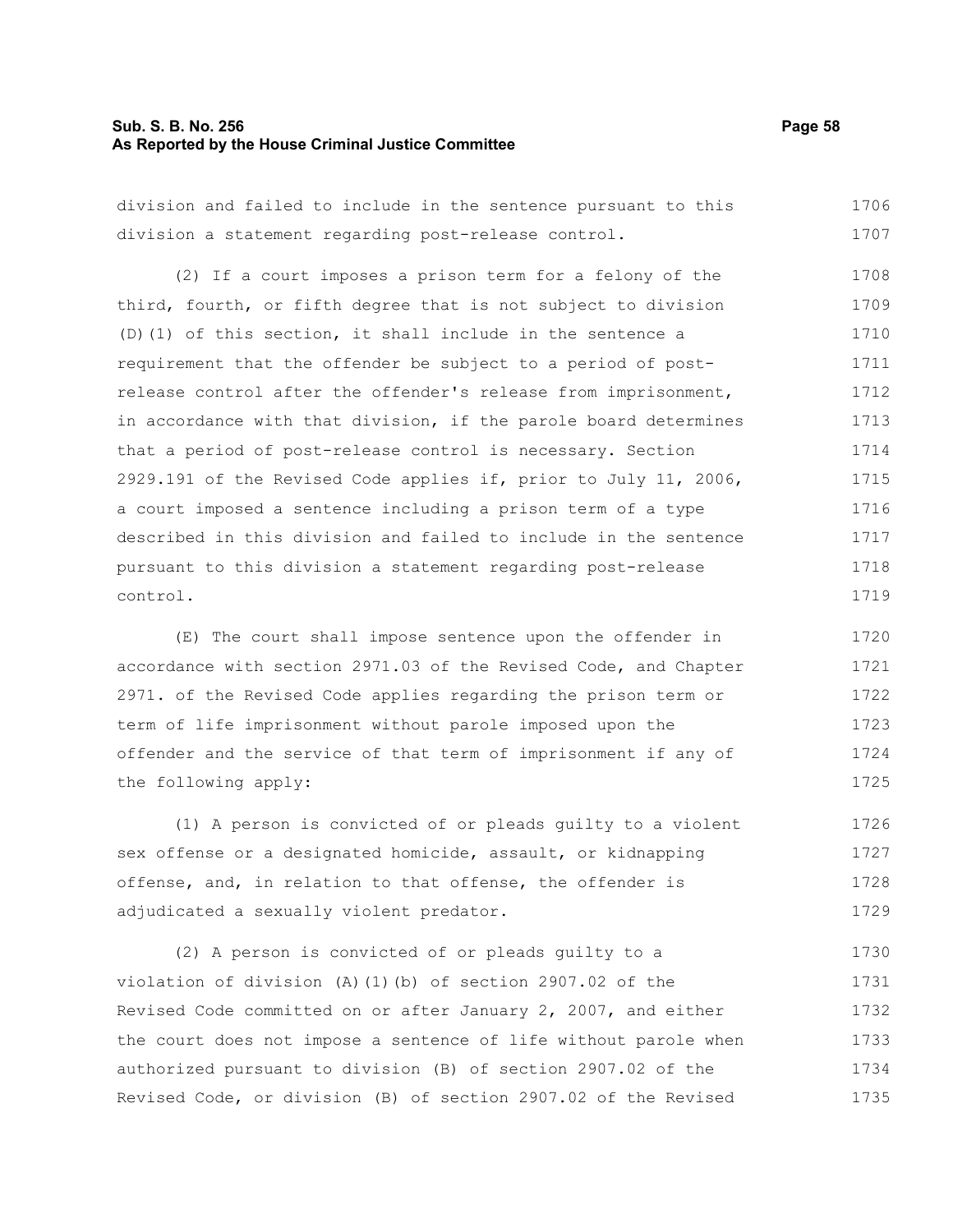division and failed to include in the sentence pursuant to this division a statement regarding post-release control.

(2) If a court imposes a prison term for a felony of the third, fourth, or fifth degree that is not subject to division (D)(1) of this section, it shall include in the sentence a requirement that the offender be subject to a period of post-release control after the offender's release from imprisonment, in accordance with that division, if the parole board determines that a period of post-release control is necessary. Section 2929.191 of the Revised Code applies if, prior to July 11, 2006, a court imposed a sentence including a prison term of a type described in this division and failed to include in the sentence pursuant to this division a statement regarding post-release control.

(E) The court shall impose sentence upon the offender in accordance with section 2971.03 of the Revised Code, and Chapter 2971. of the Revised Code applies regarding the prison term or term of life imprisonment without parole imposed upon the offender and the service of that term of imprisonment if any of the following apply:

(1) A person is convicted of or pleads guilty to a violent sex offense or a designated homicide, assault, or kidnapping offense, and, in relation to that offense, the offender is adjudicated a sexually violent predator.

(2) A person is convicted of or pleads guilty to a violation of division (A)(1)(b) of section 2907.02 of the Revised Code committed on or after January 2, 2007, and either the court does not impose a sentence of life without parole when authorized pursuant to division (B) of section 2907.02 of the Revised Code, or division (B) of section 2907.02 of the Revised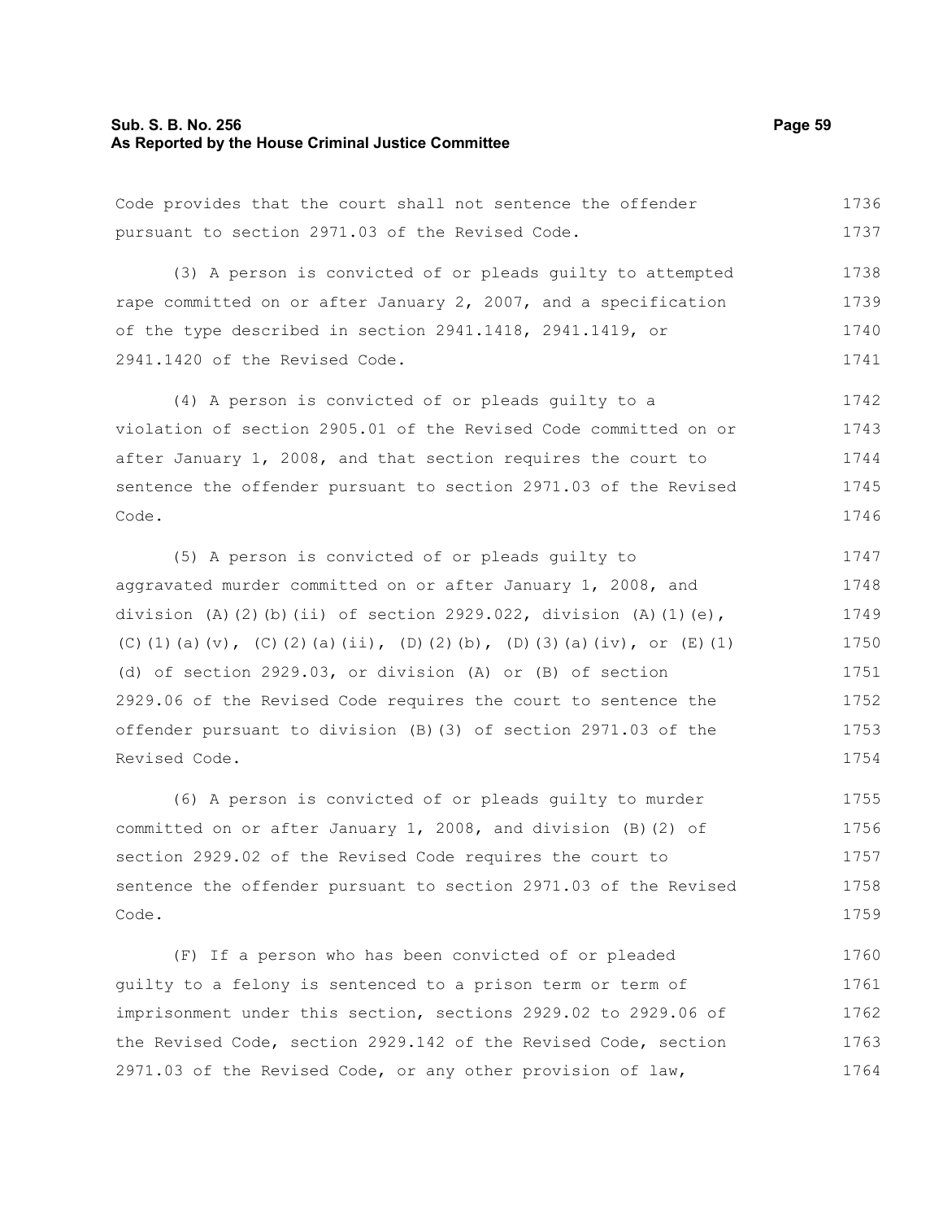Code provides that the court shall not sentence the offender pursuant to section 2971.03 of the Revised Code.

(3) A person is convicted of or pleads guilty to attempted rape committed on or after January 2, 2007, and a specification of the type described in section 2941.1418, 2941.1419, or 2941.1420 of the Revised Code.

(4) A person is convicted of or pleads guilty to a violation of section 2905.01 of the Revised Code committed on or after January 1, 2008, and that section requires the court to sentence the offender pursuant to section 2971.03 of the Revised Code.

(5) A person is convicted of or pleads guilty to aggravated murder committed on or after January 1, 2008, and division (A)(2)(b)(ii) of section 2929.022, division (A)(1)(e), (C)(1)(a)(v), (C)(2)(a)(ii), (D)(2)(b), (D)(3)(a)(iv), or (E)(1)(d) of section 2929.03, or division (A) or (B) of section 2929.06 of the Revised Code requires the court to sentence the offender pursuant to division (B)(3) of section 2971.03 of the Revised Code.

(6) A person is convicted of or pleads guilty to murder committed on or after January 1, 2008, and division (B)(2) of section 2929.02 of the Revised Code requires the court to sentence the offender pursuant to section 2971.03 of the Revised Code.

(F) If a person who has been convicted of or pleaded guilty to a felony is sentenced to a prison term or term of imprisonment under this section, sections 2929.02 to 2929.06 of the Revised Code, section 2929.142 of the Revised Code, section 2971.03 of the Revised Code, or any other provision of law,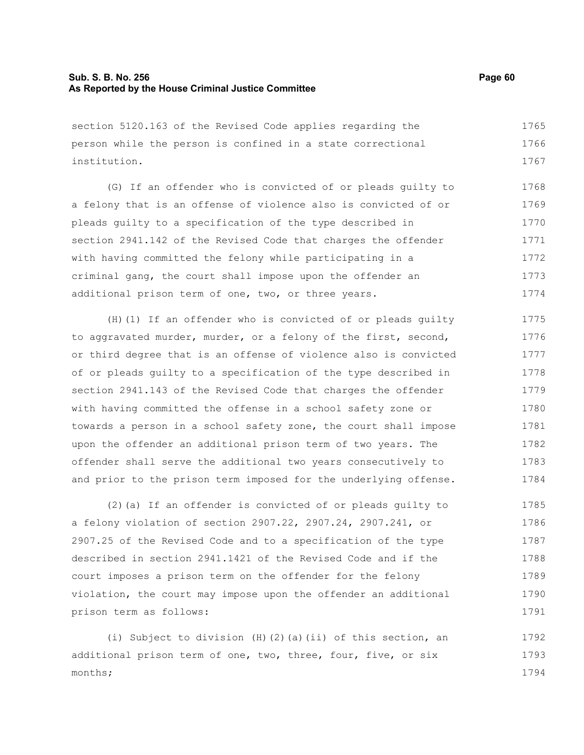section 5120.163 of the Revised Code applies regarding the person while the person is confined in a state correctional institution.

(G) If an offender who is convicted of or pleads guilty to a felony that is an offense of violence also is convicted of or pleads guilty to a specification of the type described in section 2941.142 of the Revised Code that charges the offender with having committed the felony while participating in a criminal gang, the court shall impose upon the offender an additional prison term of one, two, or three years.

(H)(1) If an offender who is convicted of or pleads guilty to aggravated murder, murder, or a felony of the first, second, or third degree that is an offense of violence also is convicted of or pleads guilty to a specification of the type described in section 2941.143 of the Revised Code that charges the offender with having committed the offense in a school safety zone or towards a person in a school safety zone, the court shall impose upon the offender an additional prison term of two years. The offender shall serve the additional two years consecutively to and prior to the prison term imposed for the underlying offense.

(2)(a) If an offender is convicted of or pleads guilty to a felony violation of section 2907.22, 2907.24, 2907.241, or 2907.25 of the Revised Code and to a specification of the type described in section 2941.1421 of the Revised Code and if the court imposes a prison term on the offender for the felony violation, the court may impose upon the offender an additional prison term as follows:

(i) Subject to division (H)(2)(a)(ii) of this section, an additional prison term of one, two, three, four, five, or six months;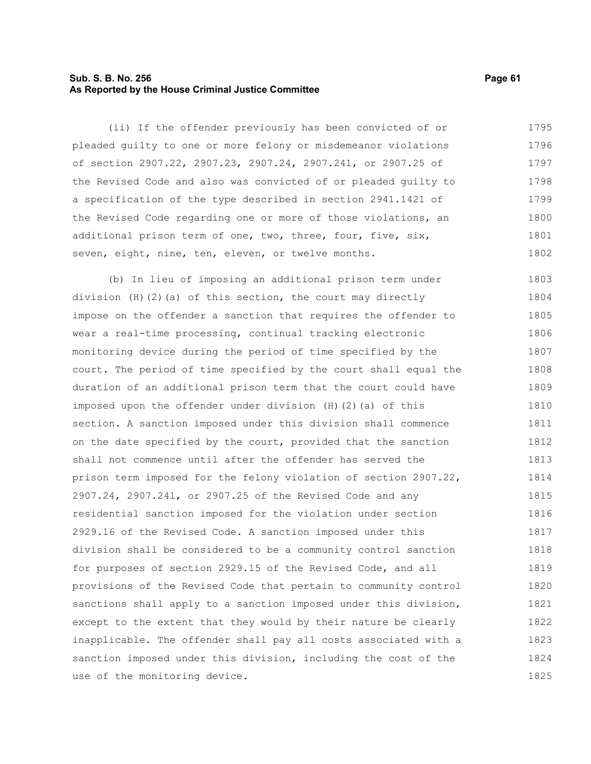(ii) If the offender previously has been convicted of or pleaded guilty to one or more felony or misdemeanor violations of section 2907.22, 2907.23, 2907.24, 2907.241, or 2907.25 of the Revised Code and also was convicted of or pleaded guilty to a specification of the type described in section 2941.1421 of the Revised Code regarding one or more of those violations, an additional prison term of one, two, three, four, five, six, seven, eight, nine, ten, eleven, or twelve months.

(b) In lieu of imposing an additional prison term under division (H)(2)(a) of this section, the court may directly impose on the offender a sanction that requires the offender to wear a real-time processing, continual tracking electronic monitoring device during the period of time specified by the court. The period of time specified by the court shall equal the duration of an additional prison term that the court could have imposed upon the offender under division (H)(2)(a) of this section. A sanction imposed under this division shall commence on the date specified by the court, provided that the sanction shall not commence until after the offender has served the prison term imposed for the felony violation of section 2907.22, 2907.24, 2907.241, or 2907.25 of the Revised Code and any residential sanction imposed for the violation under section 2929.16 of the Revised Code. A sanction imposed under this division shall be considered to be a community control sanction for purposes of section 2929.15 of the Revised Code, and all provisions of the Revised Code that pertain to community control sanctions shall apply to a sanction imposed under this division, except to the extent that they would by their nature be clearly inapplicable. The offender shall pay all costs associated with a sanction imposed under this division, including the cost of the use of the monitoring device.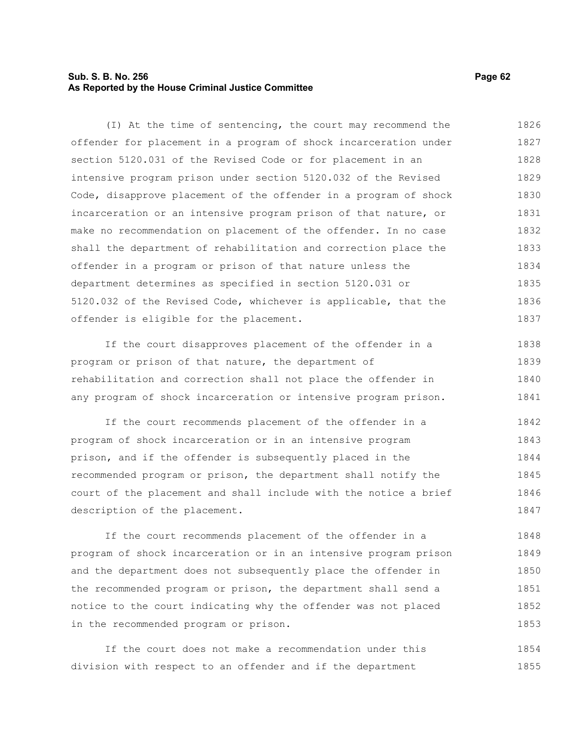(I) At the time of sentencing, the court may recommend the offender for placement in a program of shock incarceration under section 5120.031 of the Revised Code or for placement in an intensive program prison under section 5120.032 of the Revised Code, disapprove placement of the offender in a program of shock incarceration or an intensive program prison of that nature, or make no recommendation on placement of the offender. In no case shall the department of rehabilitation and correction place the offender in a program or prison of that nature unless the department determines as specified in section 5120.031 or 5120.032 of the Revised Code, whichever is applicable, that the offender is eligible for the placement.

If the court disapproves placement of the offender in a program or prison of that nature, the department of rehabilitation and correction shall not place the offender in any program of shock incarceration or intensive program prison.

If the court recommends placement of the offender in a program of shock incarceration or in an intensive program prison, and if the offender is subsequently placed in the recommended program or prison, the department shall notify the court of the placement and shall include with the notice a brief description of the placement.

If the court recommends placement of the offender in a program of shock incarceration or in an intensive program prison and the department does not subsequently place the offender in the recommended program or prison, the department shall send a notice to the court indicating why the offender was not placed in the recommended program or prison.

If the court does not make a recommendation under this division with respect to an offender and if the department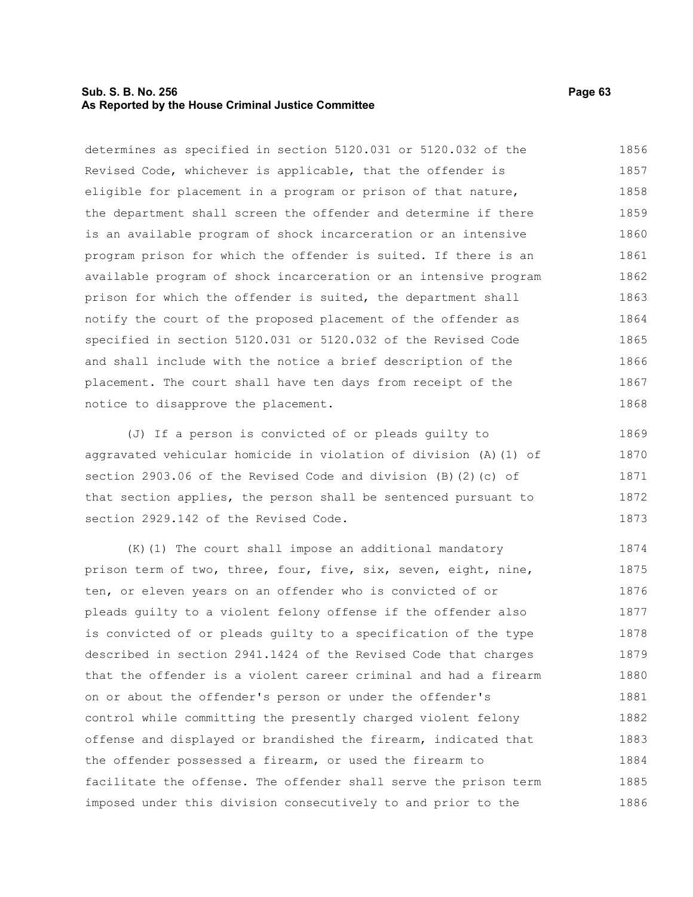determines as specified in section 5120.031 or 5120.032 of the Revised Code, whichever is applicable, that the offender is eligible for placement in a program or prison of that nature, the department shall screen the offender and determine if there is an available program of shock incarceration or an intensive program prison for which the offender is suited. If there is an available program of shock incarceration or an intensive program prison for which the offender is suited, the department shall notify the court of the proposed placement of the offender as specified in section 5120.031 or 5120.032 of the Revised Code and shall include with the notice a brief description of the placement. The court shall have ten days from receipt of the notice to disapprove the placement.

(J) If a person is convicted of or pleads guilty to aggravated vehicular homicide in violation of division (A)(1) of section 2903.06 of the Revised Code and division (B)(2)(c) of that section applies, the person shall be sentenced pursuant to section 2929.142 of the Revised Code.

(K)(1) The court shall impose an additional mandatory prison term of two, three, four, five, six, seven, eight, nine, ten, or eleven years on an offender who is convicted of or pleads guilty to a violent felony offense if the offender also is convicted of or pleads guilty to a specification of the type described in section 2941.1424 of the Revised Code that charges that the offender is a violent career criminal and had a firearm on or about the offender's person or under the offender's control while committing the presently charged violent felony offense and displayed or brandished the firearm, indicated that the offender possessed a firearm, or used the firearm to facilitate the offense. The offender shall serve the prison term imposed under this division consecutively to and prior to the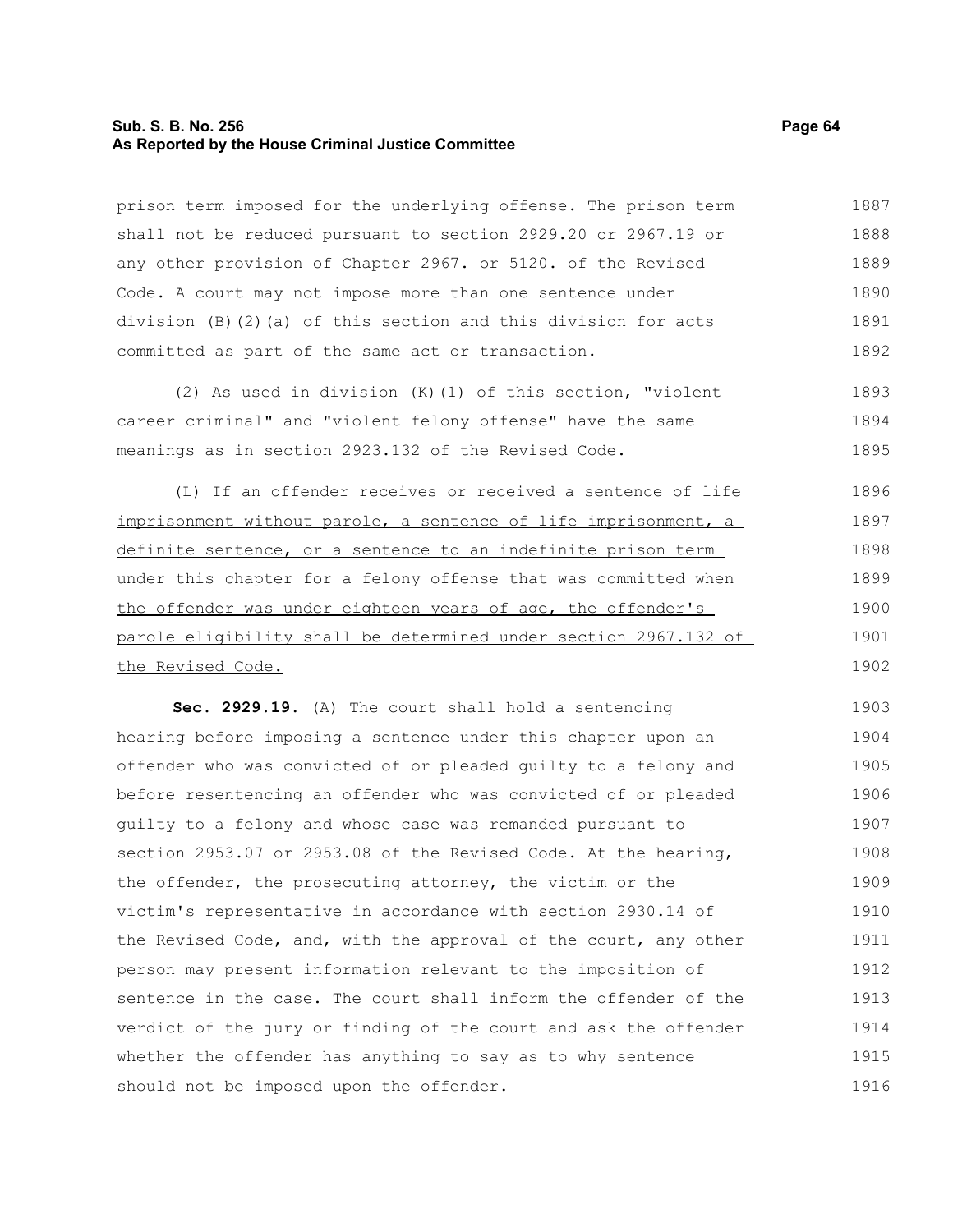prison term imposed for the underlying offense. The prison term shall not be reduced pursuant to section 2929.20 or 2967.19 or any other provision of Chapter 2967. or 5120. of the Revised Code. A court may not impose more than one sentence under division (B)(2)(a) of this section and this division for acts committed as part of the same act or transaction.

(2) As used in division (K)(1) of this section, "violent career criminal" and "violent felony offense" have the same meanings as in section 2923.132 of the Revised Code.

<u>(L) If an offender receives or received a sentence of life imprisonment without parole, a sentence of life imprisonment, a definite sentence, or a sentence to an indefinite prison term under this chapter for a felony offense that was committed when the offender was under eighteen years of age, the offender's parole eligibility shall be determined under section 2967.132 of the Revised Code.</u>

**Sec. 2929.19.** (A) The court shall hold a sentencing hearing before imposing a sentence under this chapter upon an offender who was convicted of or pleaded guilty to a felony and before resentencing an offender who was convicted of or pleaded guilty to a felony and whose case was remanded pursuant to section 2953.07 or 2953.08 of the Revised Code. At the hearing, the offender, the prosecuting attorney, the victim or the victim's representative in accordance with section 2930.14 of the Revised Code, and, with the approval of the court, any other person may present information relevant to the imposition of sentence in the case. The court shall inform the offender of the verdict of the jury or finding of the court and ask the offender whether the offender has anything to say as to why sentence should not be imposed upon the offender.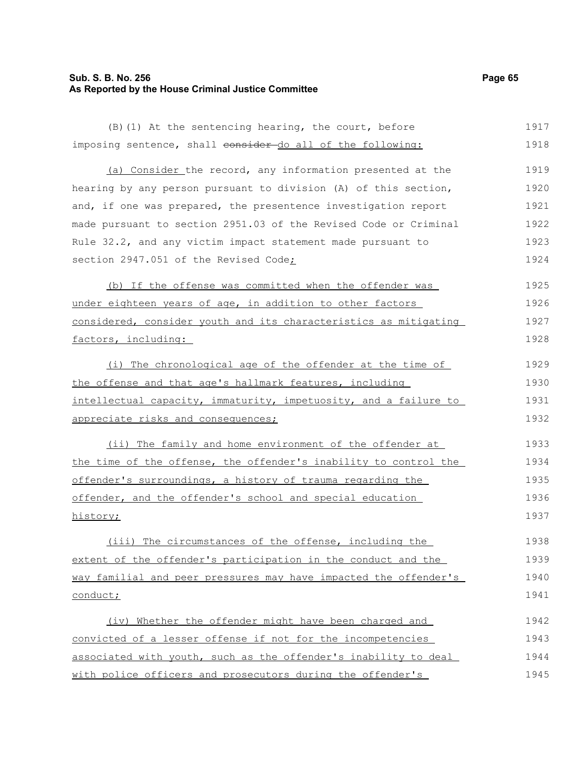(B)(1) At the sentencing hearing, the court, before imposing sentence, shall ~~consider~~ do all of the following:

(a) Consider the record, any information presented at the hearing by any person pursuant to division (A) of this section, and, if one was prepared, the presentence investigation report made pursuant to section 2951.03 of the Revised Code or Criminal Rule 32.2, and any victim impact statement made pursuant to section 2947.051 of the Revised Code;

(b) If the offense was committed when the offender was under eighteen years of age, in addition to other factors considered, consider youth and its characteristics as mitigating factors, including:

(i) The chronological age of the offender at the time of the offense and that age's hallmark features, including intellectual capacity, immaturity, impetuosity, and a failure to appreciate risks and consequences;

(ii) The family and home environment of the offender at the time of the offense, the offender's inability to control the offender's surroundings, a history of trauma regarding the offender, and the offender's school and special education history;

(iii) The circumstances of the offense, including the extent of the offender's participation in the conduct and the way familial and peer pressures may have impacted the offender's conduct;

(iv) Whether the offender might have been charged and convicted of a lesser offense if not for the incompetencies associated with youth, such as the offender's inability to deal with police officers and prosecutors during the offender's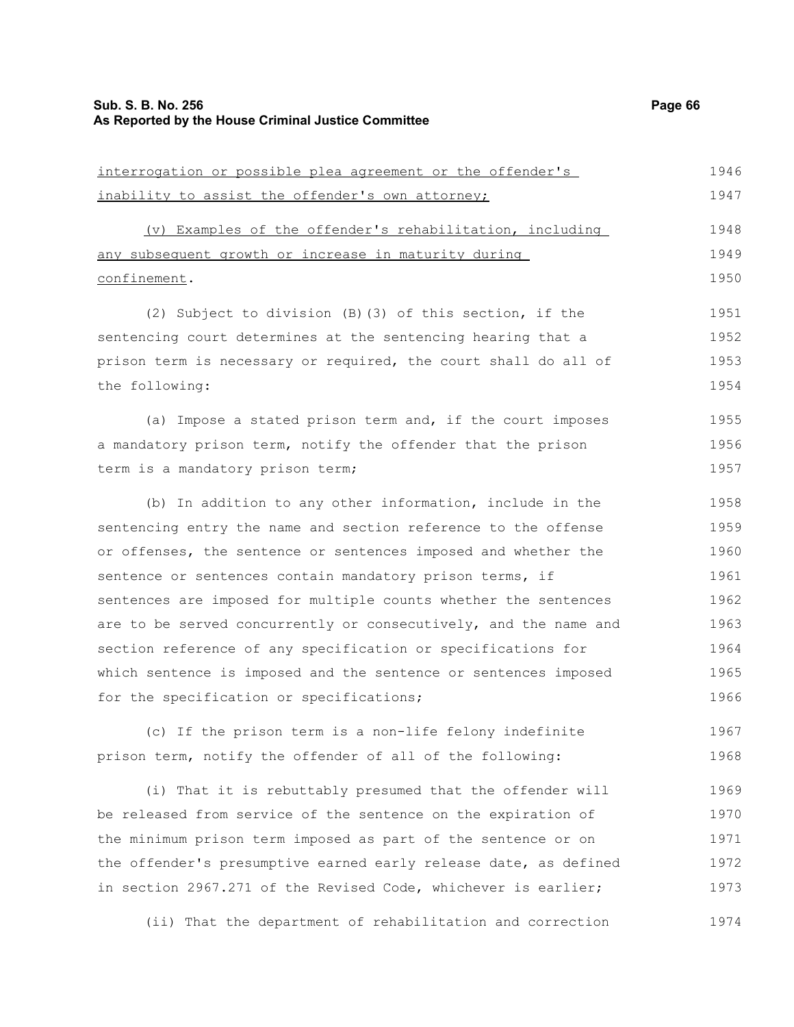interrogation or possible plea agreement or the offender's inability to assist the offender's own attorney;

(v) Examples of the offender's rehabilitation, including any subsequent growth or increase in maturity during confinement.

(2) Subject to division (B)(3) of this section, if the sentencing court determines at the sentencing hearing that a prison term is necessary or required, the court shall do all of the following:

(a) Impose a stated prison term and, if the court imposes a mandatory prison term, notify the offender that the prison term is a mandatory prison term;

(b) In addition to any other information, include in the sentencing entry the name and section reference to the offense or offenses, the sentence or sentences imposed and whether the sentence or sentences contain mandatory prison terms, if sentences are imposed for multiple counts whether the sentences are to be served concurrently or consecutively, and the name and section reference of any specification or specifications for which sentence is imposed and the sentence or sentences imposed for the specification or specifications;

(c) If the prison term is a non-life felony indefinite prison term, notify the offender of all of the following:

(i) That it is rebuttably presumed that the offender will be released from service of the sentence on the expiration of the minimum prison term imposed as part of the sentence or on the offender's presumptive earned early release date, as defined in section 2967.271 of the Revised Code, whichever is earlier;

(ii) That the department of rehabilitation and correction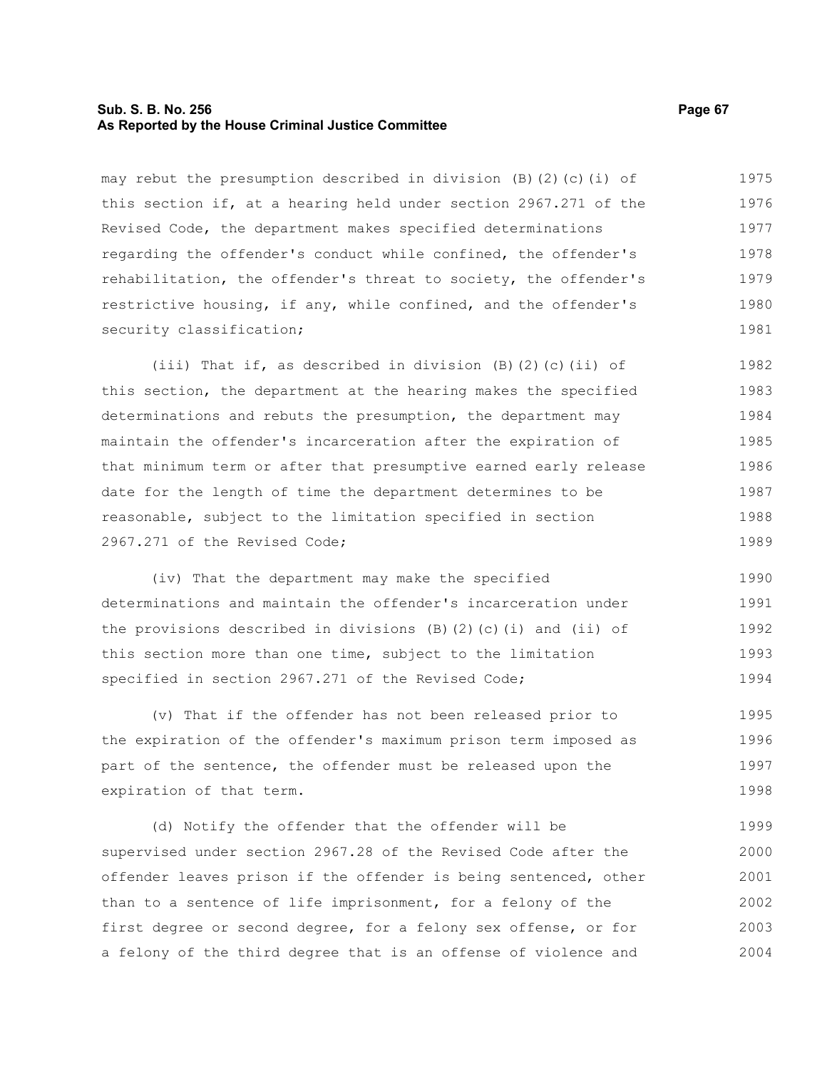may rebut the presumption described in division (B)(2)(c)(i) of this section if, at a hearing held under section 2967.271 of the Revised Code, the department makes specified determinations regarding the offender's conduct while confined, the offender's rehabilitation, the offender's threat to society, the offender's restrictive housing, if any, while confined, and the offender's security classification;

(iii) That if, as described in division (B)(2)(c)(ii) of this section, the department at the hearing makes the specified determinations and rebuts the presumption, the department may maintain the offender's incarceration after the expiration of that minimum term or after that presumptive earned early release date for the length of time the department determines to be reasonable, subject to the limitation specified in section 2967.271 of the Revised Code;

(iv) That the department may make the specified determinations and maintain the offender's incarceration under the provisions described in divisions (B)(2)(c)(i) and (ii) of this section more than one time, subject to the limitation specified in section 2967.271 of the Revised Code;

(v) That if the offender has not been released prior to the expiration of the offender's maximum prison term imposed as part of the sentence, the offender must be released upon the expiration of that term.

(d) Notify the offender that the offender will be supervised under section 2967.28 of the Revised Code after the offender leaves prison if the offender is being sentenced, other than to a sentence of life imprisonment, for a felony of the first degree or second degree, for a felony sex offense, or for a felony of the third degree that is an offense of violence and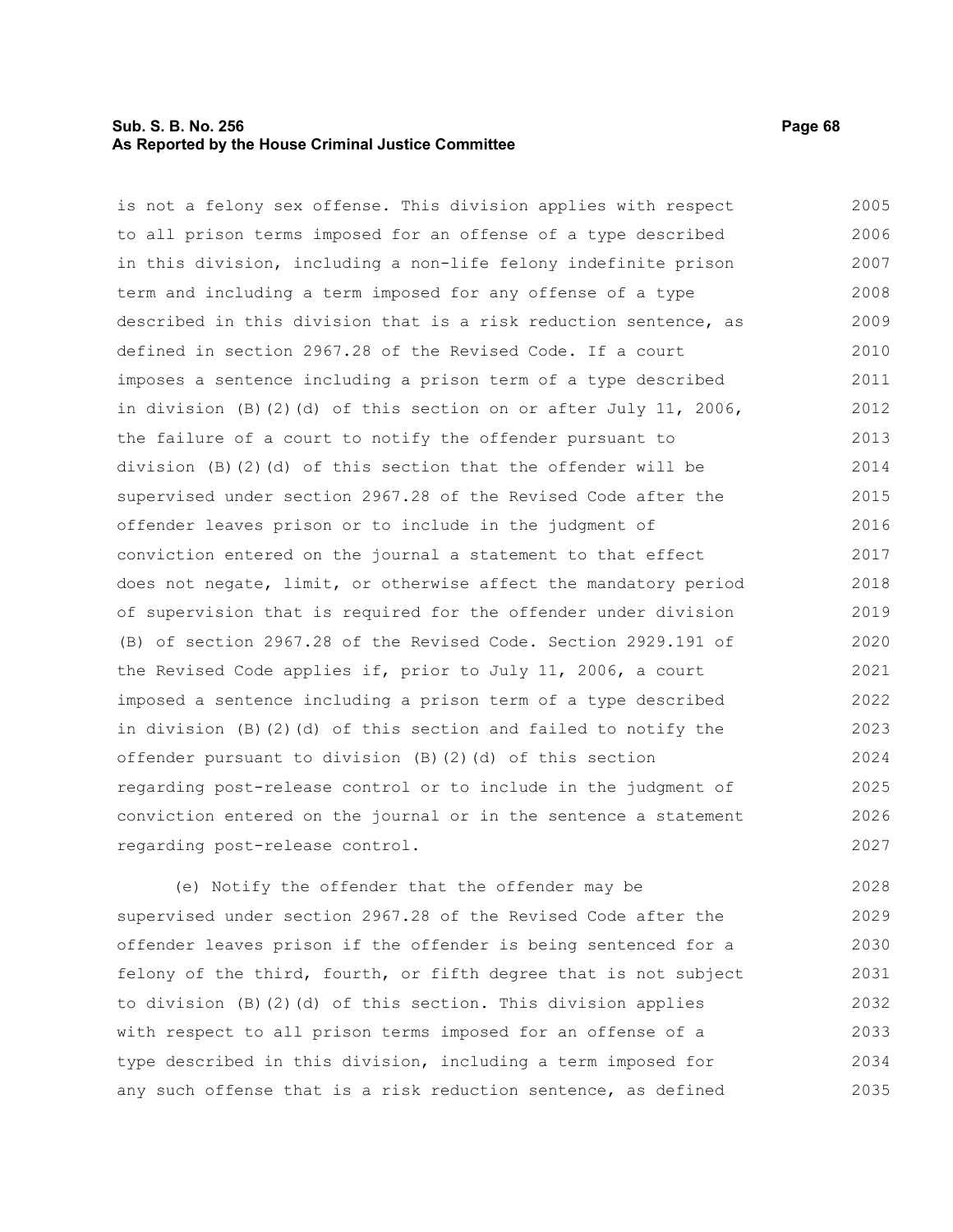is not a felony sex offense. This division applies with respect to all prison terms imposed for an offense of a type described in this division, including a non-life felony indefinite prison term and including a term imposed for any offense of a type described in this division that is a risk reduction sentence, as defined in section 2967.28 of the Revised Code. If a court imposes a sentence including a prison term of a type described in division (B)(2)(d) of this section on or after July 11, 2006, the failure of a court to notify the offender pursuant to division (B)(2)(d) of this section that the offender will be supervised under section 2967.28 of the Revised Code after the offender leaves prison or to include in the judgment of conviction entered on the journal a statement to that effect does not negate, limit, or otherwise affect the mandatory period of supervision that is required for the offender under division (B) of section 2967.28 of the Revised Code. Section 2929.191 of the Revised Code applies if, prior to July 11, 2006, a court imposed a sentence including a prison term of a type described in division (B)(2)(d) of this section and failed to notify the offender pursuant to division (B)(2)(d) of this section regarding post-release control or to include in the judgment of conviction entered on the journal or in the sentence a statement regarding post-release control.

(e) Notify the offender that the offender may be supervised under section 2967.28 of the Revised Code after the offender leaves prison if the offender is being sentenced for a felony of the third, fourth, or fifth degree that is not subject to division (B)(2)(d) of this section. This division applies with respect to all prison terms imposed for an offense of a type described in this division, including a term imposed for any such offense that is a risk reduction sentence, as defined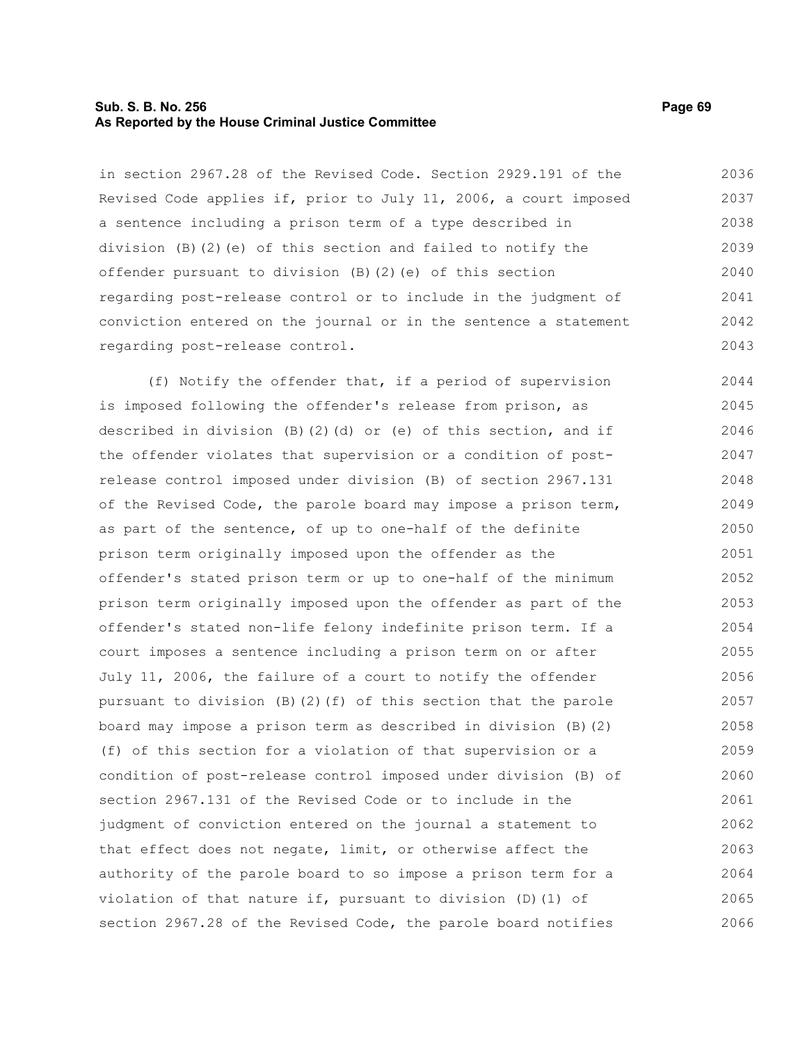in section 2967.28 of the Revised Code. Section 2929.191 of the Revised Code applies if, prior to July 11, 2006, a court imposed a sentence including a prison term of a type described in division (B)(2)(e) of this section and failed to notify the offender pursuant to division (B)(2)(e) of this section regarding post-release control or to include in the judgment of conviction entered on the journal or in the sentence a statement regarding post-release control.

(f) Notify the offender that, if a period of supervision is imposed following the offender's release from prison, as described in division (B)(2)(d) or (e) of this section, and if the offender violates that supervision or a condition of post-release control imposed under division (B) of section 2967.131 of the Revised Code, the parole board may impose a prison term, as part of the sentence, of up to one-half of the definite prison term originally imposed upon the offender as the offender's stated prison term or up to one-half of the minimum prison term originally imposed upon the offender as part of the offender's stated non-life felony indefinite prison term. If a court imposes a sentence including a prison term on or after July 11, 2006, the failure of a court to notify the offender pursuant to division (B)(2)(f) of this section that the parole board may impose a prison term as described in division (B)(2)(f) of this section for a violation of that supervision or a condition of post-release control imposed under division (B) of section 2967.131 of the Revised Code or to include in the judgment of conviction entered on the journal a statement to that effect does not negate, limit, or otherwise affect the authority of the parole board to so impose a prison term for a violation of that nature if, pursuant to division (D)(1) of section 2967.28 of the Revised Code, the parole board notifies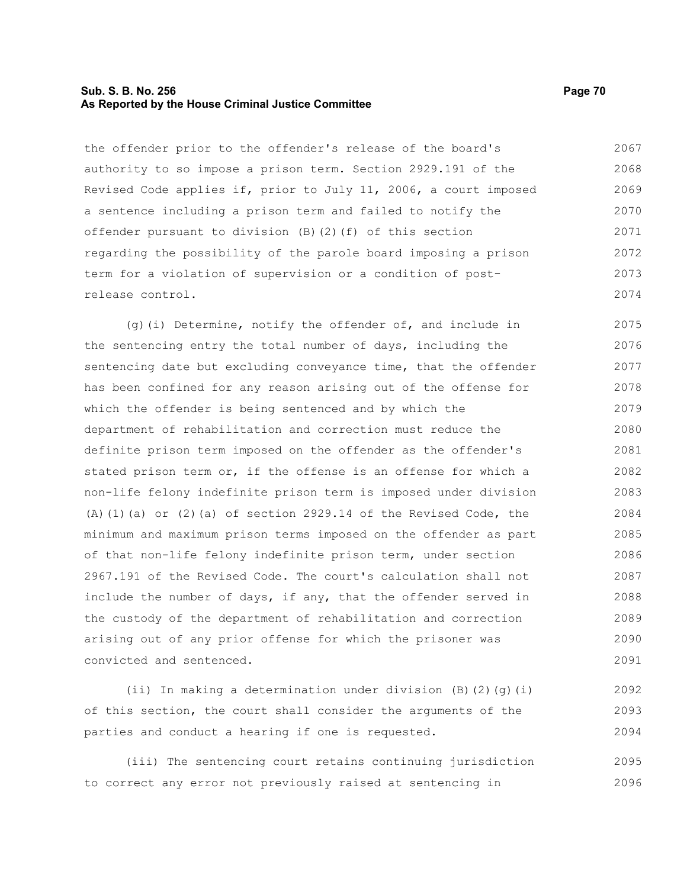the offender prior to the offender's release of the board's authority to so impose a prison term. Section 2929.191 of the Revised Code applies if, prior to July 11, 2006, a court imposed a sentence including a prison term and failed to notify the offender pursuant to division (B)(2)(f) of this section regarding the possibility of the parole board imposing a prison term for a violation of supervision or a condition of post-release control.

(g)(i) Determine, notify the offender of, and include in the sentencing entry the total number of days, including the sentencing date but excluding conveyance time, that the offender has been confined for any reason arising out of the offense for which the offender is being sentenced and by which the department of rehabilitation and correction must reduce the definite prison term imposed on the offender as the offender's stated prison term or, if the offense is an offense for which a non-life felony indefinite prison term is imposed under division (A)(1)(a) or (2)(a) of section 2929.14 of the Revised Code, the minimum and maximum prison terms imposed on the offender as part of that non-life felony indefinite prison term, under section 2967.191 of the Revised Code. The court's calculation shall not include the number of days, if any, that the offender served in the custody of the department of rehabilitation and correction arising out of any prior offense for which the prisoner was convicted and sentenced.

(ii) In making a determination under division (B)(2)(g)(i) of this section, the court shall consider the arguments of the parties and conduct a hearing if one is requested.

(iii) The sentencing court retains continuing jurisdiction to correct any error not previously raised at sentencing in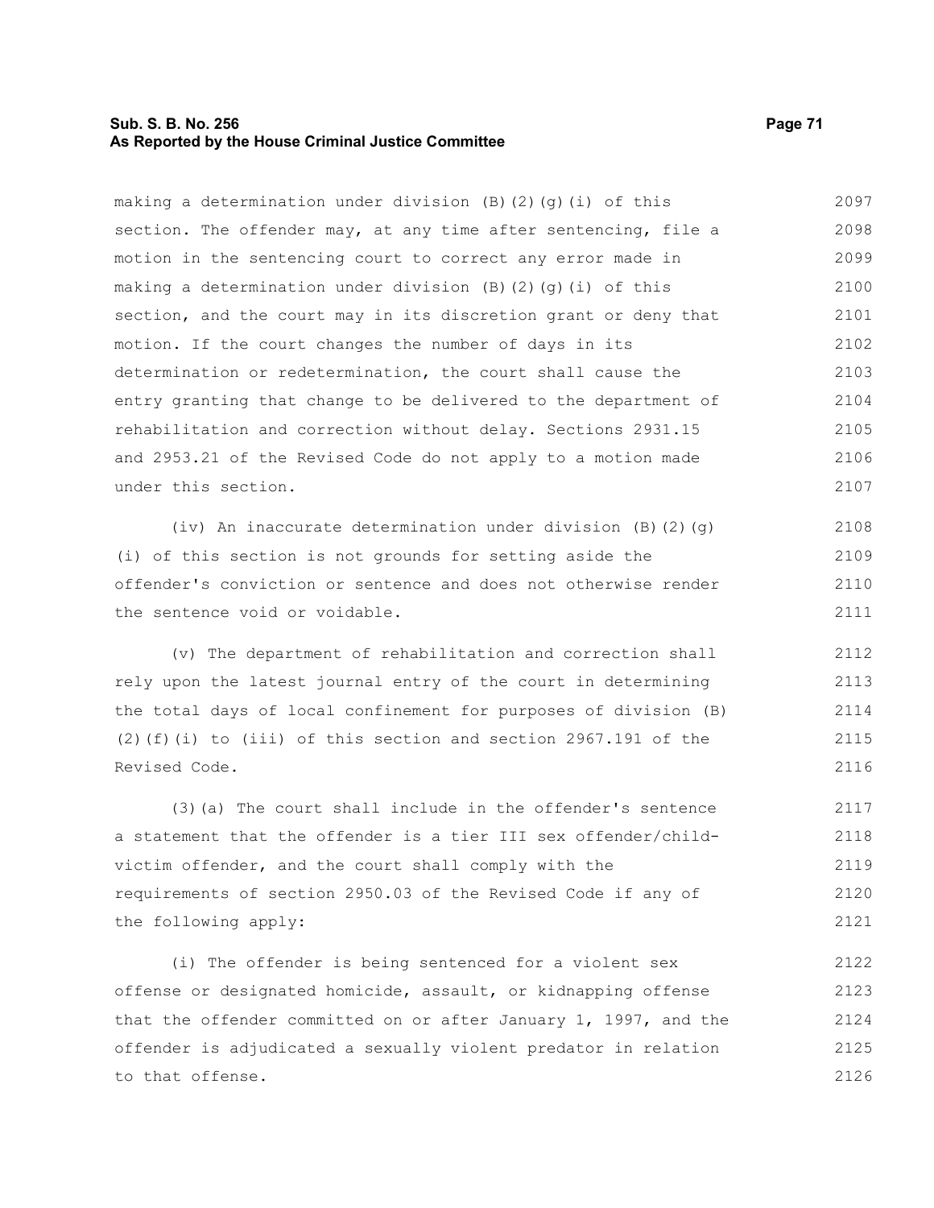making a determination under division (B)(2)(g)(i) of this section. The offender may, at any time after sentencing, file a motion in the sentencing court to correct any error made in making a determination under division (B)(2)(g)(i) of this section, and the court may in its discretion grant or deny that motion. If the court changes the number of days in its determination or redetermination, the court shall cause the entry granting that change to be delivered to the department of rehabilitation and correction without delay. Sections 2931.15 and 2953.21 of the Revised Code do not apply to a motion made under this section.

(iv) An inaccurate determination under division (B)(2)(g)(i) of this section is not grounds for setting aside the offender's conviction or sentence and does not otherwise render the sentence void or voidable.

(v) The department of rehabilitation and correction shall rely upon the latest journal entry of the court in determining the total days of local confinement for purposes of division (B)(2)(f)(i) to (iii) of this section and section 2967.191 of the Revised Code.

(3)(a) The court shall include in the offender's sentence a statement that the offender is a tier III sex offender/child-victim offender, and the court shall comply with the requirements of section 2950.03 of the Revised Code if any of the following apply:

(i) The offender is being sentenced for a violent sex offense or designated homicide, assault, or kidnapping offense that the offender committed on or after January 1, 1997, and the offender is adjudicated a sexually violent predator in relation to that offense.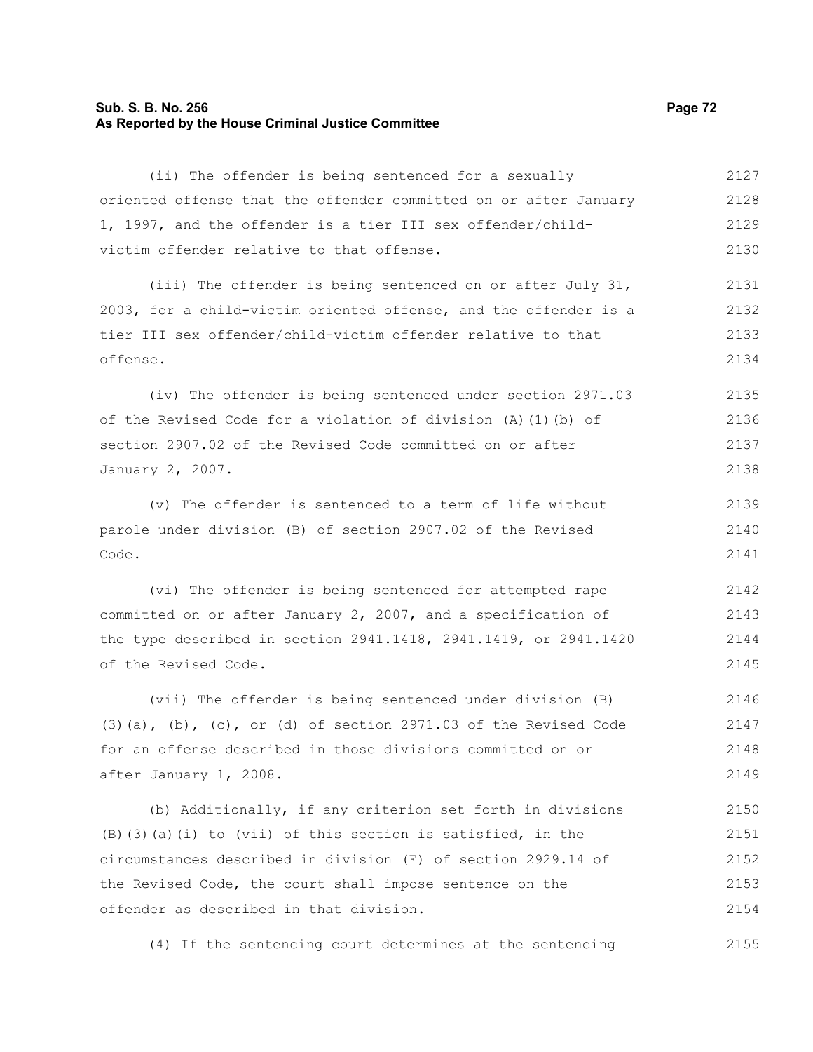(ii) The offender is being sentenced for a sexually oriented offense that the offender committed on or after January 1, 1997, and the offender is a tier III sex offender/child-victim offender relative to that offense.

(iii) The offender is being sentenced on or after July 31, 2003, for a child-victim oriented offense, and the offender is a tier III sex offender/child-victim offender relative to that offense.

(iv) The offender is being sentenced under section 2971.03 of the Revised Code for a violation of division (A)(1)(b) of section 2907.02 of the Revised Code committed on or after January 2, 2007.

(v) The offender is sentenced to a term of life without parole under division (B) of section 2907.02 of the Revised Code.

(vi) The offender is being sentenced for attempted rape committed on or after January 2, 2007, and a specification of the type described in section 2941.1418, 2941.1419, or 2941.1420 of the Revised Code.

(vii) The offender is being sentenced under division (B)(3)(a), (b), (c), or (d) of section 2971.03 of the Revised Code for an offense described in those divisions committed on or after January 1, 2008.

(b) Additionally, if any criterion set forth in divisions (B)(3)(a)(i) to (vii) of this section is satisfied, in the circumstances described in division (E) of section 2929.14 of the Revised Code, the court shall impose sentence on the offender as described in that division.

(4) If the sentencing court determines at the sentencing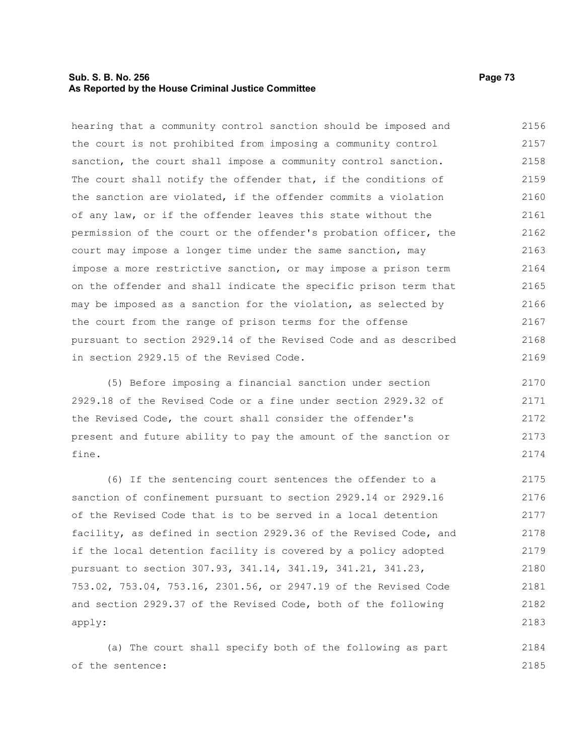hearing that a community control sanction should be imposed and the court is not prohibited from imposing a community control sanction, the court shall impose a community control sanction. The court shall notify the offender that, if the conditions of the sanction are violated, if the offender commits a violation of any law, or if the offender leaves this state without the permission of the court or the offender's probation officer, the court may impose a longer time under the same sanction, may impose a more restrictive sanction, or may impose a prison term on the offender and shall indicate the specific prison term that may be imposed as a sanction for the violation, as selected by the court from the range of prison terms for the offense pursuant to section 2929.14 of the Revised Code and as described in section 2929.15 of the Revised Code.

(5) Before imposing a financial sanction under section 2929.18 of the Revised Code or a fine under section 2929.32 of the Revised Code, the court shall consider the offender's present and future ability to pay the amount of the sanction or fine.

(6) If the sentencing court sentences the offender to a sanction of confinement pursuant to section 2929.14 or 2929.16 of the Revised Code that is to be served in a local detention facility, as defined in section 2929.36 of the Revised Code, and if the local detention facility is covered by a policy adopted pursuant to section 307.93, 341.14, 341.19, 341.21, 341.23, 753.02, 753.04, 753.16, 2301.56, or 2947.19 of the Revised Code and section 2929.37 of the Revised Code, both of the following apply:

(a) The court shall specify both of the following as part of the sentence: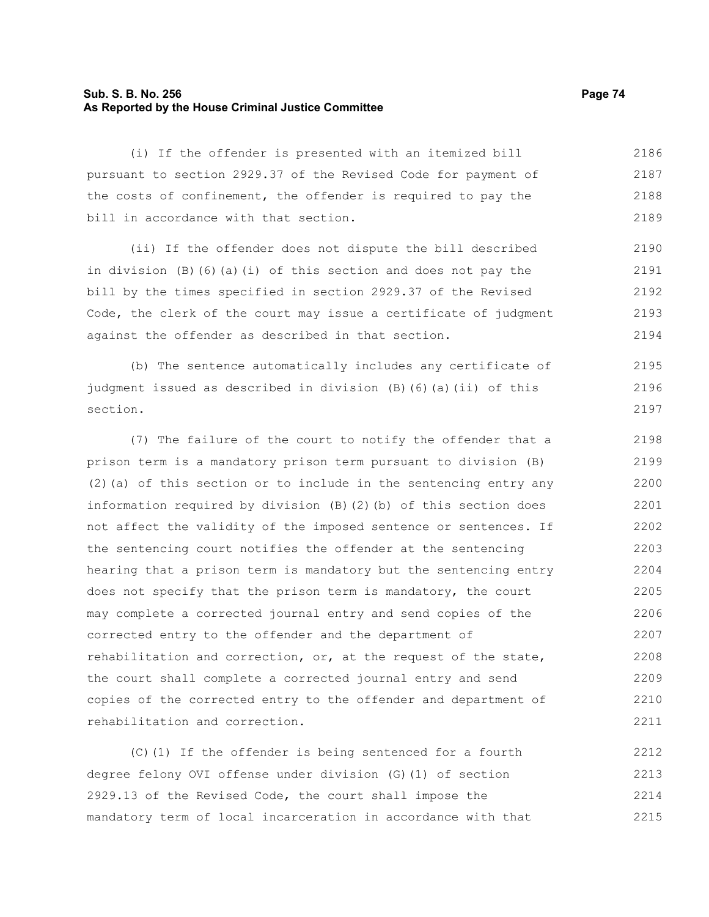(i) If the offender is presented with an itemized bill pursuant to section 2929.37 of the Revised Code for payment of the costs of confinement, the offender is required to pay the bill in accordance with that section.

(ii) If the offender does not dispute the bill described in division (B)(6)(a)(i) of this section and does not pay the bill by the times specified in section 2929.37 of the Revised Code, the clerk of the court may issue a certificate of judgment against the offender as described in that section.

(b) The sentence automatically includes any certificate of judgment issued as described in division (B)(6)(a)(ii) of this section.

(7) The failure of the court to notify the offender that a prison term is a mandatory prison term pursuant to division (B)(2)(a) of this section or to include in the sentencing entry any information required by division (B)(2)(b) of this section does not affect the validity of the imposed sentence or sentences. If the sentencing court notifies the offender at the sentencing hearing that a prison term is mandatory but the sentencing entry does not specify that the prison term is mandatory, the court may complete a corrected journal entry and send copies of the corrected entry to the offender and the department of rehabilitation and correction, or, at the request of the state, the court shall complete a corrected journal entry and send copies of the corrected entry to the offender and department of rehabilitation and correction.

(C)(1) If the offender is being sentenced for a fourth degree felony OVI offense under division (G)(1) of section 2929.13 of the Revised Code, the court shall impose the mandatory term of local incarceration in accordance with that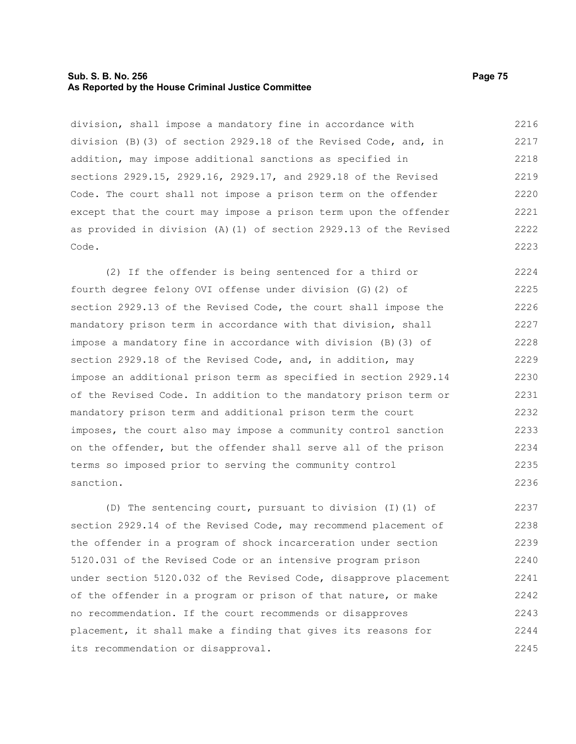division, shall impose a mandatory fine in accordance with division (B)(3) of section 2929.18 of the Revised Code, and, in addition, may impose additional sanctions as specified in sections 2929.15, 2929.16, 2929.17, and 2929.18 of the Revised Code. The court shall not impose a prison term on the offender except that the court may impose a prison term upon the offender as provided in division (A)(1) of section 2929.13 of the Revised Code.

(2) If the offender is being sentenced for a third or fourth degree felony OVI offense under division (G)(2) of section 2929.13 of the Revised Code, the court shall impose the mandatory prison term in accordance with that division, shall impose a mandatory fine in accordance with division (B)(3) of section 2929.18 of the Revised Code, and, in addition, may impose an additional prison term as specified in section 2929.14 of the Revised Code. In addition to the mandatory prison term or mandatory prison term and additional prison term the court imposes, the court also may impose a community control sanction on the offender, but the offender shall serve all of the prison terms so imposed prior to serving the community control sanction.

(D) The sentencing court, pursuant to division (I)(1) of section 2929.14 of the Revised Code, may recommend placement of the offender in a program of shock incarceration under section 5120.031 of the Revised Code or an intensive program prison under section 5120.032 of the Revised Code, disapprove placement of the offender in a program or prison of that nature, or make no recommendation. If the court recommends or disapproves placement, it shall make a finding that gives its reasons for its recommendation or disapproval.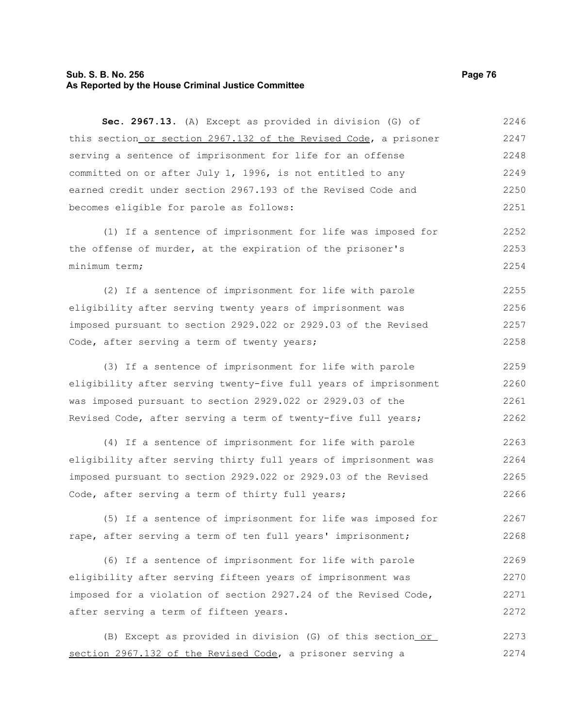**Sec. 2967.13.** (A) Except as provided in division (G) of this section or section 2967.132 of the Revised Code, a prisoner serving a sentence of imprisonment for life for an offense committed on or after July 1, 1996, is not entitled to any earned credit under section 2967.193 of the Revised Code and becomes eligible for parole as follows:

(1) If a sentence of imprisonment for life was imposed for the offense of murder, at the expiration of the prisoner's minimum term;

(2) If a sentence of imprisonment for life with parole eligibility after serving twenty years of imprisonment was imposed pursuant to section 2929.022 or 2929.03 of the Revised Code, after serving a term of twenty years;

(3) If a sentence of imprisonment for life with parole eligibility after serving twenty-five full years of imprisonment was imposed pursuant to section 2929.022 or 2929.03 of the Revised Code, after serving a term of twenty-five full years;

(4) If a sentence of imprisonment for life with parole eligibility after serving thirty full years of imprisonment was imposed pursuant to section 2929.022 or 2929.03 of the Revised Code, after serving a term of thirty full years;

(5) If a sentence of imprisonment for life was imposed for rape, after serving a term of ten full years' imprisonment;

(6) If a sentence of imprisonment for life with parole eligibility after serving fifteen years of imprisonment was imposed for a violation of section 2927.24 of the Revised Code, after serving a term of fifteen years.

(B) Except as provided in division (G) of this section or section 2967.132 of the Revised Code, a prisoner serving a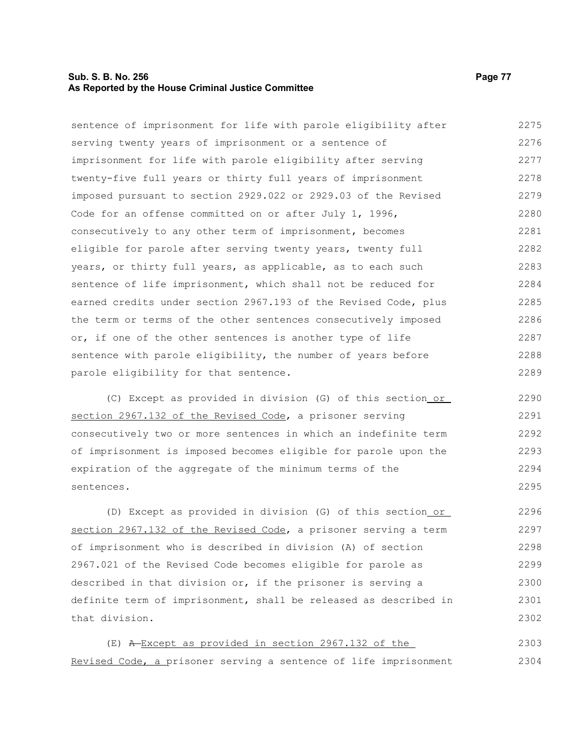sentence of imprisonment for life with parole eligibility after serving twenty years of imprisonment or a sentence of imprisonment for life with parole eligibility after serving twenty-five full years or thirty full years of imprisonment imposed pursuant to section 2929.022 or 2929.03 of the Revised Code for an offense committed on or after July 1, 1996, consecutively to any other term of imprisonment, becomes eligible for parole after serving twenty years, twenty full years, or thirty full years, as applicable, as to each such sentence of life imprisonment, which shall not be reduced for earned credits under section 2967.193 of the Revised Code, plus the term or terms of the other sentences consecutively imposed or, if one of the other sentences is another type of life sentence with parole eligibility, the number of years before parole eligibility for that sentence.

(C) Except as provided in division (G) of this section or section 2967.132 of the Revised Code, a prisoner serving consecutively two or more sentences in which an indefinite term of imprisonment is imposed becomes eligible for parole upon the expiration of the aggregate of the minimum terms of the sentences.

(D) Except as provided in division (G) of this section or section 2967.132 of the Revised Code, a prisoner serving a term of imprisonment who is described in division (A) of section 2967.021 of the Revised Code becomes eligible for parole as described in that division or, if the prisoner is serving a definite term of imprisonment, shall be released as described in that division.

(E) ~~A~~ Except as provided in section 2967.132 of the Revised Code, a prisoner serving a sentence of life imprisonment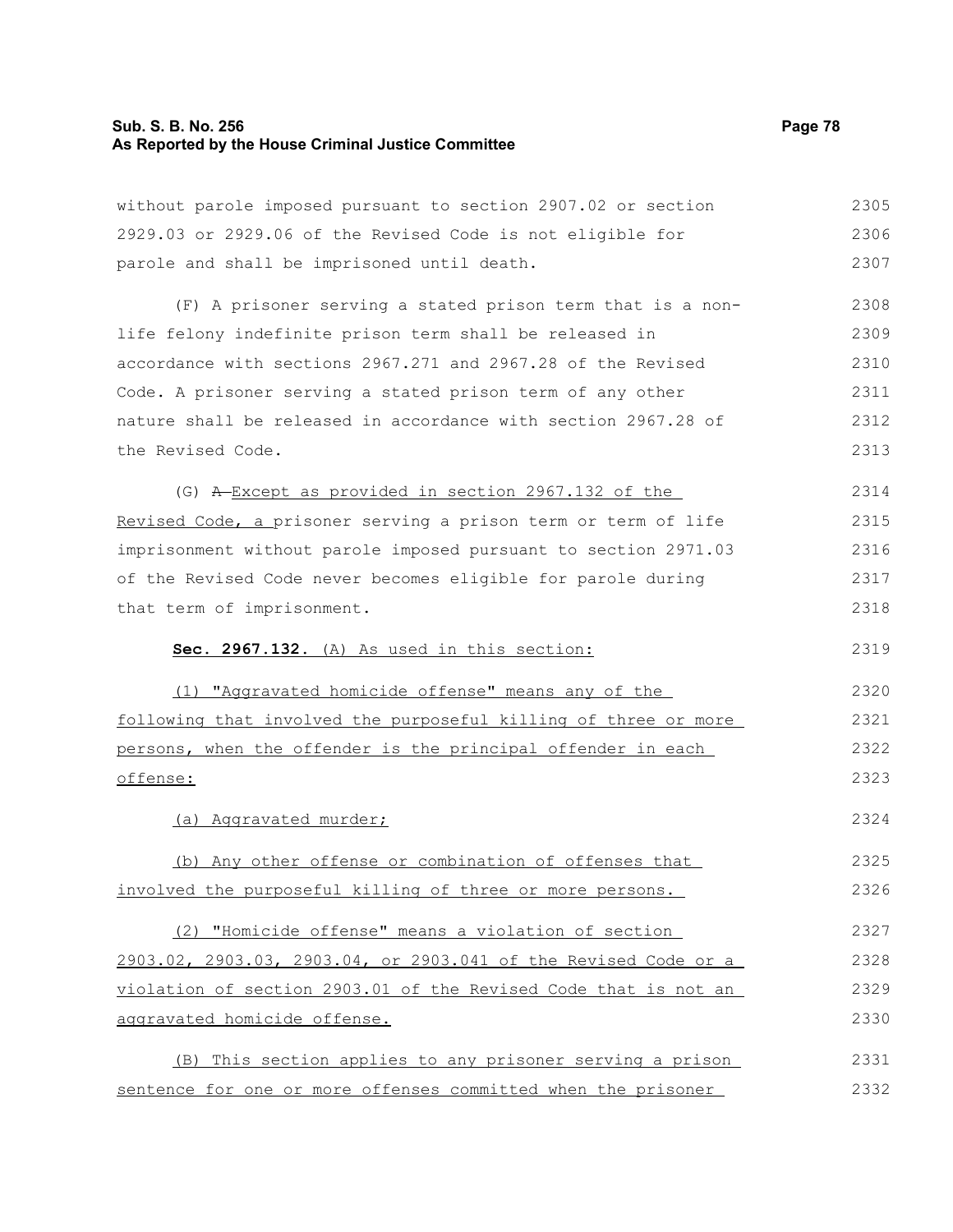without parole imposed pursuant to section 2907.02 or section 2929.03 or 2929.06 of the Revised Code is not eligible for parole and shall be imprisoned until death.

(F) A prisoner serving a stated prison term that is a non-life felony indefinite prison term shall be released in accordance with sections 2967.271 and 2967.28 of the Revised Code. A prisoner serving a stated prison term of any other nature shall be released in accordance with section 2967.28 of the Revised Code.

(G) ~~A~~ Except as provided in section 2967.132 of the Revised Code, a prisoner serving a prison term or term of life imprisonment without parole imposed pursuant to section 2971.03 of the Revised Code never becomes eligible for parole during that term of imprisonment.

**Sec. 2967.132.** (A) As used in this section:

(1) "Aggravated homicide offense" means any of the following that involved the purposeful killing of three or more persons, when the offender is the principal offender in each offense:

(a) Aggravated murder;

(b) Any other offense or combination of offenses that involved the purposeful killing of three or more persons.

(2) "Homicide offense" means a violation of section 2903.02, 2903.03, 2903.04, or 2903.041 of the Revised Code or a violation of section 2903.01 of the Revised Code that is not an aggravated homicide offense.

(B) This section applies to any prisoner serving a prison sentence for one or more offenses committed when the prisoner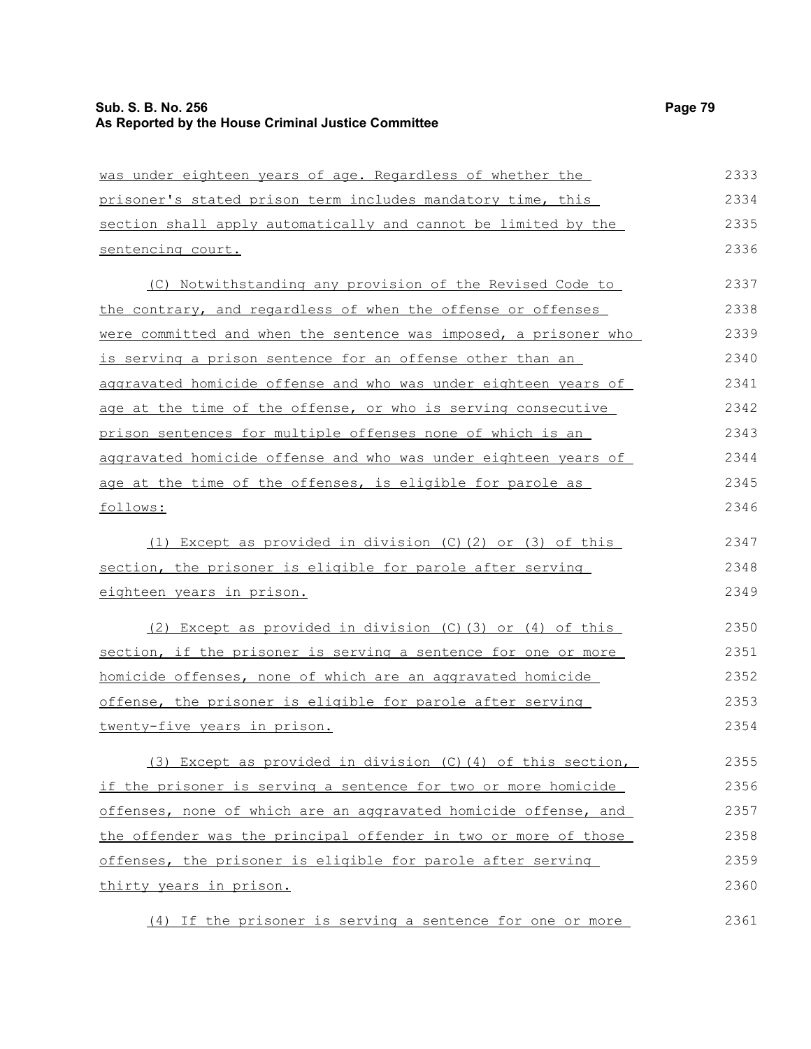was under eighteen years of age. Regardless of whether the prisoner's stated prison term includes mandatory time, this section shall apply automatically and cannot be limited by the sentencing court.

(C) Notwithstanding any provision of the Revised Code to the contrary, and regardless of when the offense or offenses were committed and when the sentence was imposed, a prisoner who is serving a prison sentence for an offense other than an aggravated homicide offense and who was under eighteen years of age at the time of the offense, or who is serving consecutive prison sentences for multiple offenses none of which is an aggravated homicide offense and who was under eighteen years of age at the time of the offenses, is eligible for parole as follows:

(1) Except as provided in division (C)(2) or (3) of this section, the prisoner is eligible for parole after serving eighteen years in prison.

(2) Except as provided in division (C)(3) or (4) of this section, if the prisoner is serving a sentence for one or more homicide offenses, none of which are an aggravated homicide offense, the prisoner is eligible for parole after serving twenty-five years in prison.

(3) Except as provided in division (C)(4) of this section, if the prisoner is serving a sentence for two or more homicide offenses, none of which are an aggravated homicide offense, and the offender was the principal offender in two or more of those offenses, the prisoner is eligible for parole after serving thirty years in prison.

(4) If the prisoner is serving a sentence for one or more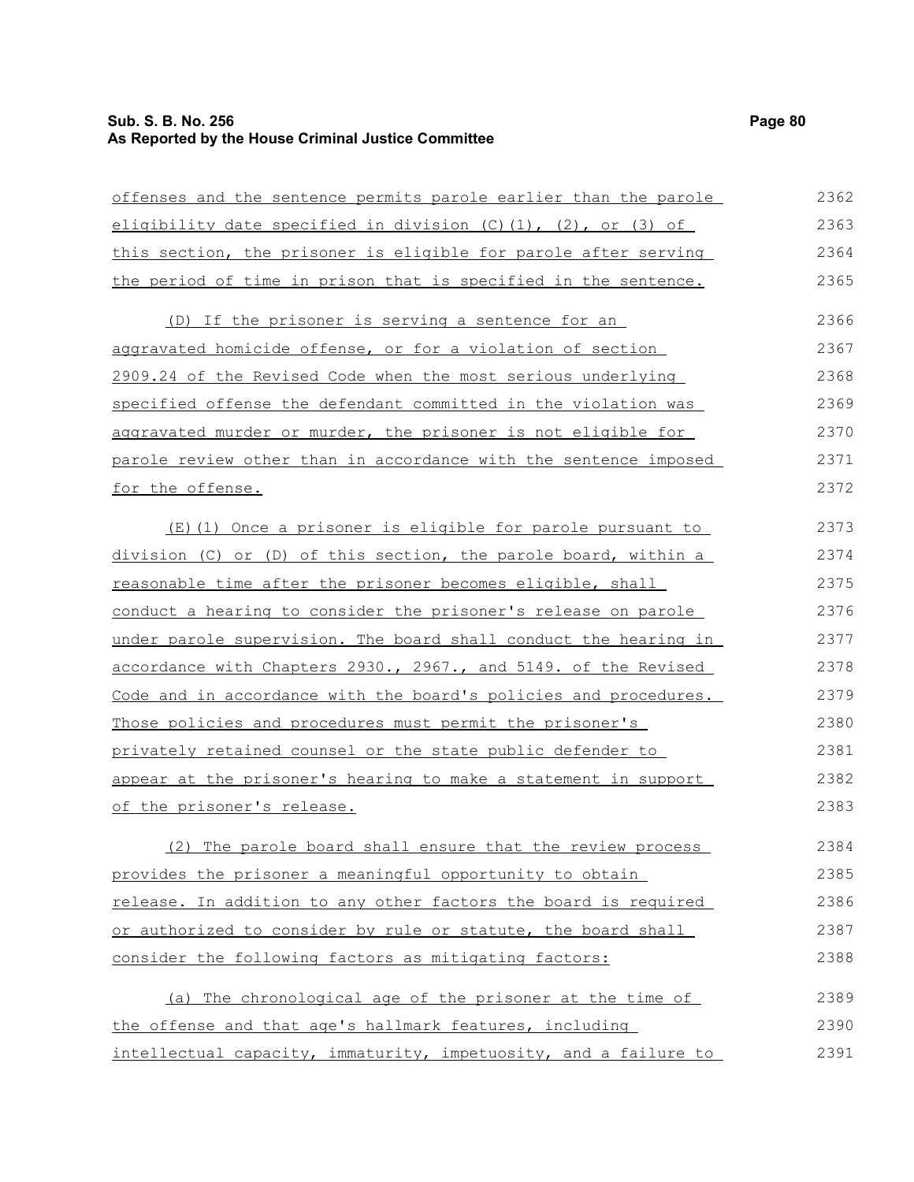offenses and the sentence permits parole earlier than the parole eligibility date specified in division (C)(1), (2), or (3) of this section, the prisoner is eligible for parole after serving the period of time in prison that is specified in the sentence.

(D) If the prisoner is serving a sentence for an aggravated homicide offense, or for a violation of section 2909.24 of the Revised Code when the most serious underlying specified offense the defendant committed in the violation was aggravated murder or murder, the prisoner is not eligible for parole review other than in accordance with the sentence imposed for the offense.

(E)(1) Once a prisoner is eligible for parole pursuant to division (C) or (D) of this section, the parole board, within a reasonable time after the prisoner becomes eligible, shall conduct a hearing to consider the prisoner's release on parole under parole supervision. The board shall conduct the hearing in accordance with Chapters 2930., 2967., and 5149. of the Revised Code and in accordance with the board's policies and procedures. Those policies and procedures must permit the prisoner's privately retained counsel or the state public defender to appear at the prisoner's hearing to make a statement in support of the prisoner's release.

(2) The parole board shall ensure that the review process provides the prisoner a meaningful opportunity to obtain release. In addition to any other factors the board is required or authorized to consider by rule or statute, the board shall consider the following factors as mitigating factors:

(a) The chronological age of the prisoner at the time of the offense and that age's hallmark features, including intellectual capacity, immaturity, impetuosity, and a failure to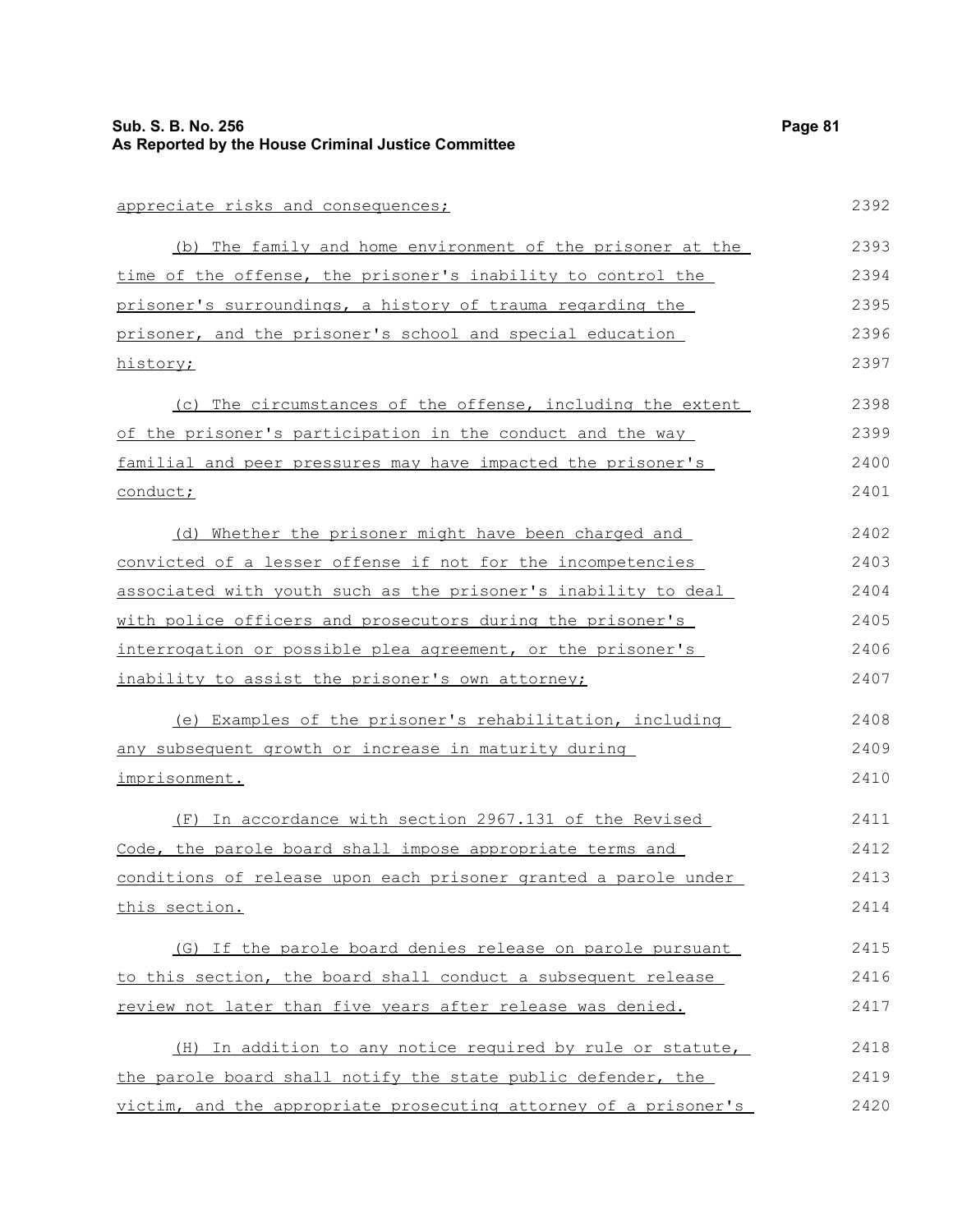appreciate risks and consequences;

(b) The family and home environment of the prisoner at the time of the offense, the prisoner's inability to control the prisoner's surroundings, a history of trauma regarding the prisoner, and the prisoner's school and special education history;

(c) The circumstances of the offense, including the extent of the prisoner's participation in the conduct and the way familial and peer pressures may have impacted the prisoner's conduct;

(d) Whether the prisoner might have been charged and convicted of a lesser offense if not for the incompetencies associated with youth such as the prisoner's inability to deal with police officers and prosecutors during the prisoner's interrogation or possible plea agreement, or the prisoner's inability to assist the prisoner's own attorney;

(e) Examples of the prisoner's rehabilitation, including any subsequent growth or increase in maturity during imprisonment.

(F) In accordance with section 2967.131 of the Revised Code, the parole board shall impose appropriate terms and conditions of release upon each prisoner granted a parole under this section.

(G) If the parole board denies release on parole pursuant to this section, the board shall conduct a subsequent release review not later than five years after release was denied.

(H) In addition to any notice required by rule or statute, the parole board shall notify the state public defender, the victim, and the appropriate prosecuting attorney of a prisoner's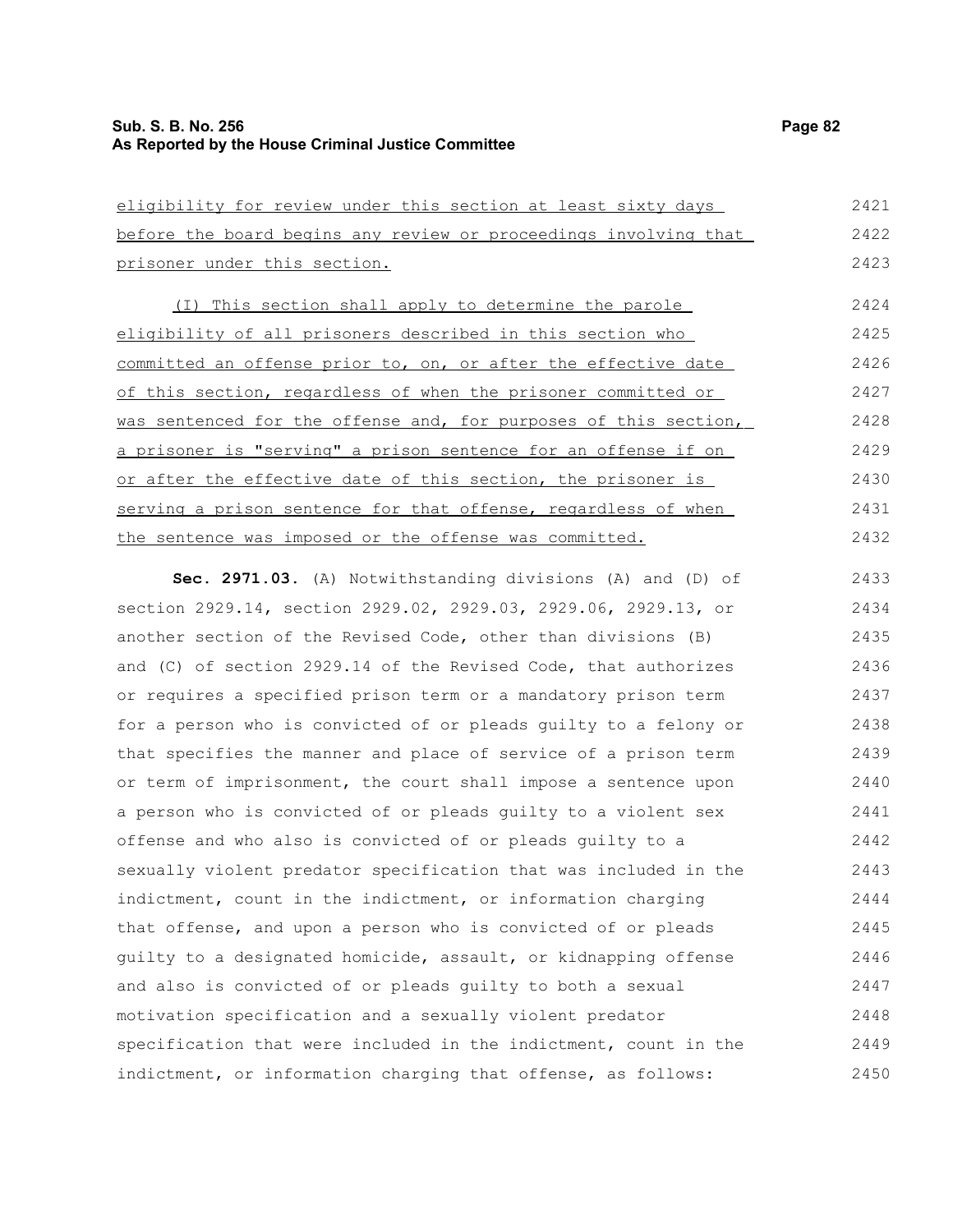eligibility for review under this section at least sixty days before the board begins any review or proceedings involving that prisoner under this section.

(I) This section shall apply to determine the parole eligibility of all prisoners described in this section who committed an offense prior to, on, or after the effective date of this section, regardless of when the prisoner committed or was sentenced for the offense and, for purposes of this section, a prisoner is "serving" a prison sentence for an offense if on or after the effective date of this section, the prisoner is serving a prison sentence for that offense, regardless of when the sentence was imposed or the offense was committed.

**Sec. 2971.03.** (A) Notwithstanding divisions (A) and (D) of section 2929.14, section 2929.02, 2929.03, 2929.06, 2929.13, or another section of the Revised Code, other than divisions (B) and (C) of section 2929.14 of the Revised Code, that authorizes or requires a specified prison term or a mandatory prison term for a person who is convicted of or pleads guilty to a felony or that specifies the manner and place of service of a prison term or term of imprisonment, the court shall impose a sentence upon a person who is convicted of or pleads guilty to a violent sex offense and who also is convicted of or pleads guilty to a sexually violent predator specification that was included in the indictment, count in the indictment, or information charging that offense, and upon a person who is convicted of or pleads guilty to a designated homicide, assault, or kidnapping offense and also is convicted of or pleads guilty to both a sexual motivation specification and a sexually violent predator specification that were included in the indictment, count in the indictment, or information charging that offense, as follows: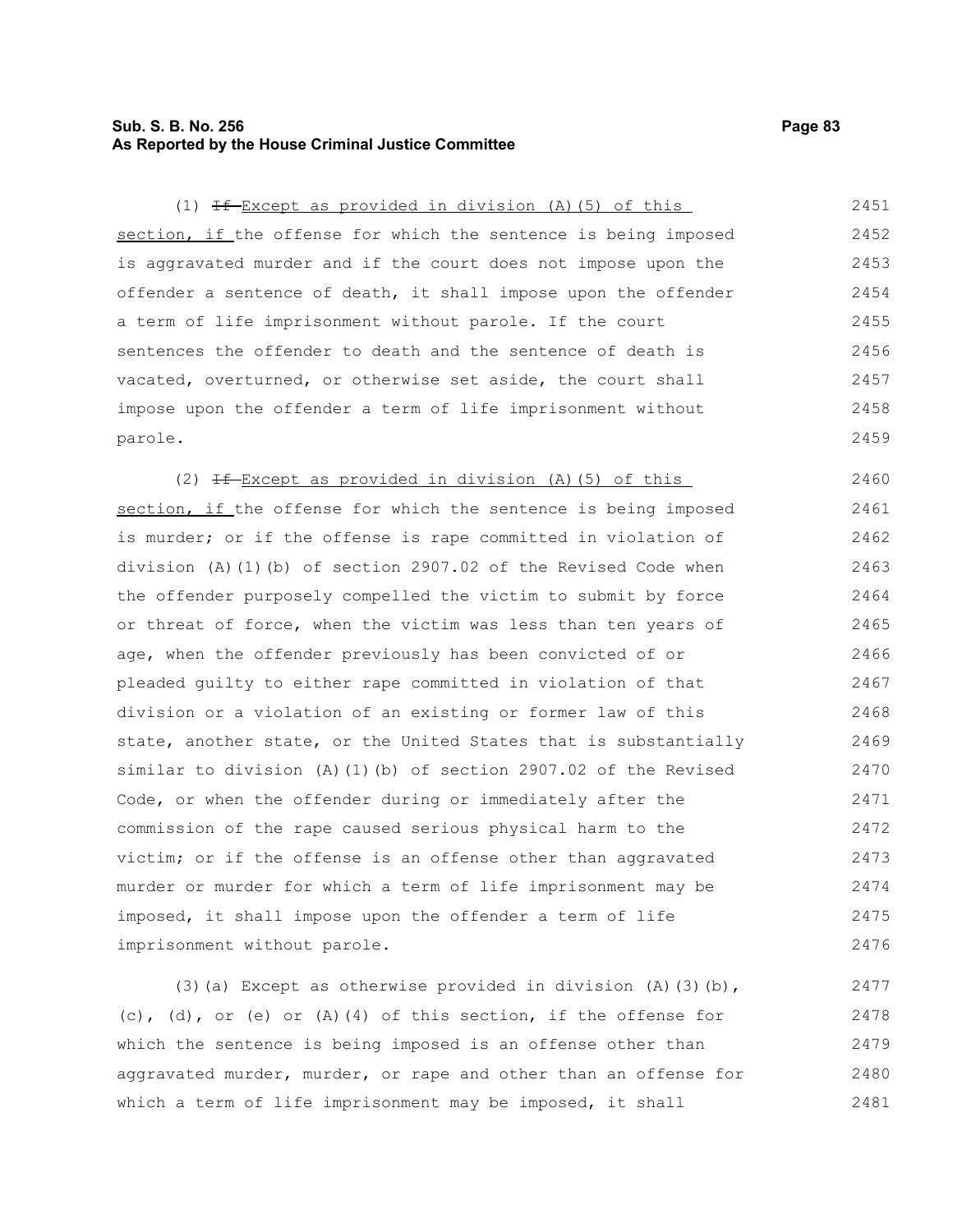(1) ~~If~~ Except as provided in division (A)(5) of this section, if the offense for which the sentence is being imposed is aggravated murder and if the court does not impose upon the offender a sentence of death, it shall impose upon the offender a term of life imprisonment without parole. If the court sentences the offender to death and the sentence of death is vacated, overturned, or otherwise set aside, the court shall impose upon the offender a term of life imprisonment without parole.

(2) ~~If~~ Except as provided in division (A)(5) of this section, if the offense for which the sentence is being imposed is murder; or if the offense is rape committed in violation of division (A)(1)(b) of section 2907.02 of the Revised Code when the offender purposely compelled the victim to submit by force or threat of force, when the victim was less than ten years of age, when the offender previously has been convicted of or pleaded guilty to either rape committed in violation of that division or a violation of an existing or former law of this state, another state, or the United States that is substantially similar to division (A)(1)(b) of section 2907.02 of the Revised Code, or when the offender during or immediately after the commission of the rape caused serious physical harm to the victim; or if the offense is an offense other than aggravated murder or murder for which a term of life imprisonment may be imposed, it shall impose upon the offender a term of life imprisonment without parole.

(3)(a) Except as otherwise provided in division (A)(3)(b), (c), (d), or (e) or (A)(4) of this section, if the offense for which the sentence is being imposed is an offense other than aggravated murder, murder, or rape and other than an offense for which a term of life imprisonment may be imposed, it shall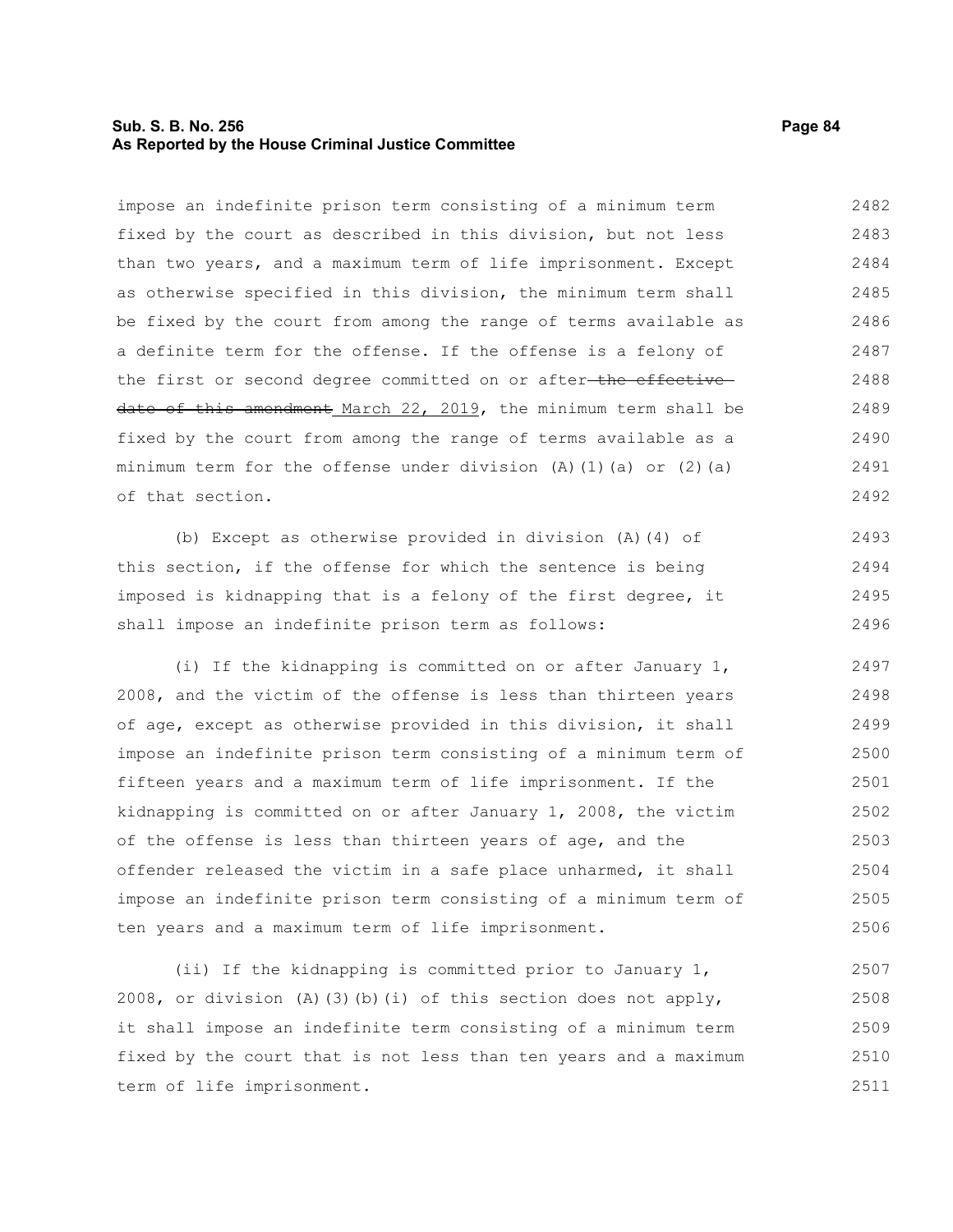impose an indefinite prison term consisting of a minimum term fixed by the court as described in this division, but not less than two years, and a maximum term of life imprisonment. Except as otherwise specified in this division, the minimum term shall be fixed by the court from among the range of terms available as a definite term for the offense. If the offense is a felony of the first or second degree committed on or after ~~the effective date of this amendment~~ March 22, 2019, the minimum term shall be fixed by the court from among the range of terms available as a minimum term for the offense under division (A)(1)(a) or (2)(a) of that section.

(b) Except as otherwise provided in division (A)(4) of this section, if the offense for which the sentence is being imposed is kidnapping that is a felony of the first degree, it shall impose an indefinite prison term as follows:

(i) If the kidnapping is committed on or after January 1, 2008, and the victim of the offense is less than thirteen years of age, except as otherwise provided in this division, it shall impose an indefinite prison term consisting of a minimum term of fifteen years and a maximum term of life imprisonment. If the kidnapping is committed on or after January 1, 2008, the victim of the offense is less than thirteen years of age, and the offender released the victim in a safe place unharmed, it shall impose an indefinite prison term consisting of a minimum term of ten years and a maximum term of life imprisonment.

(ii) If the kidnapping is committed prior to January 1, 2008, or division (A)(3)(b)(i) of this section does not apply, it shall impose an indefinite term consisting of a minimum term fixed by the court that is not less than ten years and a maximum term of life imprisonment.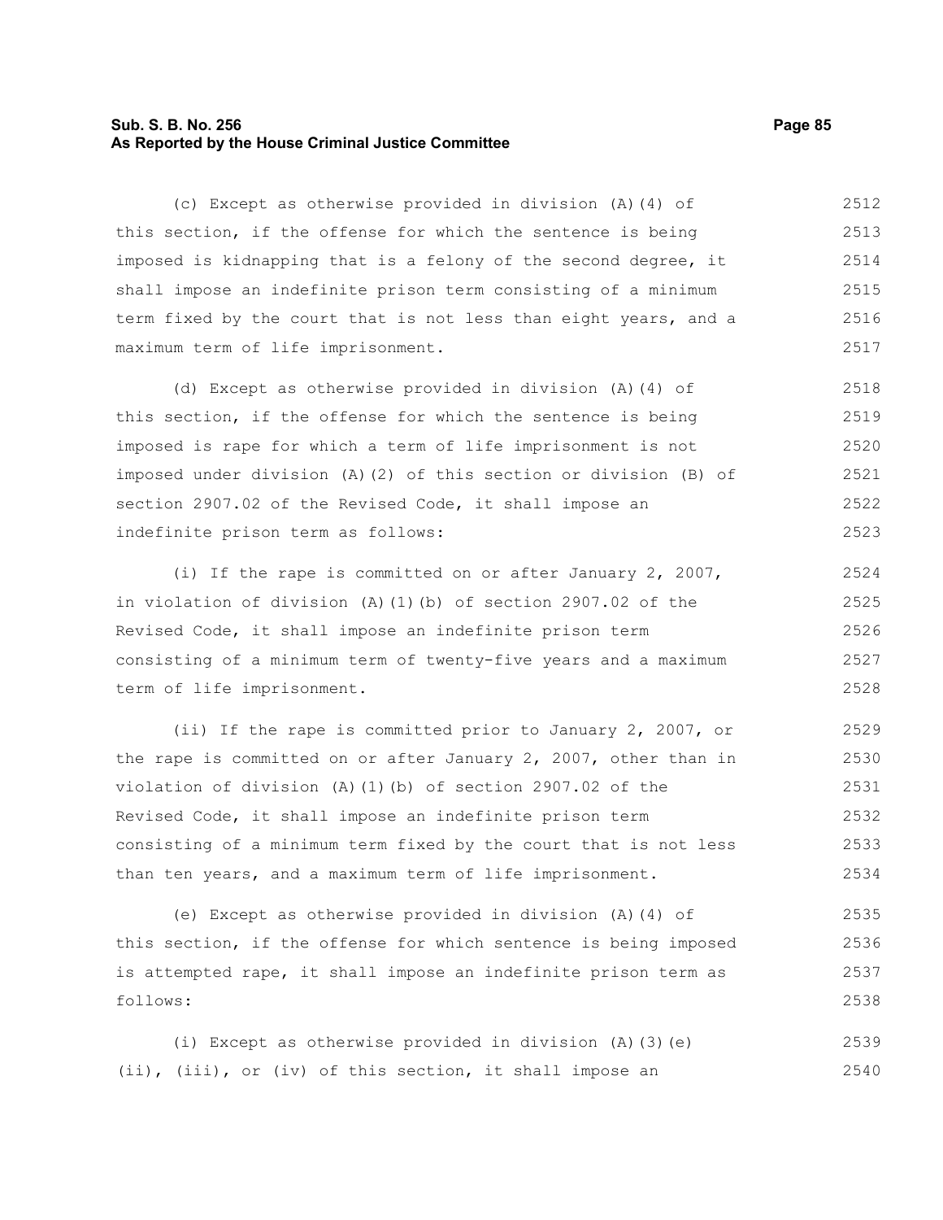(c) Except as otherwise provided in division (A)(4) of this section, if the offense for which the sentence is being imposed is kidnapping that is a felony of the second degree, it shall impose an indefinite prison term consisting of a minimum term fixed by the court that is not less than eight years, and a maximum term of life imprisonment.

(d) Except as otherwise provided in division (A)(4) of this section, if the offense for which the sentence is being imposed is rape for which a term of life imprisonment is not imposed under division (A)(2) of this section or division (B) of section 2907.02 of the Revised Code, it shall impose an indefinite prison term as follows:

(i) If the rape is committed on or after January 2, 2007, in violation of division (A)(1)(b) of section 2907.02 of the Revised Code, it shall impose an indefinite prison term consisting of a minimum term of twenty-five years and a maximum term of life imprisonment.

(ii) If the rape is committed prior to January 2, 2007, or the rape is committed on or after January 2, 2007, other than in violation of division (A)(1)(b) of section 2907.02 of the Revised Code, it shall impose an indefinite prison term consisting of a minimum term fixed by the court that is not less than ten years, and a maximum term of life imprisonment.

(e) Except as otherwise provided in division (A)(4) of this section, if the offense for which sentence is being imposed is attempted rape, it shall impose an indefinite prison term as follows:

(i) Except as otherwise provided in division (A)(3)(e)(ii), (iii), or (iv) of this section, it shall impose an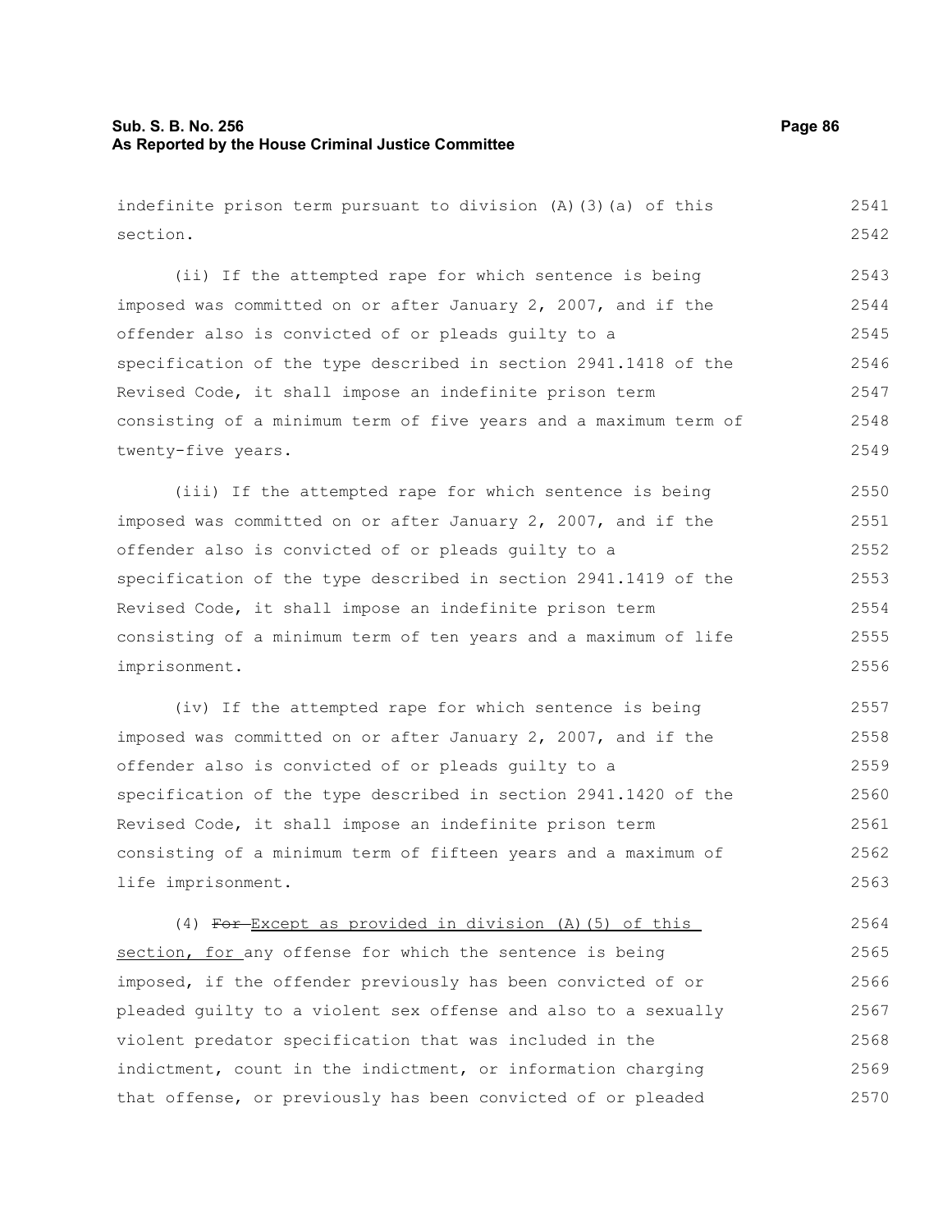indefinite prison term pursuant to division (A)(3)(a) of this section.

(ii) If the attempted rape for which sentence is being imposed was committed on or after January 2, 2007, and if the offender also is convicted of or pleads guilty to a specification of the type described in section 2941.1418 of the Revised Code, it shall impose an indefinite prison term consisting of a minimum term of five years and a maximum term of twenty-five years.

(iii) If the attempted rape for which sentence is being imposed was committed on or after January 2, 2007, and if the offender also is convicted of or pleads guilty to a specification of the type described in section 2941.1419 of the Revised Code, it shall impose an indefinite prison term consisting of a minimum term of ten years and a maximum of life imprisonment.

(iv) If the attempted rape for which sentence is being imposed was committed on or after January 2, 2007, and if the offender also is convicted of or pleads guilty to a specification of the type described in section 2941.1420 of the Revised Code, it shall impose an indefinite prison term consisting of a minimum term of fifteen years and a maximum of life imprisonment.

(4) ~~For~~ Except as provided in division (A)(5) of this section, for any offense for which the sentence is being imposed, if the offender previously has been convicted of or pleaded guilty to a violent sex offense and also to a sexually violent predator specification that was included in the indictment, count in the indictment, or information charging that offense, or previously has been convicted of or pleaded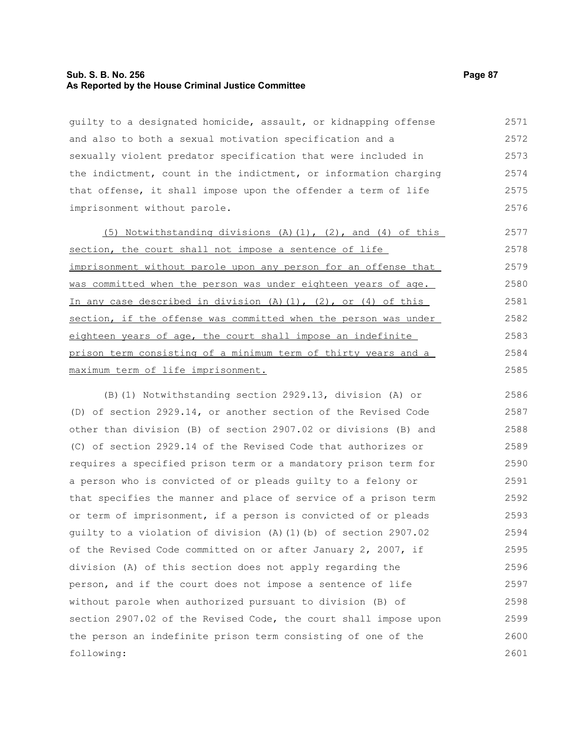guilty to a designated homicide, assault, or kidnapping offense and also to both a sexual motivation specification and a sexually violent predator specification that were included in the indictment, count in the indictment, or information charging that offense, it shall impose upon the offender a term of life imprisonment without parole.

(5) Notwithstanding divisions (A)(1), (2), and (4) of this section, the court shall not impose a sentence of life imprisonment without parole upon any person for an offense that was committed when the person was under eighteen years of age. In any case described in division (A)(1), (2), or (4) of this section, if the offense was committed when the person was under eighteen years of age, the court shall impose an indefinite prison term consisting of a minimum term of thirty years and a maximum term of life imprisonment.

(B)(1) Notwithstanding section 2929.13, division (A) or (D) of section 2929.14, or another section of the Revised Code other than division (B) of section 2907.02 or divisions (B) and (C) of section 2929.14 of the Revised Code that authorizes or requires a specified prison term or a mandatory prison term for a person who is convicted of or pleads guilty to a felony or that specifies the manner and place of service of a prison term or term of imprisonment, if a person is convicted of or pleads guilty to a violation of division (A)(1)(b) of section 2907.02 of the Revised Code committed on or after January 2, 2007, if division (A) of this section does not apply regarding the person, and if the court does not impose a sentence of life without parole when authorized pursuant to division (B) of section 2907.02 of the Revised Code, the court shall impose upon the person an indefinite prison term consisting of one of the following: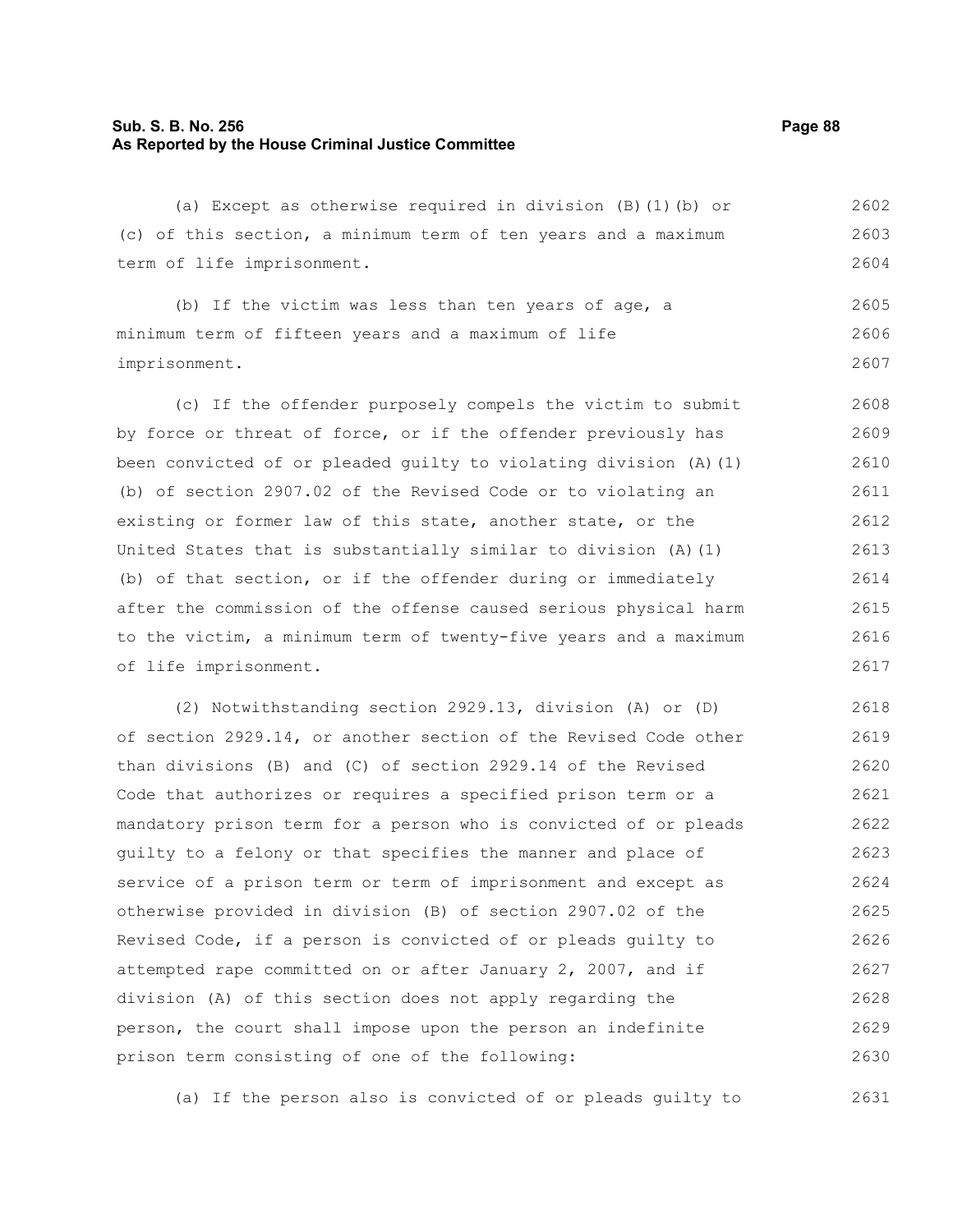(a) Except as otherwise required in division (B)(1)(b) or (c) of this section, a minimum term of ten years and a maximum term of life imprisonment.

(b) If the victim was less than ten years of age, a minimum term of fifteen years and a maximum of life imprisonment.

(c) If the offender purposely compels the victim to submit by force or threat of force, or if the offender previously has been convicted of or pleaded guilty to violating division (A)(1)(b) of section 2907.02 of the Revised Code or to violating an existing or former law of this state, another state, or the United States that is substantially similar to division (A)(1)(b) of that section, or if the offender during or immediately after the commission of the offense caused serious physical harm to the victim, a minimum term of twenty-five years and a maximum of life imprisonment.

(2) Notwithstanding section 2929.13, division (A) or (D) of section 2929.14, or another section of the Revised Code other than divisions (B) and (C) of section 2929.14 of the Revised Code that authorizes or requires a specified prison term or a mandatory prison term for a person who is convicted of or pleads guilty to a felony or that specifies the manner and place of service of a prison term or term of imprisonment and except as otherwise provided in division (B) of section 2907.02 of the Revised Code, if a person is convicted of or pleads guilty to attempted rape committed on or after January 2, 2007, and if division (A) of this section does not apply regarding the person, the court shall impose upon the person an indefinite prison term consisting of one of the following:

(a) If the person also is convicted of or pleads guilty to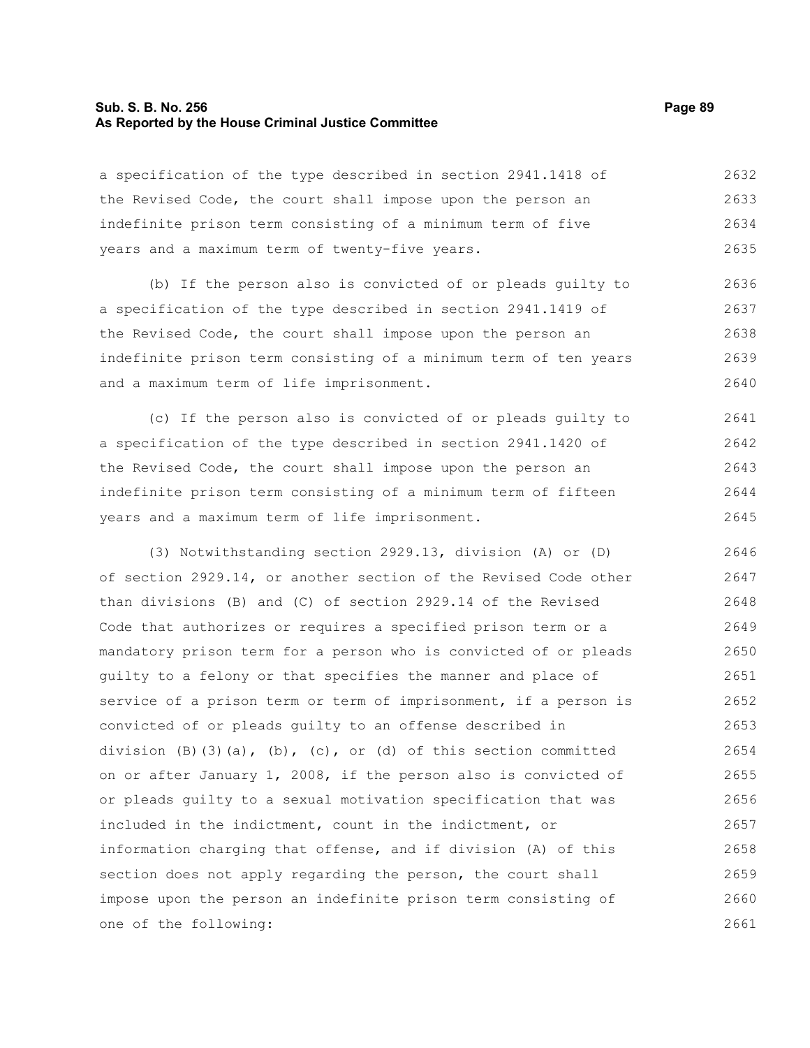a specification of the type described in section 2941.1418 of the Revised Code, the court shall impose upon the person an indefinite prison term consisting of a minimum term of five years and a maximum term of twenty-five years.

(b) If the person also is convicted of or pleads guilty to a specification of the type described in section 2941.1419 of the Revised Code, the court shall impose upon the person an indefinite prison term consisting of a minimum term of ten years and a maximum term of life imprisonment.

(c) If the person also is convicted of or pleads guilty to a specification of the type described in section 2941.1420 of the Revised Code, the court shall impose upon the person an indefinite prison term consisting of a minimum term of fifteen years and a maximum term of life imprisonment.

(3) Notwithstanding section 2929.13, division (A) or (D) of section 2929.14, or another section of the Revised Code other than divisions (B) and (C) of section 2929.14 of the Revised Code that authorizes or requires a specified prison term or a mandatory prison term for a person who is convicted of or pleads guilty to a felony or that specifies the manner and place of service of a prison term or term of imprisonment, if a person is convicted of or pleads guilty to an offense described in division (B)(3)(a), (b), (c), or (d) of this section committed on or after January 1, 2008, if the person also is convicted of or pleads guilty to a sexual motivation specification that was included in the indictment, count in the indictment, or information charging that offense, and if division (A) of this section does not apply regarding the person, the court shall impose upon the person an indefinite prison term consisting of one of the following: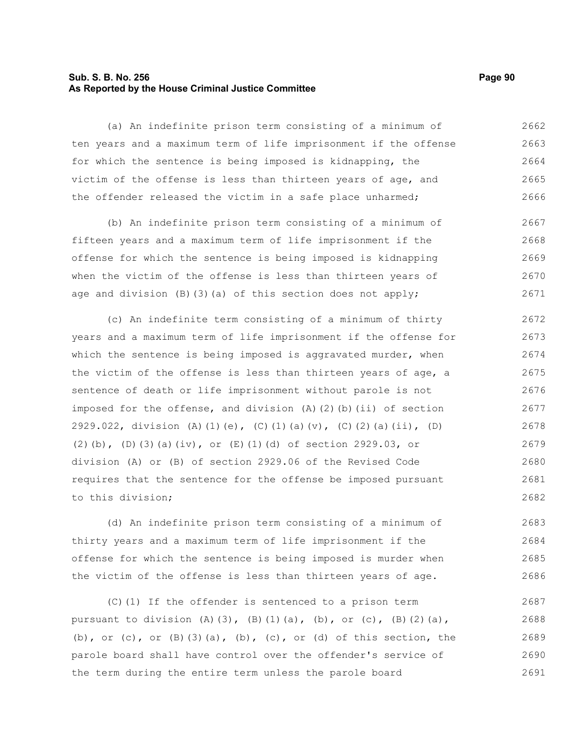(a) An indefinite prison term consisting of a minimum of ten years and a maximum term of life imprisonment if the offense for which the sentence is being imposed is kidnapping, the victim of the offense is less than thirteen years of age, and the offender released the victim in a safe place unharmed;

(b) An indefinite prison term consisting of a minimum of fifteen years and a maximum term of life imprisonment if the offense for which the sentence is being imposed is kidnapping when the victim of the offense is less than thirteen years of age and division (B)(3)(a) of this section does not apply;

(c) An indefinite term consisting of a minimum of thirty years and a maximum term of life imprisonment if the offense for which the sentence is being imposed is aggravated murder, when the victim of the offense is less than thirteen years of age, a sentence of death or life imprisonment without parole is not imposed for the offense, and division (A)(2)(b)(ii) of section 2929.022, division (A)(1)(e), (C)(1)(a)(v), (C)(2)(a)(ii), (D)(2)(b), (D)(3)(a)(iv), or (E)(1)(d) of section 2929.03, or division (A) or (B) of section 2929.06 of the Revised Code requires that the sentence for the offense be imposed pursuant to this division;

(d) An indefinite prison term consisting of a minimum of thirty years and a maximum term of life imprisonment if the offense for which the sentence is being imposed is murder when the victim of the offense is less than thirteen years of age.

(C)(1) If the offender is sentenced to a prison term pursuant to division (A)(3), (B)(1)(a), (b), or (c), (B)(2)(a), (b), or (c), or (B)(3)(a), (b), (c), or (d) of this section, the parole board shall have control over the offender's service of the term during the entire term unless the parole board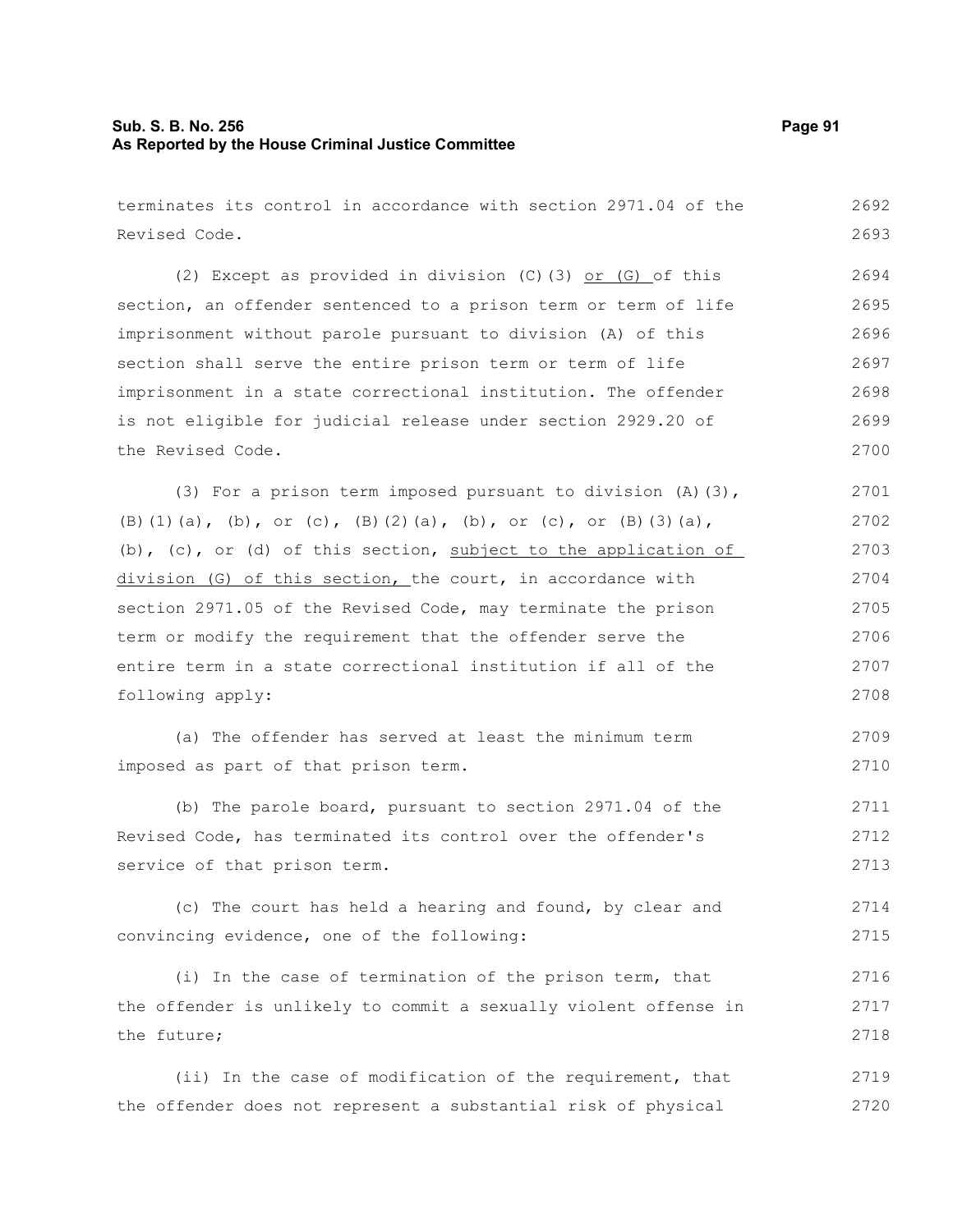terminates its control in accordance with section 2971.04 of the Revised Code.

(2) Except as provided in division (C)(3) or (G) of this section, an offender sentenced to a prison term or term of life imprisonment without parole pursuant to division (A) of this section shall serve the entire prison term or term of life imprisonment in a state correctional institution. The offender is not eligible for judicial release under section 2929.20 of the Revised Code.

(3) For a prison term imposed pursuant to division (A)(3), (B)(1)(a), (b), or (c), (B)(2)(a), (b), or (c), or (B)(3)(a), (b), (c), or (d) of this section, subject to the application of division (G) of this section, the court, in accordance with section 2971.05 of the Revised Code, may terminate the prison term or modify the requirement that the offender serve the entire term in a state correctional institution if all of the following apply:

(a) The offender has served at least the minimum term imposed as part of that prison term.

(b) The parole board, pursuant to section 2971.04 of the Revised Code, has terminated its control over the offender's service of that prison term.

(c) The court has held a hearing and found, by clear and convincing evidence, one of the following:

(i) In the case of termination of the prison term, that the offender is unlikely to commit a sexually violent offense in the future;

(ii) In the case of modification of the requirement, that the offender does not represent a substantial risk of physical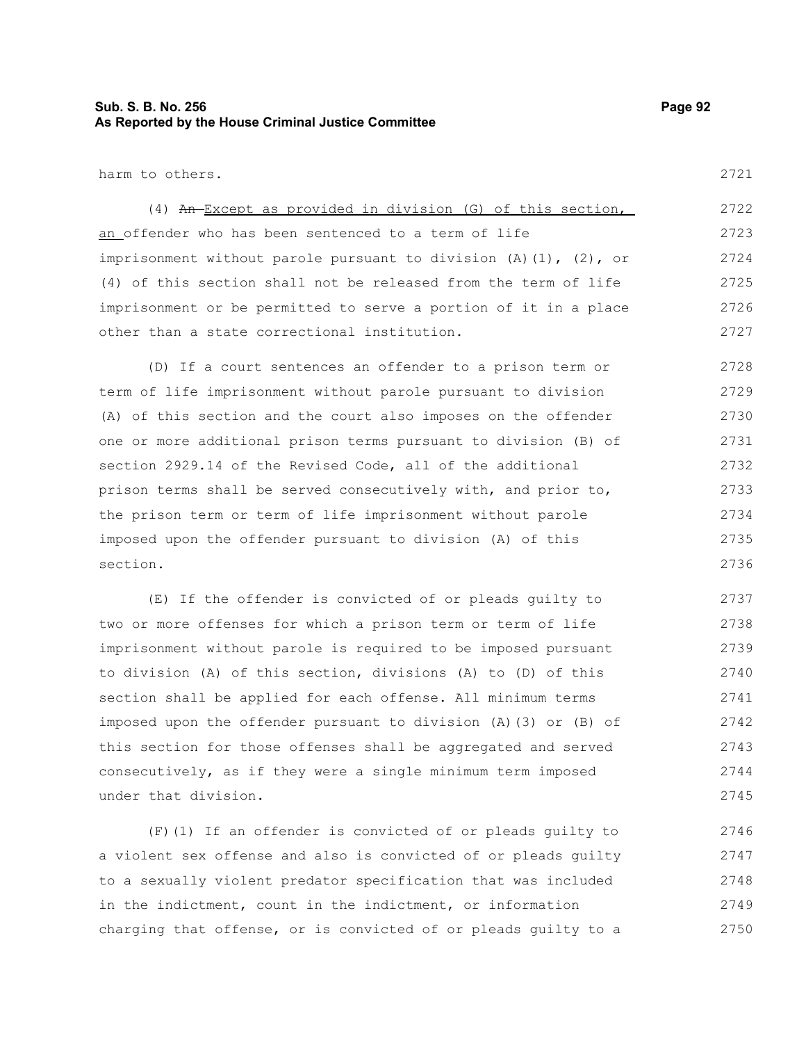harm to others.

(4) ~~An~~ Except as provided in division (G) of this section, an offender who has been sentenced to a term of life imprisonment without parole pursuant to division (A)(1), (2), or (4) of this section shall not be released from the term of life imprisonment or be permitted to serve a portion of it in a place other than a state correctional institution.

(D) If a court sentences an offender to a prison term or term of life imprisonment without parole pursuant to division (A) of this section and the court also imposes on the offender one or more additional prison terms pursuant to division (B) of section 2929.14 of the Revised Code, all of the additional prison terms shall be served consecutively with, and prior to, the prison term or term of life imprisonment without parole imposed upon the offender pursuant to division (A) of this section.

(E) If the offender is convicted of or pleads guilty to two or more offenses for which a prison term or term of life imprisonment without parole is required to be imposed pursuant to division (A) of this section, divisions (A) to (D) of this section shall be applied for each offense. All minimum terms imposed upon the offender pursuant to division (A)(3) or (B) of this section for those offenses shall be aggregated and served consecutively, as if they were a single minimum term imposed under that division.

(F)(1) If an offender is convicted of or pleads guilty to a violent sex offense and also is convicted of or pleads guilty to a sexually violent predator specification that was included in the indictment, count in the indictment, or information charging that offense, or is convicted of or pleads guilty to a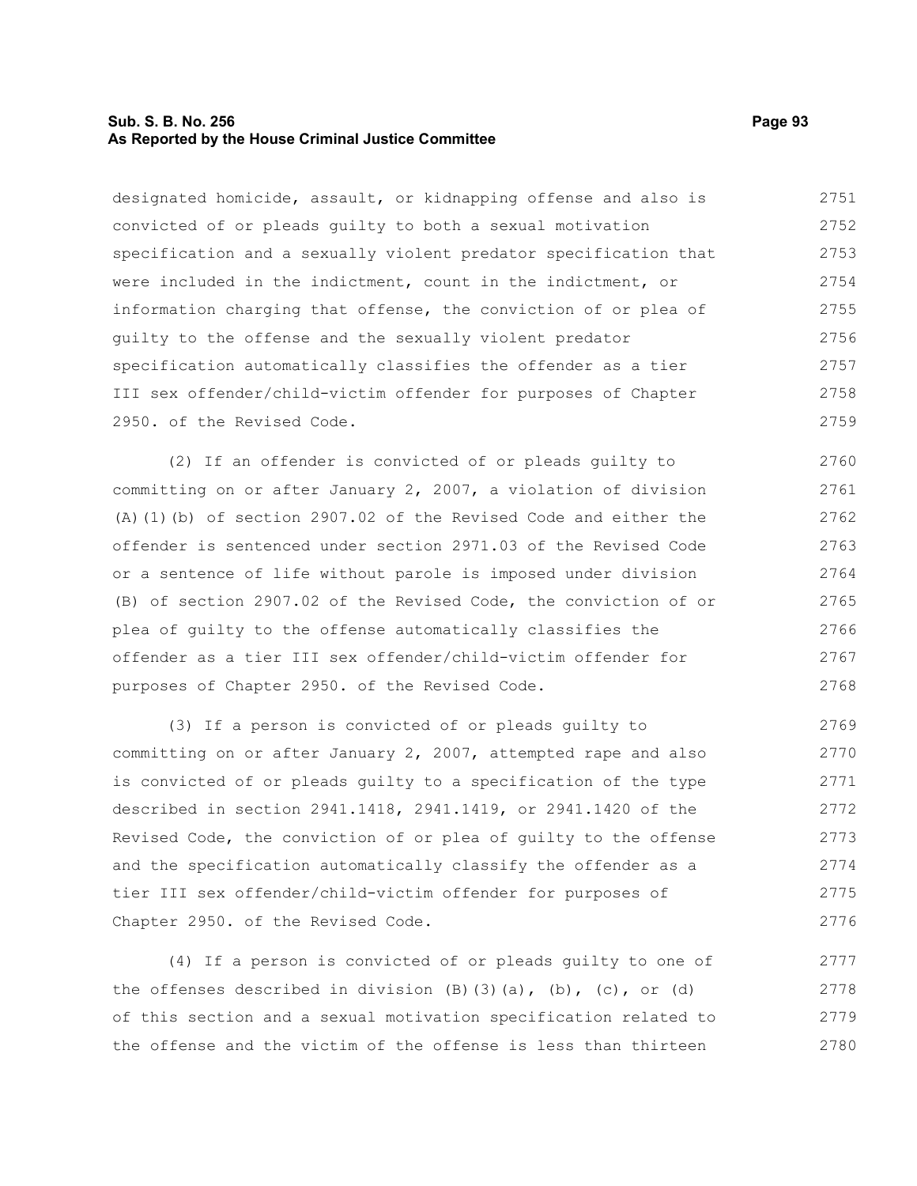designated homicide, assault, or kidnapping offense and also is convicted of or pleads guilty to both a sexual motivation specification and a sexually violent predator specification that were included in the indictment, count in the indictment, or information charging that offense, the conviction of or plea of guilty to the offense and the sexually violent predator specification automatically classifies the offender as a tier III sex offender/child-victim offender for purposes of Chapter 2950. of the Revised Code.

(2) If an offender is convicted of or pleads guilty to committing on or after January 2, 2007, a violation of division (A)(1)(b) of section 2907.02 of the Revised Code and either the offender is sentenced under section 2971.03 of the Revised Code or a sentence of life without parole is imposed under division (B) of section 2907.02 of the Revised Code, the conviction of or plea of guilty to the offense automatically classifies the offender as a tier III sex offender/child-victim offender for purposes of Chapter 2950. of the Revised Code.

(3) If a person is convicted of or pleads guilty to committing on or after January 2, 2007, attempted rape and also is convicted of or pleads guilty to a specification of the type described in section 2941.1418, 2941.1419, or 2941.1420 of the Revised Code, the conviction of or plea of guilty to the offense and the specification automatically classify the offender as a tier III sex offender/child-victim offender for purposes of Chapter 2950. of the Revised Code.

(4) If a person is convicted of or pleads guilty to one of the offenses described in division (B)(3)(a), (b), (c), or (d) of this section and a sexual motivation specification related to the offense and the victim of the offense is less than thirteen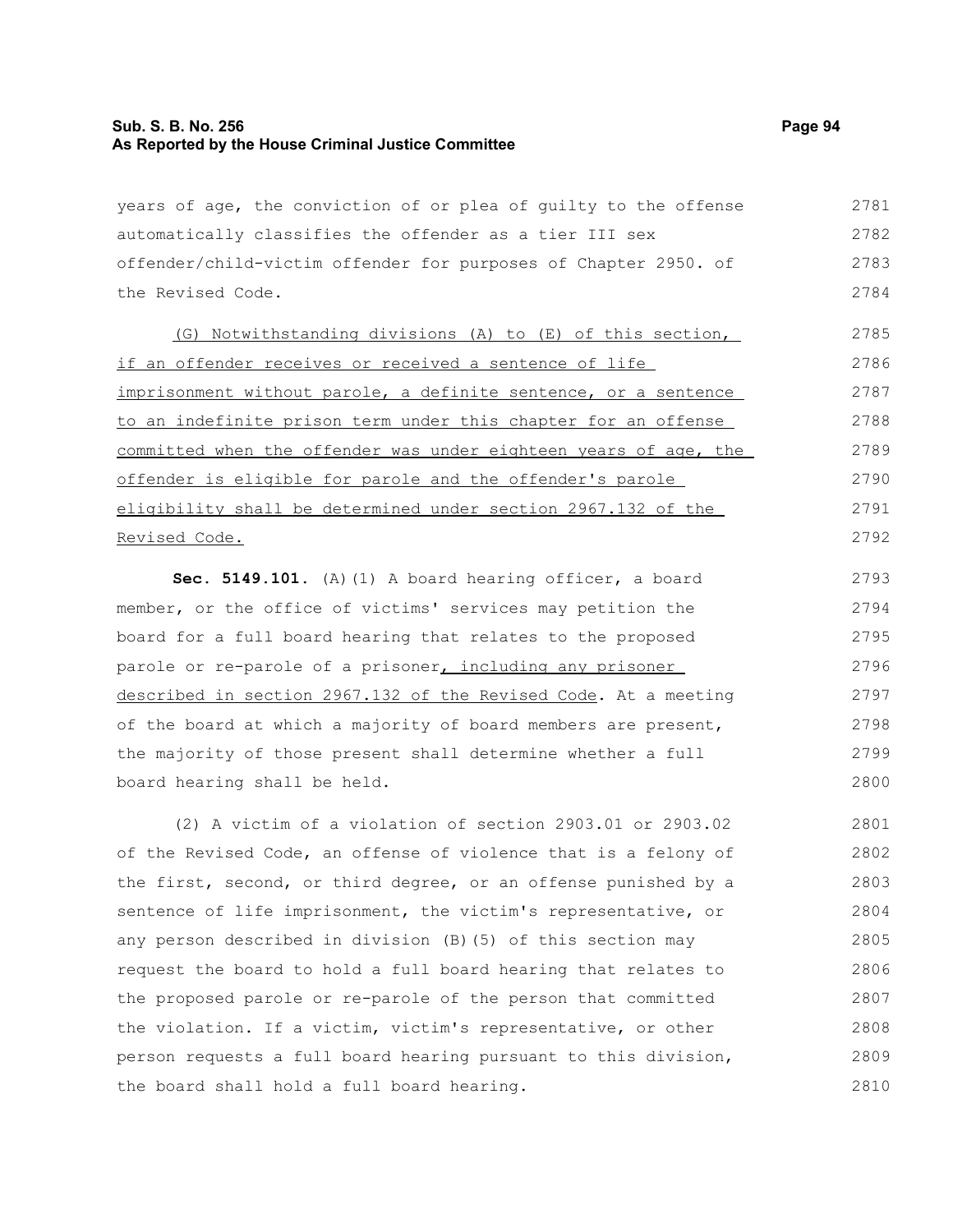years of age, the conviction of or plea of guilty to the offense automatically classifies the offender as a tier III sex offender/child-victim offender for purposes of Chapter 2950. of the Revised Code.

<u>(G) Notwithstanding divisions (A) to (E) of this section, if an offender receives or received a sentence of life imprisonment without parole, a definite sentence, or a sentence to an indefinite prison term under this chapter for an offense committed when the offender was under eighteen years of age, the offender is eligible for parole and the offender's parole eligibility shall be determined under section 2967.132 of the Revised Code.</u>

**Sec. 5149.101.** (A)(1) A board hearing officer, a board member, or the office of victims' services may petition the board for a full board hearing that relates to the proposed parole or re-parole of a prisoner<u>, including any prisoner described in section 2967.132 of the Revised Code</u>. At a meeting of the board at which a majority of board members are present, the majority of those present shall determine whether a full board hearing shall be held.

(2) A victim of a violation of section 2903.01 or 2903.02 of the Revised Code, an offense of violence that is a felony of the first, second, or third degree, or an offense punished by a sentence of life imprisonment, the victim's representative, or any person described in division (B)(5) of this section may request the board to hold a full board hearing that relates to the proposed parole or re-parole of the person that committed the violation. If a victim, victim's representative, or other person requests a full board hearing pursuant to this division, the board shall hold a full board hearing.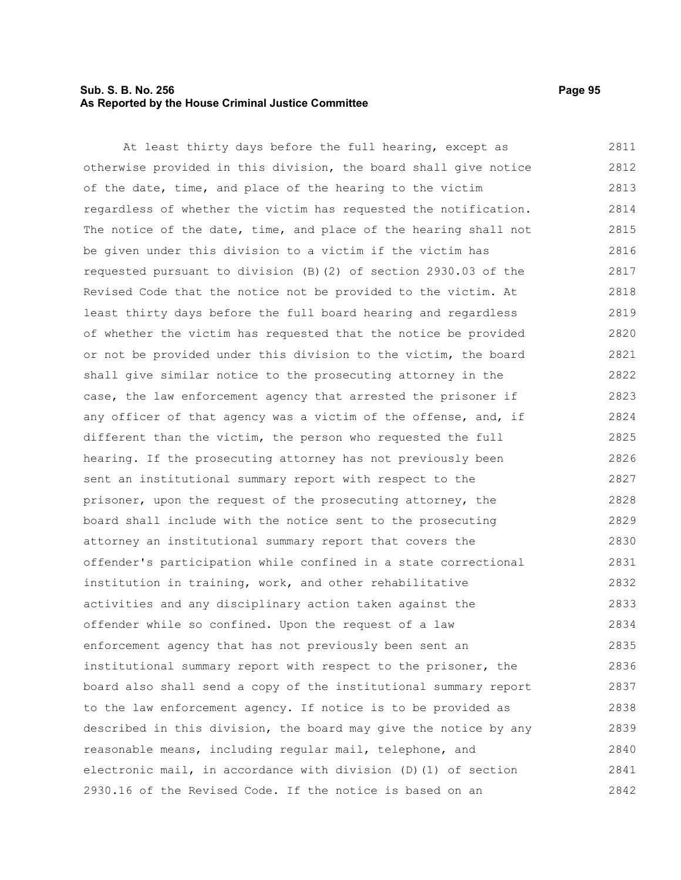At least thirty days before the full hearing, except as otherwise provided in this division, the board shall give notice of the date, time, and place of the hearing to the victim regardless of whether the victim has requested the notification. The notice of the date, time, and place of the hearing shall not be given under this division to a victim if the victim has requested pursuant to division (B)(2) of section 2930.03 of the Revised Code that the notice not be provided to the victim. At least thirty days before the full board hearing and regardless of whether the victim has requested that the notice be provided or not be provided under this division to the victim, the board shall give similar notice to the prosecuting attorney in the case, the law enforcement agency that arrested the prisoner if any officer of that agency was a victim of the offense, and, if different than the victim, the person who requested the full hearing. If the prosecuting attorney has not previously been sent an institutional summary report with respect to the prisoner, upon the request of the prosecuting attorney, the board shall include with the notice sent to the prosecuting attorney an institutional summary report that covers the offender's participation while confined in a state correctional institution in training, work, and other rehabilitative activities and any disciplinary action taken against the offender while so confined. Upon the request of a law enforcement agency that has not previously been sent an institutional summary report with respect to the prisoner, the board also shall send a copy of the institutional summary report to the law enforcement agency. If notice is to be provided as described in this division, the board may give the notice by any reasonable means, including regular mail, telephone, and electronic mail, in accordance with division (D)(1) of section 2930.16 of the Revised Code. If the notice is based on an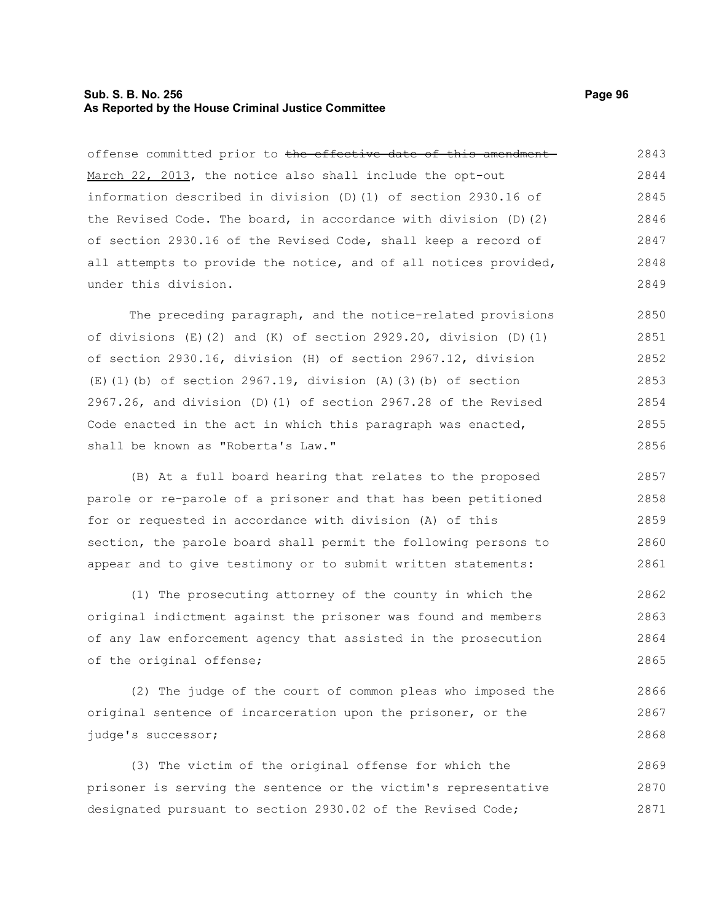offense committed prior to ~~the effective date of this amendment~~ <u>March 22, 2013</u>, the notice also shall include the opt-out information described in division (D)(1) of section 2930.16 of the Revised Code. The board, in accordance with division (D)(2) of section 2930.16 of the Revised Code, shall keep a record of all attempts to provide the notice, and of all notices provided, under this division.

The preceding paragraph, and the notice-related provisions of divisions (E)(2) and (K) of section 2929.20, division (D)(1) of section 2930.16, division (H) of section 2967.12, division (E)(1)(b) of section 2967.19, division (A)(3)(b) of section 2967.26, and division (D)(1) of section 2967.28 of the Revised Code enacted in the act in which this paragraph was enacted, shall be known as "Roberta's Law."

(B) At a full board hearing that relates to the proposed parole or re-parole of a prisoner and that has been petitioned for or requested in accordance with division (A) of this section, the parole board shall permit the following persons to appear and to give testimony or to submit written statements:

(1) The prosecuting attorney of the county in which the original indictment against the prisoner was found and members of any law enforcement agency that assisted in the prosecution of the original offense;

(2) The judge of the court of common pleas who imposed the original sentence of incarceration upon the prisoner, or the judge's successor;

(3) The victim of the original offense for which the prisoner is serving the sentence or the victim's representative designated pursuant to section 2930.02 of the Revised Code;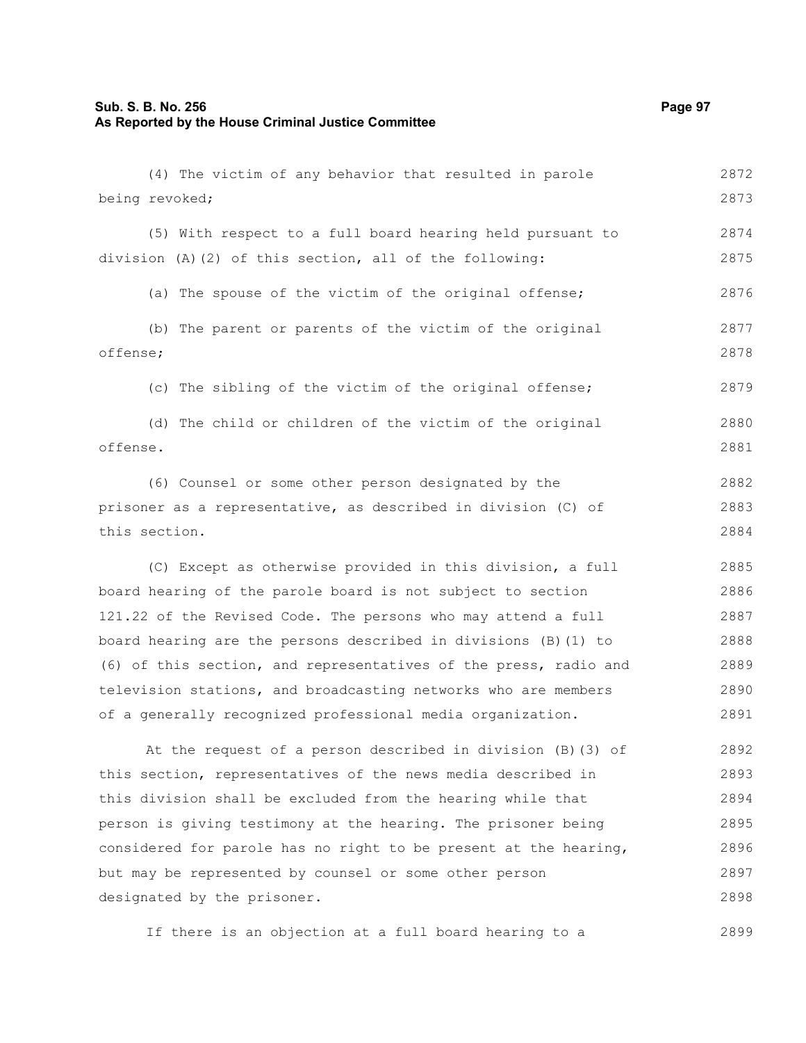(4) The victim of any behavior that resulted in parole being revoked;

(5) With respect to a full board hearing held pursuant to division (A)(2) of this section, all of the following:

(a) The spouse of the victim of the original offense;

(b) The parent or parents of the victim of the original offense;

(c) The sibling of the victim of the original offense;

(d) The child or children of the victim of the original offense.

(6) Counsel or some other person designated by the prisoner as a representative, as described in division (C) of this section.

(C) Except as otherwise provided in this division, a full board hearing of the parole board is not subject to section 121.22 of the Revised Code. The persons who may attend a full board hearing are the persons described in divisions (B)(1) to (6) of this section, and representatives of the press, radio and television stations, and broadcasting networks who are members of a generally recognized professional media organization.

At the request of a person described in division (B)(3) of this section, representatives of the news media described in this division shall be excluded from the hearing while that person is giving testimony at the hearing. The prisoner being considered for parole has no right to be present at the hearing, but may be represented by counsel or some other person designated by the prisoner.

If there is an objection at a full board hearing to a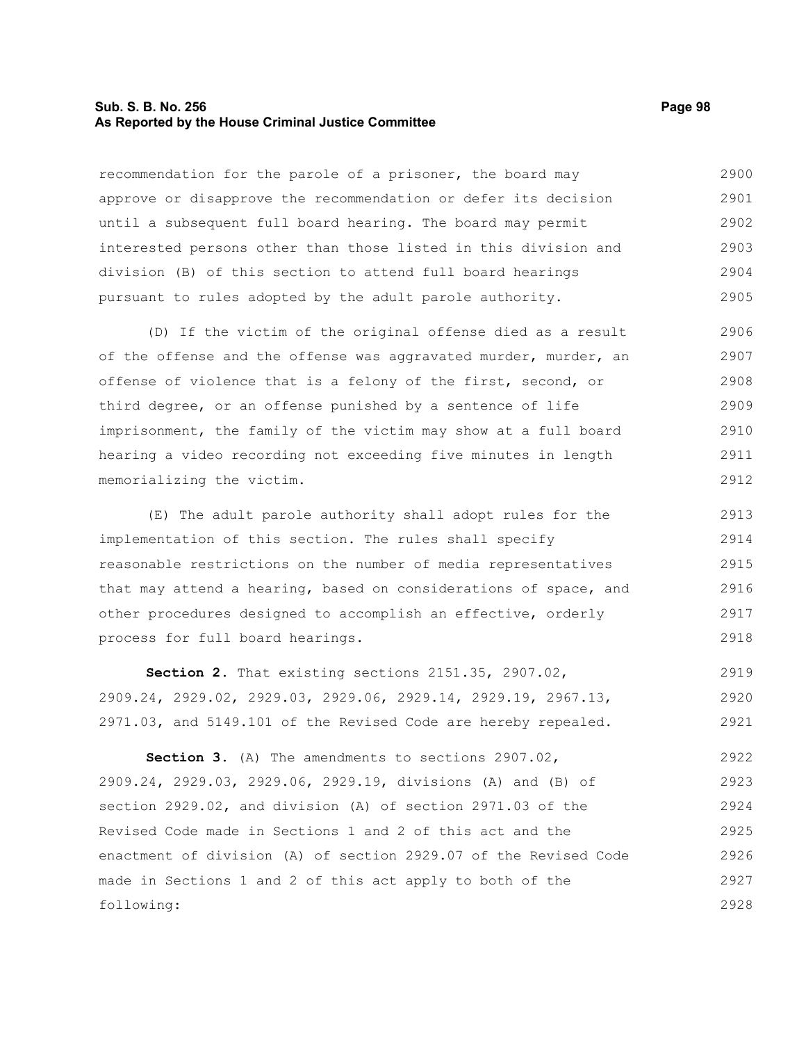recommendation for the parole of a prisoner, the board may approve or disapprove the recommendation or defer its decision until a subsequent full board hearing. The board may permit interested persons other than those listed in this division and division (B) of this section to attend full board hearings pursuant to rules adopted by the adult parole authority.

(D) If the victim of the original offense died as a result of the offense and the offense was aggravated murder, murder, an offense of violence that is a felony of the first, second, or third degree, or an offense punished by a sentence of life imprisonment, the family of the victim may show at a full board hearing a video recording not exceeding five minutes in length memorializing the victim.

(E) The adult parole authority shall adopt rules for the implementation of this section. The rules shall specify reasonable restrictions on the number of media representatives that may attend a hearing, based on considerations of space, and other procedures designed to accomplish an effective, orderly process for full board hearings.

**Section 2.** That existing sections 2151.35, 2907.02, 2909.24, 2929.02, 2929.03, 2929.06, 2929.14, 2929.19, 2967.13, 2971.03, and 5149.101 of the Revised Code are hereby repealed.

**Section 3.** (A) The amendments to sections 2907.02, 2909.24, 2929.03, 2929.06, 2929.19, divisions (A) and (B) of section 2929.02, and division (A) of section 2971.03 of the Revised Code made in Sections 1 and 2 of this act and the enactment of division (A) of section 2929.07 of the Revised Code made in Sections 1 and 2 of this act apply to both of the following: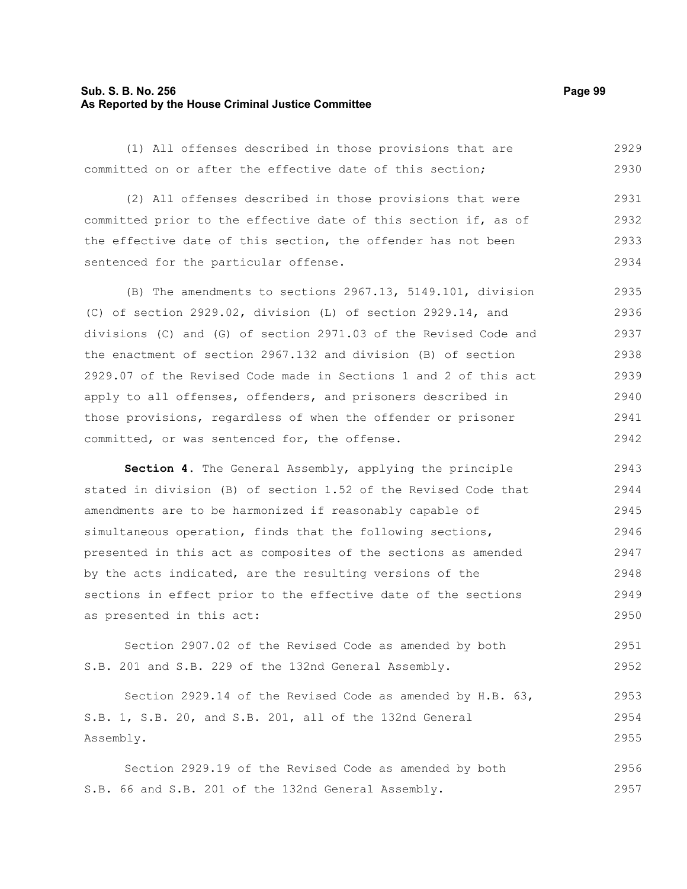(1) All offenses described in those provisions that are committed on or after the effective date of this section;

(2) All offenses described in those provisions that were committed prior to the effective date of this section if, as of the effective date of this section, the offender has not been sentenced for the particular offense.

(B) The amendments to sections 2967.13, 5149.101, division (C) of section 2929.02, division (L) of section 2929.14, and divisions (C) and (G) of section 2971.03 of the Revised Code and the enactment of section 2967.132 and division (B) of section 2929.07 of the Revised Code made in Sections 1 and 2 of this act apply to all offenses, offenders, and prisoners described in those provisions, regardless of when the offender or prisoner committed, or was sentenced for, the offense.

**Section 4.** The General Assembly, applying the principle stated in division (B) of section 1.52 of the Revised Code that amendments are to be harmonized if reasonably capable of simultaneous operation, finds that the following sections, presented in this act as composites of the sections as amended by the acts indicated, are the resulting versions of the sections in effect prior to the effective date of the sections as presented in this act:

Section 2907.02 of the Revised Code as amended by both S.B. 201 and S.B. 229 of the 132nd General Assembly.

Section 2929.14 of the Revised Code as amended by H.B. 63, S.B. 1, S.B. 20, and S.B. 201, all of the 132nd General Assembly.

Section 2929.19 of the Revised Code as amended by both S.B. 66 and S.B. 201 of the 132nd General Assembly.